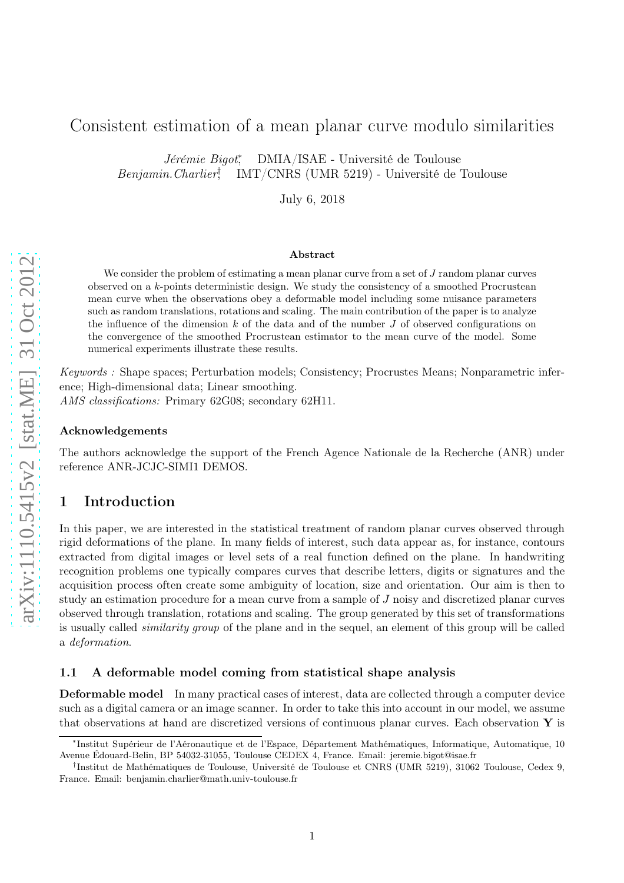# Consistent estimation of a mean planar curve modulo similarities

*Jérémie Bigot*[*], DMIA/ISAE - Université de Toulouse
*Benjamin.Charlier*[†], IMT/CNRS (UMR 5219) - Université de Toulouse

July 6, 2018

**Abstract**

We consider the problem of estimating a mean planar curve from a set of $J$ random planar curves observed on a $k$-points deterministic design. We study the consistency of a smoothed Procrustean mean curve when the observations obey a deformable model including some nuisance parameters such as random translations, rotations and scaling. The main contribution of the paper is to analyze the influence of the dimension $k$ of the data and of the number $J$ of observed configurations on the convergence of the smoothed Procrustean estimator to the mean curve of the model. Some numerical experiments illustrate these results.

*Keywords :* Shape spaces; Perturbation models; Consistency; Procrustes Means; Nonparametric inference; High-dimensional data; Linear smoothing.
*AMS classifications:* Primary 62G08; secondary 62H11.

### Acknowledgements

The authors acknowledge the support of the French Agence Nationale de la Recherche (ANR) under reference ANR-JCJC-SIMI1 DEMOS.

## 1 Introduction

In this paper, we are interested in the statistical treatment of random planar curves observed through rigid deformations of the plane. In many fields of interest, such data appear as, for instance, contours extracted from digital images or level sets of a real function defined on the plane. In handwriting recognition problems one typically compares curves that describe letters, digits or signatures and the acquisition process often create some ambiguity of location, size and orientation. Our aim is then to study an estimation procedure for a mean curve from a sample of $J$ noisy and discretized planar curves observed through translation, rotations and scaling. The group generated by this set of transformations is usually called *similarity group* of the plane and in the sequel, an element of this group will be called a *deformation*.

### 1.1 A deformable model coming from statistical shape analysis

**Deformable model** In many practical cases of interest, data are collected through a computer device such as a digital camera or an image scanner. In order to take this into account in our model, we assume that observations at hand are discretized versions of continuous planar curves. Each observation $\mathbf{Y}$ is

[*] Institut Supérieur de l'Aéronautique et de l'Espace, Département Mathématiques, Informatique, Automatique, 10 Avenue Édouard-Belin, BP 54032-31055, Toulouse CEDEX 4, France. Email: jeremie.bigot@isae.fr

[†] Institut de Mathématiques de Toulouse, Université de Toulouse et CNRS (UMR 5219), 31062 Toulouse, Cedex 9, France. Email: benjamin.charlier@math.univ-toulouse.fr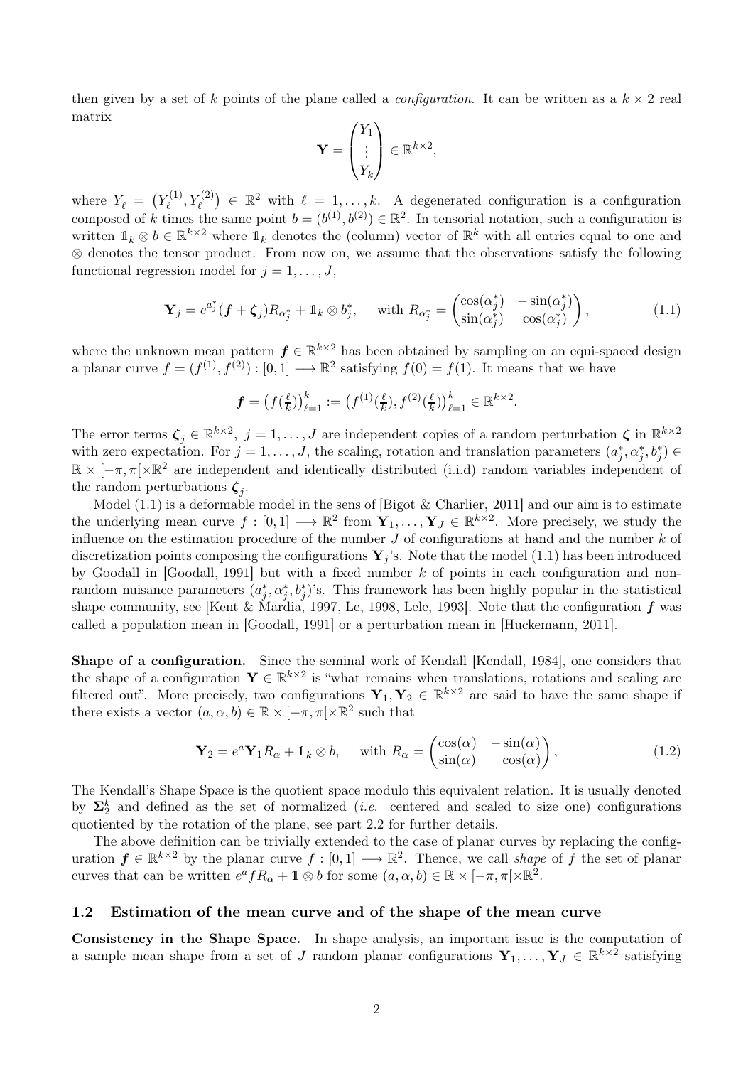then given by a set of $k$ points of the plane called a *configuration*. It can be written as a $k \times 2$ real matrix

$$\mathbf{Y} = \begin{pmatrix} Y_1 \\ \vdots \\ Y_k \end{pmatrix} \in \mathbb{R}^{k \times 2},$$

where $Y_\ell = \left(Y_\ell^{(1)}, Y_\ell^{(2)}\right) \in \mathbb{R}^2$ with $\ell = 1, \ldots, k$. A degenerated configuration is a configuration composed of $k$ times the same point $b = (b^{(1)}, b^{(2)}) \in \mathbb{R}^2$. In tensorial notation, such a configuration is written $\mathbb{1}_k \otimes b \in \mathbb{R}^{k \times 2}$ where $\mathbb{1}_k$ denotes the (column) vector of $\mathbb{R}^k$ with all entries equal to one and $\otimes$ denotes the tensor product. From now on, we assume that the observations satisfy the following functional regression model for $j = 1, \ldots, J$,

$$\mathbf{Y}_j = e^{a_j^*}(\boldsymbol{f} + \boldsymbol{\zeta}_j) R_{\alpha_j^*} + \mathbb{1}_k \otimes b_j^*, \quad \text{with } R_{\alpha_j^*} = \begin{pmatrix} \cos(\alpha_j^*) & -\sin(\alpha_j^*) \\ \sin(\alpha_j^*) & \cos(\alpha_j^*) \end{pmatrix}, \tag{1.1}$$

where the unknown mean pattern $\boldsymbol{f} \in \mathbb{R}^{k \times 2}$ has been obtained by sampling on an equi-spaced design a planar curve $f = (f^{(1)}, f^{(2)}) : [0,1] \longrightarrow \mathbb{R}^2$ satisfying $f(0) = f(1)$. It means that we have

$$\boldsymbol{f} = \left(f(\tfrac{\ell}{k})\right)_{\ell=1}^k := \left(f^{(1)}(\tfrac{\ell}{k}), f^{(2)}(\tfrac{\ell}{k})\right)_{\ell=1}^k \in \mathbb{R}^{k \times 2}.$$

The error terms $\boldsymbol{\zeta}_j \in \mathbb{R}^{k \times 2}$, $j = 1, \ldots, J$ are independent copies of a random perturbation $\boldsymbol{\zeta}$ in $\mathbb{R}^{k \times 2}$ with zero expectation. For $j = 1, \ldots, J$, the scaling, rotation and translation parameters $(a_j^*, \alpha_j^*, b_j^*) \in \mathbb{R} \times [-\pi, \pi[ \times \mathbb{R}^2$ are independent and identically distributed (i.i.d) random variables independent of the random perturbations $\boldsymbol{\zeta}_j$.

Model (1.1) is a deformable model in the sens of [Bigot & Charlier, 2011] and our aim is to estimate the underlying mean curve $f : [0,1] \longrightarrow \mathbb{R}^2$ from $\mathbf{Y}_1, \ldots, \mathbf{Y}_J \in \mathbb{R}^{k \times 2}$. More precisely, we study the influence on the estimation procedure of the number $J$ of configurations at hand and the number $k$ of discretization points composing the configurations $\mathbf{Y}_j$'s. Note that the model (1.1) has been introduced by Goodall in [Goodall, 1991] but with a fixed number $k$ of points in each configuration and non-random nuisance parameters $(a_j^*, \alpha_j^*, b_j^*)$'s. This framework has been highly popular in the statistical shape community, see [Kent & Mardia, 1997, Le, 1998, Lele, 1993]. Note that the configuration $\boldsymbol{f}$ was called a population mean in [Goodall, 1991] or a perturbation mean in [Huckemann, 2011].

**Shape of a configuration.** Since the seminal work of Kendall [Kendall, 1984], one considers that the shape of a configuration $\mathbf{Y} \in \mathbb{R}^{k \times 2}$ is "what remains when translations, rotations and scaling are filtered out". More precisely, two configurations $\mathbf{Y}_1, \mathbf{Y}_2 \in \mathbb{R}^{k \times 2}$ are said to have the same shape if there exists a vector $(a, \alpha, b) \in \mathbb{R} \times [-\pi, \pi[ \times \mathbb{R}^2$ such that

$$\mathbf{Y}_2 = e^a \mathbf{Y}_1 R_\alpha + \mathbb{1}_k \otimes b, \quad \text{with } R_\alpha = \begin{pmatrix} \cos(\alpha) & -\sin(\alpha) \\ \sin(\alpha) & \cos(\alpha) \end{pmatrix}, \tag{1.2}$$

The Kendall's Shape Space is the quotient space modulo this equivalent relation. It is usually denoted by $\boldsymbol{\Sigma}_2^k$ and defined as the set of normalized (*i.e.* centered and scaled to size one) configurations quotiented by the rotation of the plane, see part 2.2 for further details.

The above definition can be trivially extended to the case of planar curves by replacing the configuration $\boldsymbol{f} \in \mathbb{R}^{k \times 2}$ by the planar curve $f : [0,1] \longrightarrow \mathbb{R}^2$. Thence, we call *shape* of $f$ the set of planar curves that can be written $e^a f R_\alpha + \mathbb{1} \otimes b$ for some $(a, \alpha, b) \in \mathbb{R} \times [-\pi, \pi[ \times \mathbb{R}^2$.

### 1.2 Estimation of the mean curve and of the shape of the mean curve

**Consistency in the Shape Space.** In shape analysis, an important issue is the computation of a sample mean shape from a set of $J$ random planar configurations $\mathbf{Y}_1, \ldots, \mathbf{Y}_J \in \mathbb{R}^{k \times 2}$ satisfying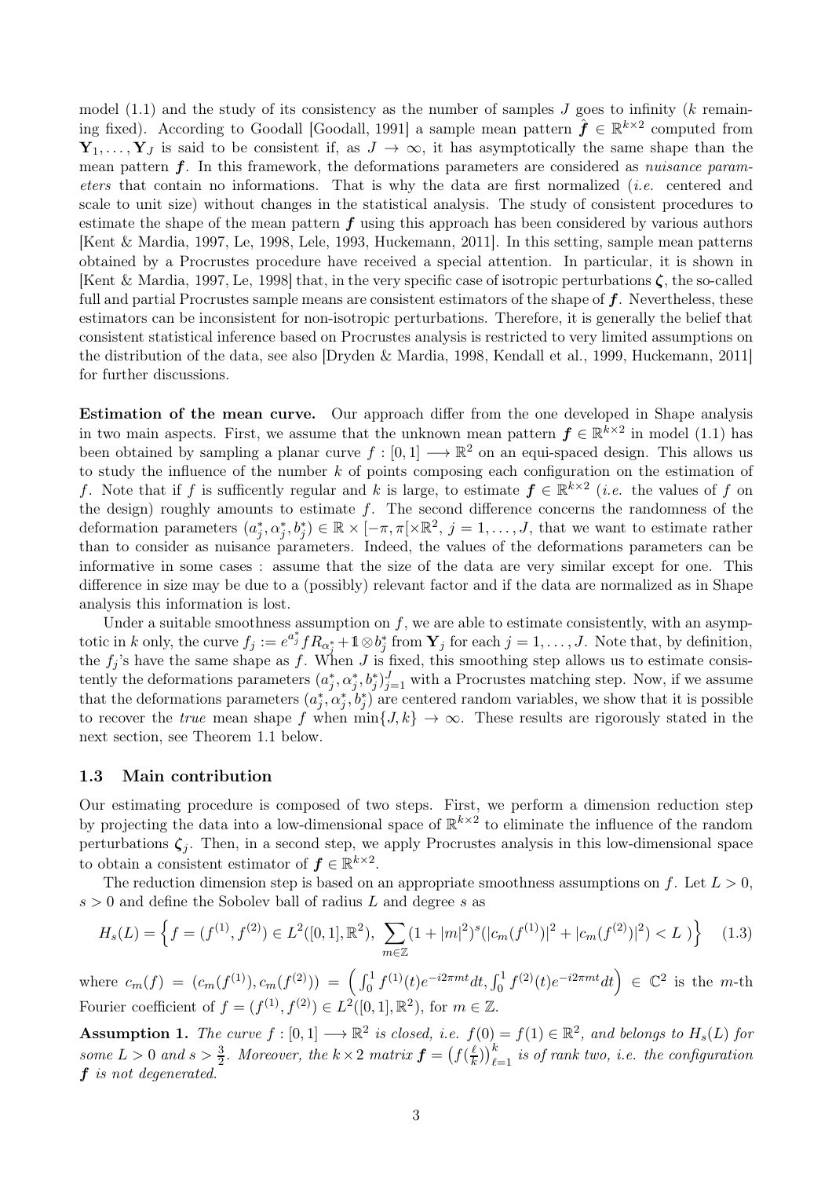model (1.1) and the study of its consistency as the number of samples $J$ goes to infinity ($k$ remaining fixed). According to Goodall [Goodall, 1991] a sample mean pattern $\hat{\boldsymbol{f}} \in \mathbb{R}^{k\times 2}$ computed from $\mathbf{Y}_1, \ldots, \mathbf{Y}_J$ is said to be consistent if, as $J \to \infty$, it has asymptotically the same shape than the mean pattern $\boldsymbol{f}$. In this framework, the deformations parameters are considered as *nuisance parameters* that contain no informations. That is why the data are first normalized (*i.e.* centered and scale to unit size) without changes in the statistical analysis. The study of consistent procedures to estimate the shape of the mean pattern $\boldsymbol{f}$ using this approach has been considered by various authors [Kent & Mardia, 1997, Le, 1998, Lele, 1993, Huckemann, 2011]. In this setting, sample mean patterns obtained by a Procrustes procedure have received a special attention. In particular, it is shown in [Kent & Mardia, 1997, Le, 1998] that, in the very specific case of isotropic perturbations $\boldsymbol{\zeta}$, the so-called full and partial Procrustes sample means are consistent estimators of the shape of $\boldsymbol{f}$. Nevertheless, these estimators can be inconsistent for non-isotropic perturbations. Therefore, it is generally the belief that consistent statistical inference based on Procrustes analysis is restricted to very limited assumptions on the distribution of the data, see also [Dryden & Mardia, 1998, Kendall et al., 1999, Huckemann, 2011] for further discussions.

**Estimation of the mean curve.** Our approach differ from the one developed in Shape analysis in two main aspects. First, we assume that the unknown mean pattern $\boldsymbol{f} \in \mathbb{R}^{k\times 2}$ in model (1.1) has been obtained by sampling a planar curve $f : [0,1] \longrightarrow \mathbb{R}^2$ on an equi-spaced design. This allows us to study the influence of the number $k$ of points composing each configuration on the estimation of $f$. Note that if $f$ is suffcently regular and $k$ is large, to estimate $\boldsymbol{f} \in \mathbb{R}^{k\times 2}$ (*i.e.* the values of $f$ on the design) roughly amounts to estimate $f$. The second difference concerns the randomness of the deformation parameters $(a_j^*, \alpha_j^*, b_j^*) \in \mathbb{R} \times [-\pi, \pi[ \times \mathbb{R}^2$, $j = 1, \ldots, J$, that we want to estimate rather than to consider as nuisance parameters. Indeed, the values of the deformations parameters can be informative in some cases : assume that the size of the data are very similar except for one. This difference in size may be due to a (possibly) relevant factor and if the data are normalized as in Shape analysis this information is lost.

Under a suitable smoothness assumption on $f$, we are able to estimate consistently, with an asymptotic in $k$ only, the curve $f_j := e^{a_j^*} f R_{\alpha_j^*} + \mathbb{1} \otimes b_j^*$ from $\mathbf{Y}_j$ for each $j = 1, \ldots, J$. Note that, by definition, the $f_j$'s have the same shape as $f$. When $J$ is fixed, this smoothing step allows us to estimate consistently the deformations parameters $(a_j^*, \alpha_j^*, b_j^*)_{j=1}^J$ with a Procrustes matching step. Now, if we assume that the deformations parameters $(a_j^*, \alpha_j^*, b_j^*)$ are centered random variables, we show that it is possible to recover the *true* mean shape $f$ when $\min\{J, k\} \to \infty$. These results are rigorously stated in the next section, see Theorem 1.1 below.

### 1.3 Main contribution

Our estimating procedure is composed of two steps. First, we perform a dimension reduction step by projecting the data into a low-dimensional space of $\mathbb{R}^{k\times 2}$ to eliminate the influence of the random perturbations $\boldsymbol{\zeta}_j$. Then, in a second step, we apply Procrustes analysis in this low-dimensional space to obtain a consistent estimator of $\boldsymbol{f} \in \mathbb{R}^{k\times 2}$.

The reduction dimension step is based on an appropriate smoothness assumptions on $f$. Let $L > 0$, $s > 0$ and define the Sobolev ball of radius $L$ and degree $s$ as

$$H_s(L) = \left\{ f = (f^{(1)}, f^{(2)}) \in L^2([0,1], \mathbb{R}^2),\ \sum_{m\in\mathbb{Z}} (1 + |m|^2)^s (|c_m(f^{(1)})|^2 + |c_m(f^{(2)})|^2) < L \ \right\} \tag{1.3}$$

where $c_m(f) = (c_m(f^{(1)}), c_m(f^{(2)})) = \left( \int_0^1 f^{(1)}(t) e^{-i2\pi mt} dt, \int_0^1 f^{(2)}(t) e^{-i2\pi mt} dt \right) \in \mathbb{C}^2$ is the $m$-th Fourier coefficient of $f = (f^{(1)}, f^{(2)}) \in L^2([0,1], \mathbb{R}^2)$, for $m \in \mathbb{Z}$.

**Assumption 1.** *The curve $f : [0,1] \longrightarrow \mathbb{R}^2$ is closed, i.e. $f(0) = f(1) \in \mathbb{R}^2$, and belongs to $H_s(L)$ for some $L > 0$ and $s > \frac{3}{2}$. Moreover, the $k \times 2$ matrix $\boldsymbol{f} = \left(f(\frac{\ell}{k})\right)_{\ell=1}^k$ is of rank two, i.e. the configuration $\boldsymbol{f}$ is not degenerated.*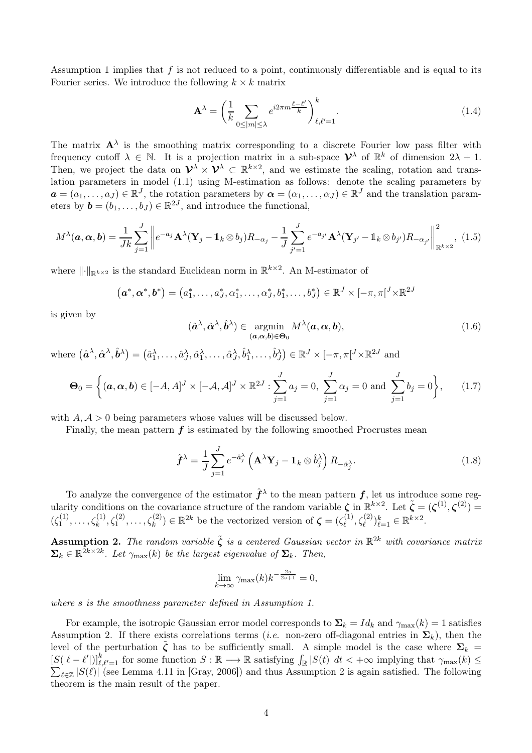Assumption 1 implies that $f$ is not reduced to a point, continuously differentiable and is equal to its Fourier series. We introduce the following $k \times k$ matrix

$$
\mathbf{A}^{\lambda} = \left( \frac{1}{k} \sum_{0 \leq |m| \leq \lambda} e^{i2\pi m \frac{\ell - \ell'}{k}} \right)_{\ell, \ell' = 1}^{k}. \tag{1.4}
$$

The matrix $\mathbf{A}^{\lambda}$ is the smoothing matrix corresponding to a discrete Fourier low pass filter with frequency cutoff $\lambda \in \mathbb{N}$. It is a projection matrix in a sub-space $\boldsymbol{\mathcal{V}}^{\lambda}$ of $\mathbb{R}^k$ of dimension $2\lambda + 1$. Then, we project the data on $\boldsymbol{\mathcal{V}}^{\lambda} \times \boldsymbol{\mathcal{V}}^{\lambda} \subset \mathbb{R}^{k \times 2}$, and we estimate the scaling, rotation and translation parameters in model (1.1) using M-estimation as follows: denote the scaling parameters by $\boldsymbol{a} = (a_1, \ldots, a_J) \in \mathbb{R}^J$, the rotation parameters by $\boldsymbol{\alpha} = (\alpha_1, \ldots, \alpha_J) \in \mathbb{R}^J$ and the translation parameters by $\boldsymbol{b} = (b_1, \ldots, b_J) \in \mathbb{R}^{2J}$, and introduce the functional,

$$
M^{\lambda}(\boldsymbol{a}, \boldsymbol{\alpha}, \boldsymbol{b}) = \frac{1}{Jk} \sum_{j=1}^{J} \left\| e^{-a_j} \mathbf{A}^{\lambda} (\mathbf{Y}_j - \mathbb{1}_k \otimes b_j) R_{-\alpha_j} - \frac{1}{J} \sum_{j'=1}^{J} e^{-a_{j'}} \mathbf{A}^{\lambda} (\mathbf{Y}_{j'} - \mathbb{1}_k \otimes b_{j'}) R_{-\alpha_{j'}} \right\|_{\mathbb{R}^{k \times 2}}^2, \tag{1.5}
$$

where $\|\cdot\|_{\mathbb{R}^{k \times 2}}$ is the standard Euclidean norm in $\mathbb{R}^{k \times 2}$. An M-estimator of

$$
(\boldsymbol{a}^*, \boldsymbol{\alpha}^*, \boldsymbol{b}^*) = (a_1^*, \ldots, a_J^*, \alpha_1^*, \ldots, \alpha_J^*, b_1^*, \ldots, b_J^*) \in \mathbb{R}^J \times [-\pi, \pi[^J \times \mathbb{R}^{2J}
$$

is given by

$$
(\hat{\boldsymbol{a}}^{\lambda}, \hat{\boldsymbol{\alpha}}^{\lambda}, \hat{\boldsymbol{b}}^{\lambda}) \in \underset{(\boldsymbol{a}, \boldsymbol{\alpha}, \boldsymbol{b}) \in \boldsymbol{\Theta}_0}{\operatorname{argmin}} \; M^{\lambda}(\boldsymbol{a}, \boldsymbol{\alpha}, \boldsymbol{b}), \tag{1.6}
$$

where $(\hat{\boldsymbol{a}}^{\lambda}, \hat{\boldsymbol{\alpha}}^{\lambda}, \hat{\boldsymbol{b}}^{\lambda}) = (\hat{a}_1^{\lambda}, \ldots, \hat{a}_J^{\lambda}, \hat{\alpha}_1^{\lambda}, \ldots, \hat{\alpha}_J^{\lambda}, \hat{b}_1^{\lambda}, \ldots, \hat{b}_J^{\lambda}) \in \mathbb{R}^J \times [-\pi, \pi[^J \times \mathbb{R}^{2J}$ and

$$
\boldsymbol{\Theta}_0 = \left\{ (\boldsymbol{a}, \boldsymbol{\alpha}, \boldsymbol{b}) \in [-A, A]^J \times [-\mathcal{A}, \mathcal{A}]^J \times \mathbb{R}^{2J} : \sum_{j=1}^{J} a_j = 0, \; \sum_{j=1}^{J} \alpha_j = 0 \text{ and } \sum_{j=1}^{J} b_j = 0 \right\}, \tag{1.7}
$$

with $A, \mathcal{A} > 0$ being parameters whose values will be discussed below.

Finally, the mean pattern $\boldsymbol{f}$ is estimated by the following smoothed Procrustes mean

$$
\hat{\boldsymbol{f}}^{\lambda} = \frac{1}{J} \sum_{j=1}^{J} e^{-\hat{a}_j^{\lambda}} \left( \mathbf{A}^{\lambda} \mathbf{Y}_j - \mathbb{1}_k \otimes \hat{b}_j^{\lambda} \right) R_{-\hat{\alpha}_j^{\lambda}}. \tag{1.8}
$$

To analyze the convergence of the estimator $\hat{\boldsymbol{f}}^{\lambda}$ to the mean pattern $\boldsymbol{f}$, let us introduce some regularity conditions on the covariance structure of the random variable $\boldsymbol{\zeta}$ in $\mathbb{R}^{k \times 2}$. Let $\tilde{\boldsymbol{\zeta}} = (\boldsymbol{\zeta}^{(1)}, \boldsymbol{\zeta}^{(2)}) = (\zeta_1^{(1)}, \ldots, \zeta_k^{(1)}, \zeta_1^{(2)}, \ldots, \zeta_k^{(2)}) \in \mathbb{R}^{2k}$ be the vectorized version of $\boldsymbol{\zeta} = (\zeta_{\ell}^{(1)}, \zeta_{\ell}^{(2)})_{\ell=1}^{k} \in \mathbb{R}^{k \times 2}$.

**Assumption 2.** *The random variable $\tilde{\boldsymbol{\zeta}}$ is a centered Gaussian vector in $\mathbb{R}^{2k}$ with covariance matrix $\boldsymbol{\Sigma}_k \in \mathbb{R}^{2k \times 2k}$. Let $\gamma_{\max}(k)$ be the largest eigenvalue of $\boldsymbol{\Sigma}_k$. Then,*

$$
\lim_{k \to \infty} \gamma_{\max}(k) k^{-\frac{2s}{2s+1}} = 0,
$$

*where $s$ is the smoothness parameter defined in Assumption 1.*

For example, the isotropic Gaussian error model corresponds to $\boldsymbol{\Sigma}_k = Id_k$ and $\gamma_{\max}(k) = 1$ satisfies Assumption 2. If there exists correlations terms (*i.e.* non-zero off-diagonal entries in $\boldsymbol{\Sigma}_k$), then the level of the perturbation $\tilde{\boldsymbol{\zeta}}$ has to be sufficiently small. A simple model is the case where $\boldsymbol{\Sigma}_k = [S(|\ell - \ell'|)]_{\ell, \ell'=1}^{k}$ for some function $S : \mathbb{R} \longrightarrow \mathbb{R}$ satisfying $\int_{\mathbb{R}} |S(t)| \, dt < +\infty$ implying that $\gamma_{\max}(k) \leq \sum_{\ell \in \mathbb{Z}} |S(\ell)|$ (see Lemma 4.11 in [Gray, 2006]) and thus Assumption 2 is again satisfied. The following theorem is the main result of the paper.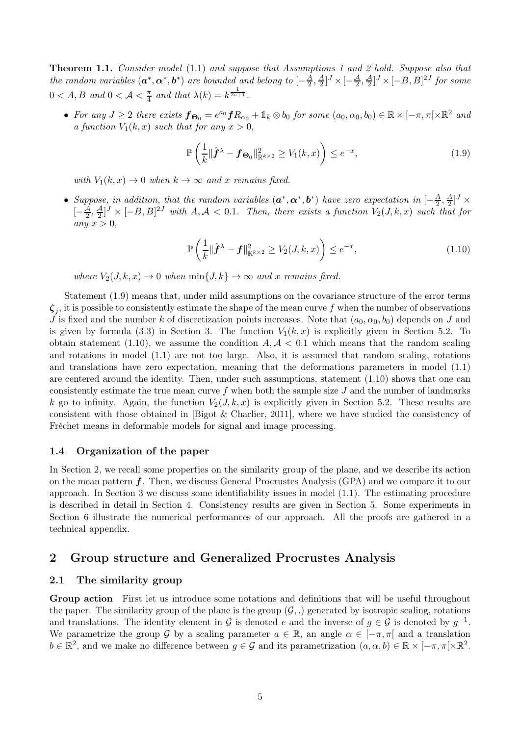**Theorem 1.1.** *Consider model (1.1) and suppose that Assumptions 1 and 2 hold. Suppose also that the random variables $(\boldsymbol{a}^*, \boldsymbol{\alpha}^*, \boldsymbol{b}^*)$ are bounded and belong to $[-\frac{A}{2}, \frac{A}{2}]^J \times [-\frac{\mathcal{A}}{2}, \frac{\mathcal{A}}{2}]^J \times [-B, B]^{2J}$ for some $0 < A, B$ and $0 < \mathcal{A} < \frac{\pi}{4}$ and that $\lambda(k) = k^{\frac{1}{2s+1}}$.*

- *For any $J \geq 2$ there exists $\boldsymbol{f}_{\boldsymbol{\Theta}_0} = e^{a_0} \boldsymbol{f} R_{\alpha_0} + \mathbb{1}_k \otimes b_0$ for some $(a_0, \alpha_0, b_0) \in \mathbb{R} \times [-\pi, \pi[\times \mathbb{R}^2$ and a function $V_1(k, x)$ such that for any $x > 0$,*

$$\mathbb{P}\left(\frac{1}{k}\|\hat{\boldsymbol{f}}^{\lambda} - \boldsymbol{f}_{\boldsymbol{\Theta}_0}\|^2_{\mathbb{R}^{k\times 2}} \geq V_1(k, x)\right) \leq e^{-x}, \tag{1.9}$$

  *with $V_1(k, x) \to 0$ when $k \to \infty$ and $x$ remains fixed.*

- *Suppose, in addition, that the random variables $(\boldsymbol{a}^*, \boldsymbol{\alpha}^*, \boldsymbol{b}^*)$ have zero expectation in $[-\frac{A}{2}, \frac{A}{2}]^J \times [-\frac{\mathcal{A}}{2}, \frac{\mathcal{A}}{2}]^J \times [-B, B]^{2J}$ with $A, \mathcal{A} < 0.1$. Then, there exists a function $V_2(J, k, x)$ such that for any $x > 0$,*

$$\mathbb{P}\left(\frac{1}{k}\|\hat{\boldsymbol{f}}^{\lambda} - \boldsymbol{f}\|^2_{\mathbb{R}^{k\times 2}} \geq V_2(J, k, x)\right) \leq e^{-x}, \tag{1.10}$$

  *where $V_2(J, k, x) \to 0$ when $\min\{J, k\} \to \infty$ and $x$ remains fixed.*

Statement (1.9) means that, under mild assumptions on the covariance structure of the error terms $\boldsymbol{\zeta}_j$, it is possible to consistently estimate the shape of the mean curve $f$ when the number of observations $J$ is fixed and the number $k$ of discretization points increases. Note that $(a_0, \alpha_0, b_0)$ depends on $J$ and is given by formula (3.3) in Section 3. The function $V_1(k, x)$ is explicitly given in Section 5.2. To obtain statement (1.10), we assume the condition $A, \mathcal{A} < 0.1$ which means that the random scaling and rotations in model (1.1) are not too large. Also, it is assumed that random scaling, rotations and translations have zero expectation, meaning that the deformations parameters in model (1.1) are centered around the identity. Then, under such assumptions, statement (1.10) shows that one can consistently estimate the true mean curve $f$ when both the sample size $J$ and the number of landmarks $k$ go to infinity. Again, the function $V_2(J, k, x)$ is explicitly given in Section 5.2. These results are consistent with those obtained in [Bigot & Charlier, 2011], where we have studied the consistency of Fréchet means in deformable models for signal and image processing.

### 1.4 Organization of the paper

In Section 2, we recall some properties on the similarity group of the plane, and we describe its action on the mean pattern $\boldsymbol{f}$. Then, we discuss General Procrustes Analysis (GPA) and we compare it to our approach. In Section 3 we discuss some identifiability issues in model (1.1). The estimating procedure is described in detail in Section 4. Consistency results are given in Section 5. Some experiments in Section 6 illustrate the numerical performances of our approach. All the proofs are gathered in a technical appendix.

## 2 Group structure and Generalized Procrustes Analysis

### 2.1 The similarity group

**Group action** First let us introduce some notations and definitions that will be useful throughout the paper. The similarity group of the plane is the group $(\mathcal{G}, .)$ generated by isotropic scaling, rotations and translations. The identity element in $\mathcal{G}$ is denoted $e$ and the inverse of $g \in \mathcal{G}$ is denoted by $g^{-1}$. We parametrize the group $\mathcal{G}$ by a scaling parameter $a \in \mathbb{R}$, an angle $\alpha \in [-\pi, \pi[$ and a translation $b \in \mathbb{R}^2$, and we make no difference between $g \in \mathcal{G}$ and its parametrization $(a, \alpha, b) \in \mathbb{R} \times [-\pi, \pi[\times \mathbb{R}^2$.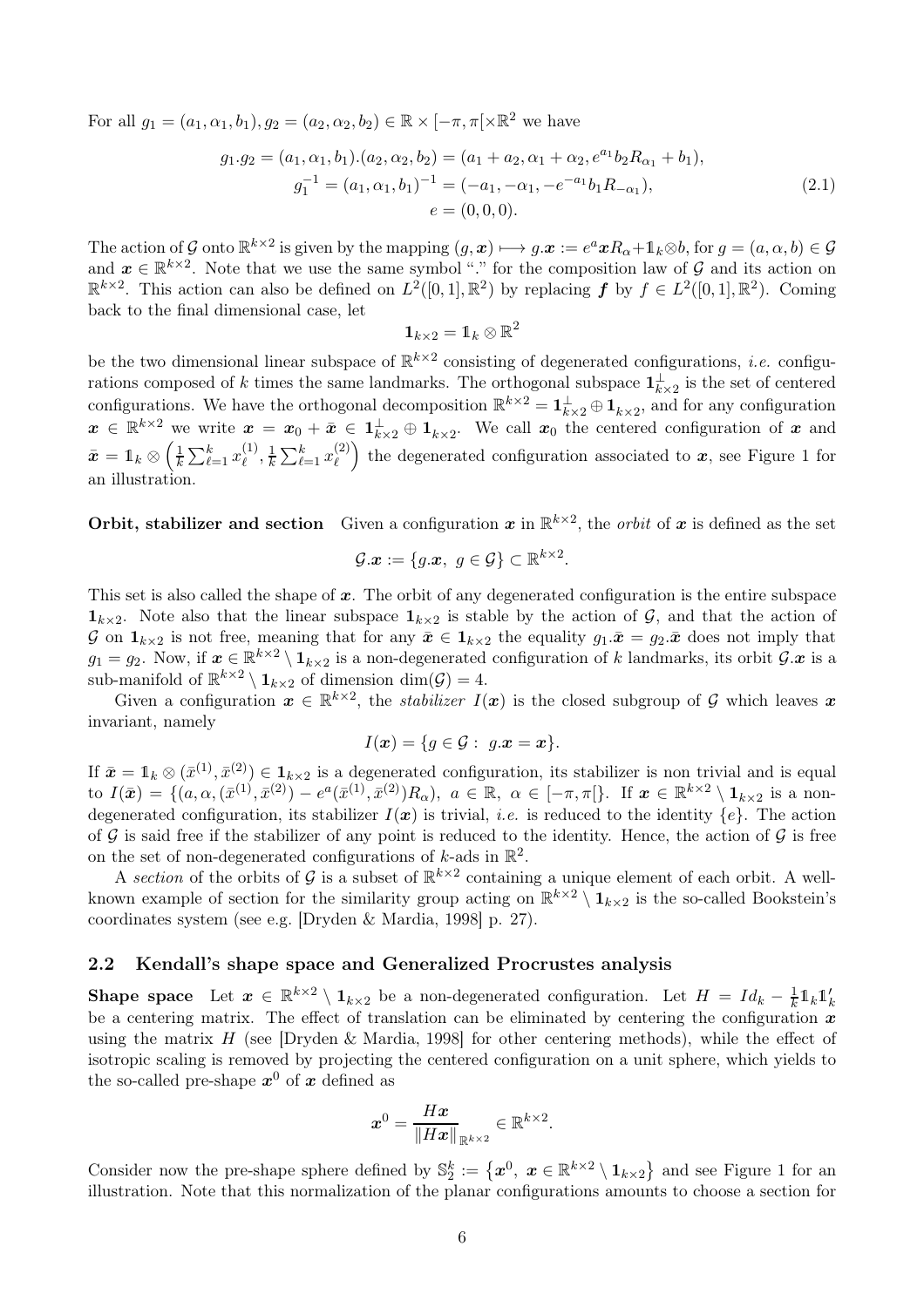For all $g_1 = (a_1, \alpha_1, b_1), g_2 = (a_2, \alpha_2, b_2) \in \mathbb{R} \times [-\pi, \pi[\times \mathbb{R}^2$ we have

$$
\begin{aligned}
g_1.g_2 = (a_1, \alpha_1, b_1).(a_2, \alpha_2, b_2) &= (a_1 + a_2, \alpha_1 + \alpha_2, e^{a_1} b_2 R_{\alpha_1} + b_1),\\
g_1^{-1} = (a_1, \alpha_1, b_1)^{-1} &= (-a_1, -\alpha_1, -e^{-a_1} b_1 R_{-\alpha_1}),\\
e &= (0, 0, 0).
\end{aligned}
\tag{2.1}
$$

The action of $\mathcal{G}$ onto $\mathbb{R}^{k\times 2}$ is given by the mapping $(g, \boldsymbol{x}) \longmapsto g.\boldsymbol{x} := e^a \boldsymbol{x} R_\alpha + \mathbb{1}_k \otimes b$, for $g = (a, \alpha, b) \in \mathcal{G}$ and $\boldsymbol{x} \in \mathbb{R}^{k\times 2}$. Note that we use the same symbol "." for the composition law of $\mathcal{G}$ and its action on $\mathbb{R}^{k\times 2}$. This action can also be defined on $L^2([0,1], \mathbb{R}^2)$ by replacing $\boldsymbol{f}$ by $f \in L^2([0,1], \mathbb{R}^2)$. Coming back to the final dimensional case, let

$$
\mathbf{1}_{k\times 2} = \mathbb{1}_k \otimes \mathbb{R}^2
$$

be the two dimensional linear subspace of $\mathbb{R}^{k\times 2}$ consisting of degenerated configurations, *i.e.* configurations composed of $k$ times the same landmarks. The orthogonal subspace $\mathbf{1}_{k\times 2}^{\perp}$ is the set of centered configurations. We have the orthogonal decomposition $\mathbb{R}^{k\times 2} = \mathbf{1}_{k\times 2}^{\perp} \oplus \mathbf{1}_{k\times 2}$, and for any configuration $\boldsymbol{x} \in \mathbb{R}^{k\times 2}$ we write $\boldsymbol{x} = \boldsymbol{x}_0 + \bar{\boldsymbol{x}} \in \mathbf{1}_{k\times 2}^{\perp} \oplus \mathbf{1}_{k\times 2}$. We call $\boldsymbol{x}_0$ the centered configuration of $\boldsymbol{x}$ and $\bar{\boldsymbol{x}} = \mathbb{1}_k \otimes \left(\frac{1}{k}\sum_{\ell=1}^k x_\ell^{(1)}, \frac{1}{k}\sum_{\ell=1}^k x_\ell^{(2)}\right)$ the degenerated configuration associated to $\boldsymbol{x}$, see Figure 1 for an illustration.

**Orbit, stabilizer and section** Given a configuration $\boldsymbol{x}$ in $\mathbb{R}^{k\times 2}$, the *orbit* of $\boldsymbol{x}$ is defined as the set

$$
\mathcal{G}.\boldsymbol{x} := \{g.\boldsymbol{x},\ g \in \mathcal{G}\} \subset \mathbb{R}^{k\times 2}.
$$

This set is also called the shape of $\boldsymbol{x}$. The orbit of any degenerated configuration is the entire subspace $\mathbf{1}_{k\times 2}$. Note also that the linear subspace $\mathbf{1}_{k\times 2}$ is stable by the action of $\mathcal{G}$, and that the action of $\mathcal{G}$ on $\mathbf{1}_{k\times 2}$ is not free, meaning that for any $\bar{\boldsymbol{x}} \in \mathbf{1}_{k\times 2}$ the equality $g_1.\bar{\boldsymbol{x}} = g_2.\bar{\boldsymbol{x}}$ does not imply that $g_1 = g_2$. Now, if $\boldsymbol{x} \in \mathbb{R}^{k\times 2} \setminus \mathbf{1}_{k\times 2}$ is a non-degenerated configuration of $k$ landmarks, its orbit $\mathcal{G}.\boldsymbol{x}$ is a sub-manifold of $\mathbb{R}^{k\times 2} \setminus \mathbf{1}_{k\times 2}$ of dimension $\dim(\mathcal{G}) = 4$.

Given a configuration $\boldsymbol{x} \in \mathbb{R}^{k\times 2}$, the *stabilizer* $I(\boldsymbol{x})$ is the closed subgroup of $\mathcal{G}$ which leaves $\boldsymbol{x}$ invariant, namely

$$
I(\boldsymbol{x}) = \{g \in \mathcal{G} :\ g.\boldsymbol{x} = \boldsymbol{x}\}.
$$

If $\bar{\boldsymbol{x}} = \mathbb{1}_k \otimes (\bar{x}^{(1)}, \bar{x}^{(2)}) \in \mathbf{1}_{k\times 2}$ is a degenerated configuration, its stabilizer is non trivial and is equal to $I(\bar{\boldsymbol{x}}) = \{(a, \alpha, (\bar{x}^{(1)}, \bar{x}^{(2)}) - e^a(\bar{x}^{(1)}, \bar{x}^{(2)})R_\alpha),\ a \in \mathbb{R},\ \alpha \in [-\pi, \pi[\}$. If $\boldsymbol{x} \in \mathbb{R}^{k\times 2} \setminus \mathbf{1}_{k\times 2}$ is a non-degenerated configuration, its stabilizer $I(\boldsymbol{x})$ is trivial, *i.e.* is reduced to the identity $\{e\}$. The action of $\mathcal{G}$ is said free if the stabilizer of any point is reduced to the identity. Hence, the action of $\mathcal{G}$ is free on the set of non-degenerated configurations of $k$-ads in $\mathbb{R}^2$.

A *section* of the orbits of $\mathcal{G}$ is a subset of $\mathbb{R}^{k\times 2}$ containing a unique element of each orbit. A well-known example of section for the similarity group acting on $\mathbb{R}^{k\times 2} \setminus \mathbf{1}_{k\times 2}$ is the so-called Bookstein's coordinates system (see e.g. [Dryden & Mardia, 1998] p. 27).

## 2.2 Kendall's shape space and Generalized Procrustes analysis

**Shape space** Let $\boldsymbol{x} \in \mathbb{R}^{k\times 2} \setminus \mathbf{1}_{k\times 2}$ be a non-degenerated configuration. Let $H = Id_k - \frac{1}{k}\mathbb{1}_k\mathbb{1}_k'$ be a centering matrix. The effect of translation can be eliminated by centering the configuration $\boldsymbol{x}$ using the matrix $H$ (see [Dryden & Mardia, 1998] for other centering methods), while the effect of isotropic scaling is removed by projecting the centered configuration on a unit sphere, which yields to the so-called pre-shape $\boldsymbol{x}^0$ of $\boldsymbol{x}$ defined as

$$
\boldsymbol{x}^0 = \frac{H\boldsymbol{x}}{\|H\boldsymbol{x}\|_{\mathbb{R}^{k\times 2}}} \in \mathbb{R}^{k\times 2}.
$$

Consider now the pre-shape sphere defined by $\mathbb{S}_2^k := \left\{\boldsymbol{x}^0,\ \boldsymbol{x} \in \mathbb{R}^{k\times 2} \setminus \mathbf{1}_{k\times 2}\right\}$ and see Figure 1 for an illustration. Note that this normalization of the planar configurations amounts to choose a section for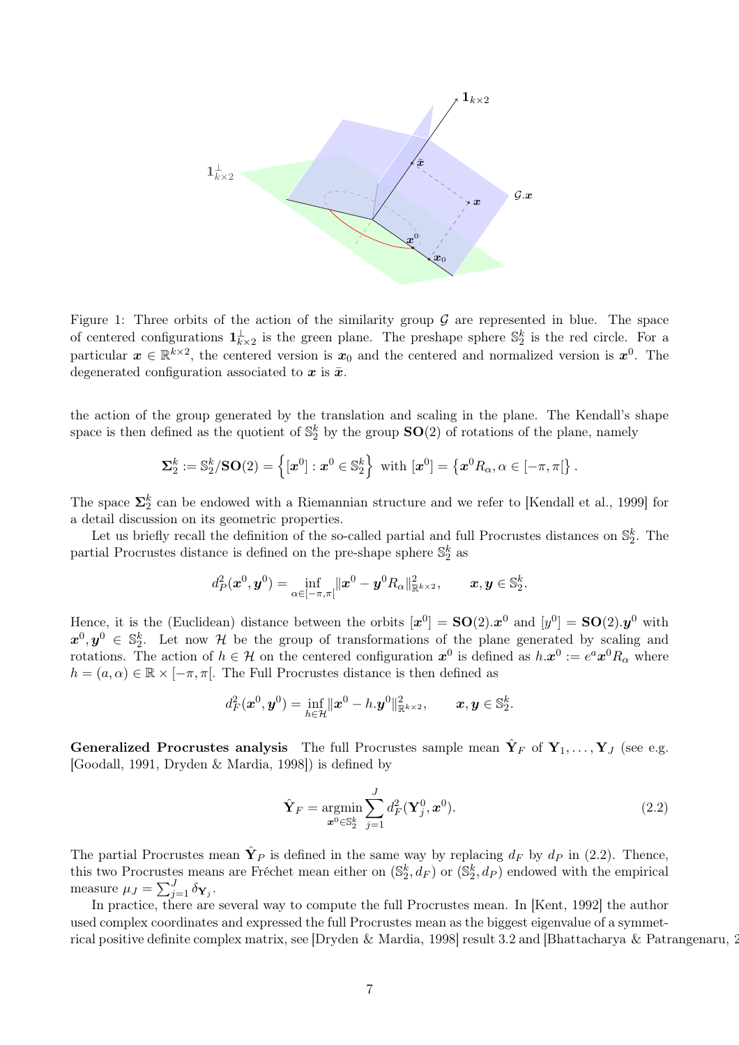Figure 1: Three orbits of the action of the similarity group $\mathcal{G}$ are represented in blue. The space of centered configurations $\mathbf{1}_{k\times 2}^{\perp}$ is the green plane. The preshape sphere $\mathbb{S}_2^k$ is the red circle. For a particular $\boldsymbol{x} \in \mathbb{R}^{k\times 2}$, the centered version is $\boldsymbol{x}_0$ and the centered and normalized version is $\boldsymbol{x}^0$. The degenerated configuration associated to $\boldsymbol{x}$ is $\bar{\boldsymbol{x}}$.

the action of the group generated by the translation and scaling in the plane. The Kendall's shape space is then defined as the quotient of $\mathbb{S}_2^k$ by the group $\mathbf{SO}(2)$ of rotations of the plane, namely

$$\mathbf{\Sigma}_2^k := \mathbb{S}_2^k/\mathbf{SO}(2) = \left\{[\boldsymbol{x}^0] : \boldsymbol{x}^0 \in \mathbb{S}_2^k\right\} \text{ with } [\boldsymbol{x}^0] = \left\{\boldsymbol{x}^0 R_\alpha, \alpha \in [-\pi, \pi[\right\}.$$

The space $\mathbf{\Sigma}_2^k$ can be endowed with a Riemannian structure and we refer to [Kendall et al., 1999] for a detail discussion on its geometric properties.

Let us briefly recall the definition of the so-called partial and full Procrustes distances on $\mathbb{S}_2^k$. The partial Procrustes distance is defined on the pre-shape sphere $\mathbb{S}_2^k$ as

$$d_P^2(\boldsymbol{x}^0, \boldsymbol{y}^0) = \inf_{\alpha\in[-\pi,\pi[} \|\boldsymbol{x}^0 - \boldsymbol{y}^0 R_\alpha\|^2_{\mathbb{R}^{k\times 2}}, \qquad \boldsymbol{x}, \boldsymbol{y} \in \mathbb{S}_2^k.$$

Hence, it is the (Euclidean) distance between the orbits $[\boldsymbol{x}^0] = \mathbf{SO}(2).\boldsymbol{x}^0$ and $[y^0] = \mathbf{SO}(2).\boldsymbol{y}^0$ with $\boldsymbol{x}^0, \boldsymbol{y}^0 \in \mathbb{S}_2^k$. Let now $\mathcal{H}$ be the group of transformations of the plane generated by scaling and rotations. The action of $h \in \mathcal{H}$ on the centered configuration $\boldsymbol{x}^0$ is defined as $h.\boldsymbol{x}^0 := e^a \boldsymbol{x}^0 R_\alpha$ where $h = (a, \alpha) \in \mathbb{R} \times [-\pi, \pi[$. The Full Procrustes distance is then defined as

$$d_F^2(\boldsymbol{x}^0, \boldsymbol{y}^0) = \inf_{h\in\mathcal{H}} \|\boldsymbol{x}^0 - h.\boldsymbol{y}^0\|^2_{\mathbb{R}^{k\times 2}}, \qquad \boldsymbol{x}, \boldsymbol{y} \in \mathbb{S}_2^k.$$

**Generalized Procrustes analysis** The full Procrustes sample mean $\hat{\mathbf{Y}}_F$ of $\mathbf{Y}_1, \ldots, \mathbf{Y}_J$ (see e.g. [Goodall, 1991, Dryden & Mardia, 1998]) is defined by

$$\hat{\mathbf{Y}}_F = \operatorname*{argmin}_{\boldsymbol{x}^0 \in \mathbb{S}_2^k} \sum_{j=1}^{J} d_F^2(\mathbf{Y}_j^0, \boldsymbol{x}^0). \tag{2.2}$$

The partial Procrustes mean $\hat{\mathbf{Y}}_P$ is defined in the same way by replacing $d_F$ by $d_P$ in (2.2). Thence, this two Procrustes means are Fréchet mean either on $(\mathbb{S}_2^k, d_F)$ or $(\mathbb{S}_2^k, d_P)$ endowed with the empirical measure $\mu_J = \sum_{j=1}^{J} \delta_{\mathbf{Y}_j}$.

In practice, there are several way to compute the full Procrustes mean. In [Kent, 1992] the author used complex coordinates and expressed the full Procrustes mean as the biggest eigenvalue of a symmetrical positive definite complex matrix, see [Dryden & Mardia, 1998] result 3.2 and [Bhattacharya & Patrangenaru, 2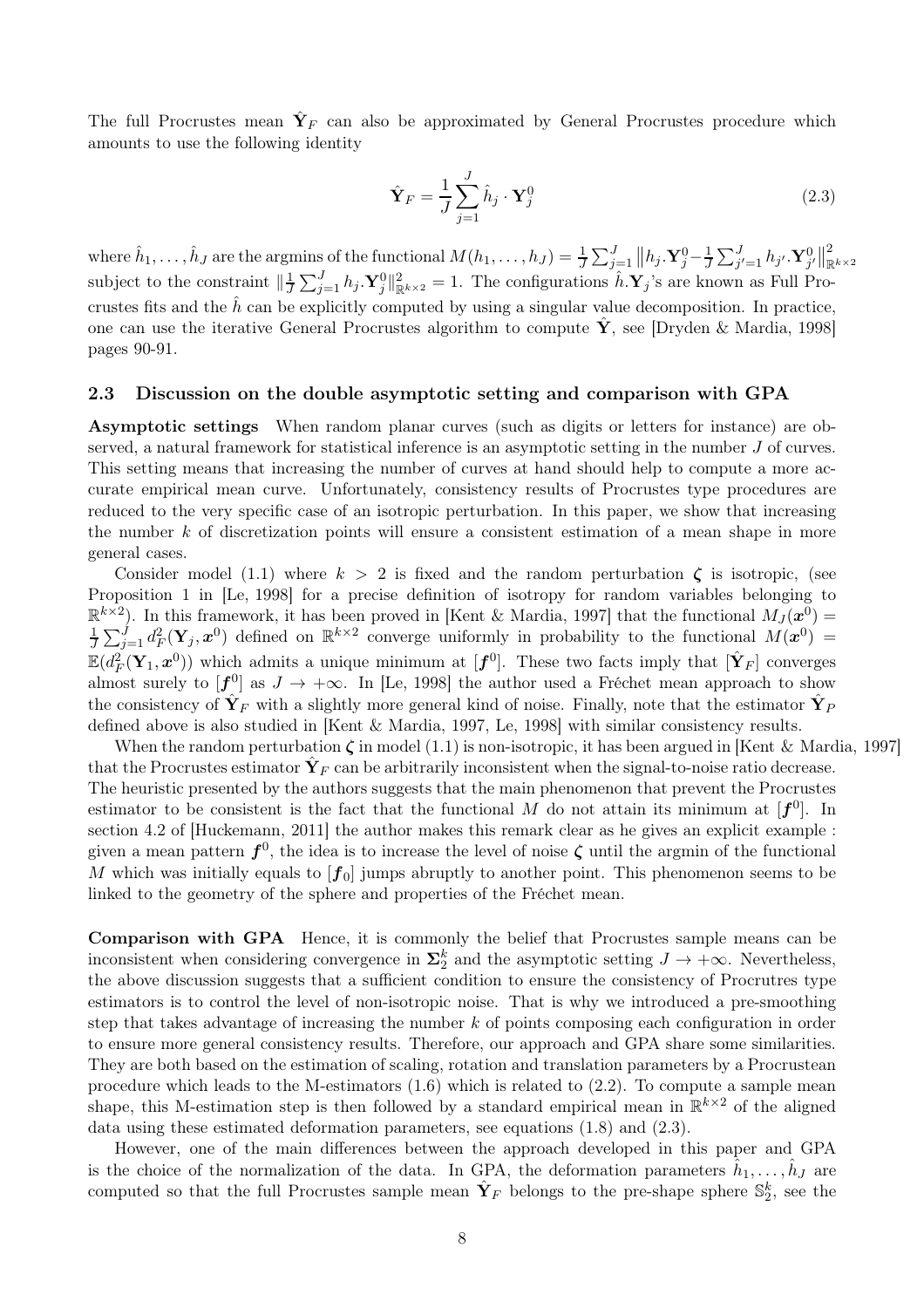The full Procrustes mean $\hat{\mathbf{Y}}_F$ can also be approximated by General Procrustes procedure which amounts to use the following identity

$$\hat{\mathbf{Y}}_F = \frac{1}{J}\sum_{j=1}^{J} \hat{h}_j \cdot \mathbf{Y}_j^0 \tag{2.3}$$

where $\hat{h}_1, \ldots, \hat{h}_J$ are the argmins of the functional $M(h_1, \ldots, h_J) = \frac{1}{J}\sum_{j=1}^{J} \left\| h_j.\mathbf{Y}_j^0 - \frac{1}{J}\sum_{j'=1}^{J} h_{j'}.\mathbf{Y}_{j'}^0 \right\|_{\mathbb{R}^{k\times 2}}^2$ subject to the constraint $\|\frac{1}{J}\sum_{j=1}^{J} h_j.\mathbf{Y}_j^0\|_{\mathbb{R}^{k\times 2}}^2 = 1$. The configurations $\hat{h}.\mathbf{Y}_j$'s are known as Full Procrustes fits and the $\hat{h}$ can be explicitly computed by using a singular value decomposition. In practice, one can use the iterative General Procrustes algorithm to compute $\hat{\mathbf{Y}}$, see [Dryden & Mardia, 1998] pages 90-91.

## 2.3 Discussion on the double asymptotic setting and comparison with GPA

**Asymptotic settings** When random planar curves (such as digits or letters for instance) are observed, a natural framework for statistical inference is an asymptotic setting in the number $J$ of curves. This setting means that increasing the number of curves at hand should help to compute a more accurate empirical mean curve. Unfortunately, consistency results of Procrustes type procedures are reduced to the very specific case of an isotropic perturbation. In this paper, we show that increasing the number $k$ of discretization points will ensure a consistent estimation of a mean shape in more general cases.

Consider model (1.1) where $k > 2$ is fixed and the random perturbation $\boldsymbol{\zeta}$ is isotropic, (see Proposition 1 in [Le, 1998] for a precise definition of isotropy for random variables belonging to $\mathbb{R}^{k\times 2}$). In this framework, it has been proved in [Kent & Mardia, 1997] that the functional $M_J(\boldsymbol{x}^0) = \frac{1}{J}\sum_{j=1}^{J} d_F^2(\mathbf{Y}_j, \boldsymbol{x}^0)$ defined on $\mathbb{R}^{k\times 2}$ converge uniformly in probability to the functional $M(\boldsymbol{x}^0) = \mathbb{E}(d_F^2(\mathbf{Y}_1, \boldsymbol{x}^0))$ which admits a unique minimum at $[\boldsymbol{f}^0]$. These two facts imply that $[\hat{\mathbf{Y}}_F]$ converges almost surely to $[\boldsymbol{f}^0]$ as $J \to +\infty$. In [Le, 1998] the author used a Fréchet mean approach to show the consistency of $\hat{\mathbf{Y}}_F$ with a slightly more general kind of noise. Finally, note that the estimator $\hat{\mathbf{Y}}_P$ defined above is also studied in [Kent & Mardia, 1997, Le, 1998] with similar consistency results.

When the random perturbation $\boldsymbol{\zeta}$ in model (1.1) is non-isotropic, it has been argued in [Kent & Mardia, 1997] that the Procrustes estimator $\hat{\mathbf{Y}}_F$ can be arbitrarily inconsistent when the signal-to-noise ratio decrease. The heuristic presented by the authors suggests that the main phenomenon that prevent the Procrustes estimator to be consistent is the fact that the functional $M$ do not attain its minimum at $[\boldsymbol{f}^0]$. In section 4.2 of [Huckemann, 2011] the author makes this remark clear as he gives an explicit example : given a mean pattern $\boldsymbol{f}^0$, the idea is to increase the level of noise $\boldsymbol{\zeta}$ until the argmin of the functional $M$ which was initially equals to $[\boldsymbol{f}_0]$ jumps abruptly to another point. This phenomenon seems to be linked to the geometry of the sphere and properties of the Fréchet mean.

**Comparison with GPA** Hence, it is commonly the belief that Procrustes sample means can be inconsistent when considering convergence in $\boldsymbol{\Sigma}_2^k$ and the asymptotic setting $J \to +\infty$. Nevertheless, the above discussion suggests that a sufficient condition to ensure the consistency of Procrutres type estimators is to control the level of non-isotropic noise. That is why we introduced a pre-smoothing step that takes advantage of increasing the number $k$ of points composing each configuration in order to ensure more general consistency results. Therefore, our approach and GPA share some similarities. They are both based on the estimation of scaling, rotation and translation parameters by a Procrustean procedure which leads to the M-estimators (1.6) which is related to (2.2). To compute a sample mean shape, this M-estimation step is then followed by a standard empirical mean in $\mathbb{R}^{k\times 2}$ of the aligned data using these estimated deformation parameters, see equations (1.8) and (2.3).

However, one of the main differences between the approach developed in this paper and GPA is the choice of the normalization of the data. In GPA, the deformation parameters $\hat{h}_1, \ldots, \hat{h}_J$ are computed so that the full Procrustes sample mean $\hat{\mathbf{Y}}_F$ belongs to the pre-shape sphere $\mathbb{S}_2^k$, see the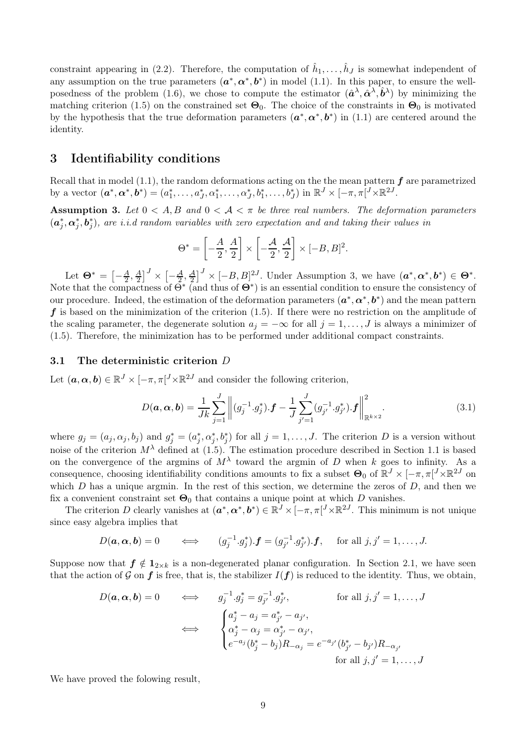constraint appearing in (2.2). Therefore, the computation of $\hat{h}_1, \ldots, \hat{h}_J$ is somewhat independent of any assumption on the true parameters $(\boldsymbol{a}^*, \boldsymbol{\alpha}^*, \boldsymbol{b}^*)$ in model (1.1). In this paper, to ensure the well-posedness of the problem (1.6), we chose to compute the estimator $(\hat{\boldsymbol{a}}^\lambda, \hat{\boldsymbol{\alpha}}^\lambda, \hat{\boldsymbol{b}}^\lambda)$ by minimizing the matching criterion (1.5) on the constrained set $\boldsymbol{\Theta}_0$. The choice of the constraints in $\boldsymbol{\Theta}_0$ is motivated by the hypothesis that the true deformation parameters $(\boldsymbol{a}^*, \boldsymbol{\alpha}^*, \boldsymbol{b}^*)$ in (1.1) are centered around the identity.

# 3 Identifiability conditions

Recall that in model (1.1), the random deformations acting on the the mean pattern $\boldsymbol{f}$ are parametrized by a vector $(\boldsymbol{a}^*, \boldsymbol{\alpha}^*, \boldsymbol{b}^*) = (a_1^*, \ldots, a_J^*, \alpha_1^*, \ldots, \alpha_J^*, b_1^*, \ldots, b_J^*)$ in $\mathbb{R}^J \times [-\pi, \pi[^J \times \mathbb{R}^{2J}$.

**Assumption 3.** *Let $0 < A, B$ and $0 < \mathcal{A} < \pi$ be three real numbers. The deformation parameters $(\boldsymbol{a}_j^*, \boldsymbol{\alpha}_j^*, \boldsymbol{b}_j^*)$, are i.i.d random variables with zero expectation and and taking their values in*

$$\Theta^* = \left[-\frac{A}{2}, \frac{A}{2}\right] \times \left[-\frac{\mathcal{A}}{2}, \frac{\mathcal{A}}{2}\right] \times [-B, B]^2.$$

Let $\boldsymbol{\Theta}^* = \left[-\frac{A}{2}, \frac{A}{2}\right]^J \times \left[-\frac{\mathcal{A}}{2}, \frac{\mathcal{A}}{2}\right]^J \times [-B, B]^{2J}$. Under Assumption 3, we have $(\boldsymbol{a}^*, \boldsymbol{\alpha}^*, \boldsymbol{b}^*) \in \boldsymbol{\Theta}^*$. Note that the compactness of $\Theta^*$ (and thus of $\boldsymbol{\Theta}^*$) is an essential condition to ensure the consistency of our procedure. Indeed, the estimation of the deformation parameters $(\boldsymbol{a}^*, \boldsymbol{\alpha}^*, \boldsymbol{b}^*)$ and the mean pattern $\boldsymbol{f}$ is based on the minimization of the criterion (1.5). If there were no restriction on the amplitude of the scaling parameter, the degenerate solution $a_j = -\infty$ for all $j = 1, \ldots, J$ is always a minimizer of (1.5). Therefore, the minimization has to be performed under additional compact constraints.

## 3.1 The deterministic criterion $D$

Let $(\boldsymbol{a}, \boldsymbol{\alpha}, \boldsymbol{b}) \in \mathbb{R}^J \times [-\pi, \pi[^J \times \mathbb{R}^{2J}$ and consider the following criterion,

$$D(\boldsymbol{a}, \boldsymbol{\alpha}, \boldsymbol{b}) = \frac{1}{Jk} \sum_{j=1}^{J} \left\| (g_j^{-1}.g_j^*).\boldsymbol{f} - \frac{1}{J} \sum_{j'=1}^{J} (g_{j'}^{-1}.g_{j'}^*).\boldsymbol{f} \right\|_{\mathbb{R}^{k \times 2}}^2. \tag{3.1}$$

where $g_j = (a_j, \alpha_j, b_j)$ and $g_j^* = (a_j^*, \alpha_j^*, b_j^*)$ for all $j = 1, \ldots, J$. The criterion $D$ is a version without noise of the criterion $M^\lambda$ defined at (1.5). The estimation procedure described in Section 1.1 is based on the convergence of the argmins of $M^\lambda$ toward the argmin of $D$ when $k$ goes to infinity. As a consequence, choosing identifiability conditions amounts to fix a subset $\boldsymbol{\Theta}_0$ of $\mathbb{R}^J \times [-\pi, \pi[^J \times \mathbb{R}^{2J}$ on which $D$ has a unique argmin. In the rest of this section, we determine the zeros of $D$, and then we fix a convenient constraint set $\boldsymbol{\Theta}_0$ that contains a unique point at which $D$ vanishes.

The criterion $D$ clearly vanishes at $(\boldsymbol{a}^*, \boldsymbol{\alpha}^*, \boldsymbol{b}^*) \in \mathbb{R}^J \times [-\pi, \pi[^J \times \mathbb{R}^{2J}$. This minimum is not unique since easy algebra implies that

$$D(\boldsymbol{a}, \boldsymbol{\alpha}, \boldsymbol{b}) = 0 \qquad \Longleftrightarrow \qquad (g_j^{-1}.g_j^*).\boldsymbol{f} = (g_{j'}^{-1}.g_{j'}^*).\boldsymbol{f}, \quad \text{for all } j, j' = 1, \ldots, J.$$

Suppose now that $\boldsymbol{f} \notin \mathbf{1}_{2 \times k}$ is a non-degenerated planar configuration. In Section 2.1, we have seen that the action of $\mathcal{G}$ on $\boldsymbol{f}$ is free, that is, the stabilizer $I(\boldsymbol{f})$ is reduced to the identity. Thus, we obtain,

$$\begin{aligned}
D(\boldsymbol{a}, \boldsymbol{\alpha}, \boldsymbol{b}) = 0 \qquad &\Longleftrightarrow \qquad g_j^{-1}.g_j^* = g_{j'}^{-1}.g_{j'}^*, \qquad \text{for all } j, j' = 1, \ldots, J \\
&\Longleftrightarrow \qquad \begin{cases} a_j^* - a_j = a_{j'}^* - a_{j'}, \\ \alpha_j^* - \alpha_j = \alpha_{j'}^* - \alpha_{j'}, \\ e^{-a_j}(b_j^* - b_j) R_{-\alpha_j} = e^{-a_{j'}}(b_{j'}^* - b_{j'}) R_{-\alpha_{j'}} \\ \qquad\qquad\qquad\qquad \text{for all } j, j' = 1, \ldots, J \end{cases}
\end{aligned}$$

We have proved the folowing result,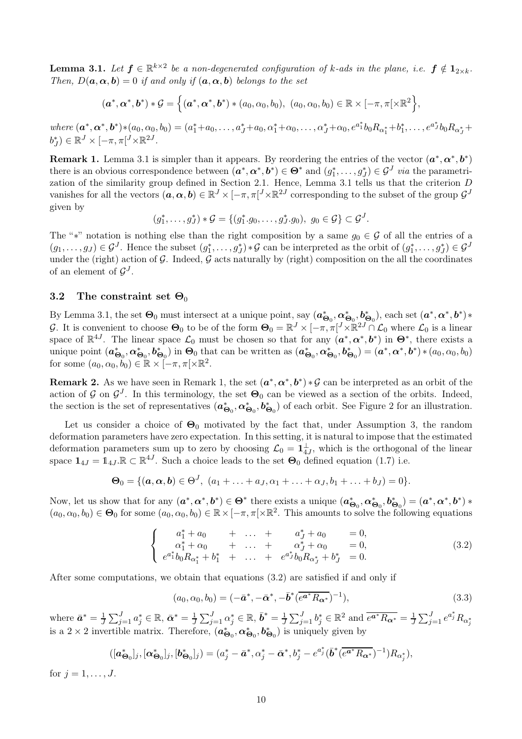**Lemma 3.1.** *Let $\boldsymbol{f} \in \mathbb{R}^{k\times 2}$ be a non-degenerated configuration of $k$-ads in the plane, i.e. $\boldsymbol{f} \notin \mathbf{1}_{2\times k}$. Then, $D(\boldsymbol{a}, \boldsymbol{\alpha}, \boldsymbol{b}) = 0$ if and only if $(\boldsymbol{a}, \boldsymbol{\alpha}, \boldsymbol{b})$ belongs to the set*

$$(\boldsymbol{a}^*, \boldsymbol{\alpha}^*, \boldsymbol{b}^*) * \mathcal{G} = \Big\{ (\boldsymbol{a}^*, \boldsymbol{\alpha}^*, \boldsymbol{b}^*) * (a_0, \alpha_0, b_0),\ (a_0, \alpha_0, b_0) \in \mathbb{R} \times [-\pi, \pi[ \times \mathbb{R}^2 \Big\},$$

*where* $(\boldsymbol{a}^*, \boldsymbol{\alpha}^*, \boldsymbol{b}^*) * (a_0, \alpha_0, b_0) = (a_1^* + a_0, \ldots, a_J^* + a_0, \alpha_1^* + \alpha_0, \ldots, \alpha_J^* + \alpha_0, e^{a_1^*} b_0 R_{\alpha_1^*} + b_1^*, \ldots, e^{a_J^*} b_0 R_{\alpha_J^*} + b_J^*) \in \mathbb{R}^J \times [-\pi, \pi[^J \times \mathbb{R}^{2J}$.

**Remark 1.** Lemma 3.1 is simpler than it appears. By reordering the entries of the vector $(\boldsymbol{a}^*, \boldsymbol{\alpha}^*, \boldsymbol{b}^*)$ there is an obvious correspondence between $(\boldsymbol{a}^*, \boldsymbol{\alpha}^*, \boldsymbol{b}^*) \in \boldsymbol{\Theta}^*$ and $(g_1^*, \ldots, g_J^*) \in \mathcal{G}^J$ *via* the parametrization of the similarity group defined in Section 2.1. Hence, Lemma 3.1 tells us that the criterion $D$ vanishes for all the vectors $(\boldsymbol{a}, \boldsymbol{\alpha}, \boldsymbol{b}) \in \mathbb{R}^J \times [-\pi, \pi[^J \times \mathbb{R}^{2J}$ corresponding to the subset of the group $\mathcal{G}^J$ given by

$$(g_1^*, \ldots, g_J^*) * \mathcal{G} = \{(g_1^*.g_0, \ldots, g_J^*.g_0),\ g_0 \in \mathcal{G}\} \subset \mathcal{G}^J.$$

The "$*$" notation is nothing else than the right composition by a same $g_0 \in \mathcal{G}$ of all the entries of a $(g_1, \ldots, g_J) \in \mathcal{G}^J$. Hence the subset $(g_1^*, \ldots, g_J^*) * \mathcal{G}$ can be interpreted as the orbit of $(g_1^*, \ldots, g_J^*) \in \mathcal{G}^J$ under the (right) action of $\mathcal{G}$. Indeed, $\mathcal{G}$ acts naturally by (right) composition on the all the coordinates of an element of $\mathcal{G}^J$.

### 3.2 The constraint set $\boldsymbol{\Theta}_0$

By Lemma 3.1, the set $\boldsymbol{\Theta}_0$ must intersect at a unique point, say $(\boldsymbol{a}^*_{\boldsymbol{\Theta}_0}, \boldsymbol{\alpha}^*_{\boldsymbol{\Theta}_0}, \boldsymbol{b}^*_{\boldsymbol{\Theta}_0})$, each set $(\boldsymbol{a}^*, \boldsymbol{\alpha}^*, \boldsymbol{b}^*) * \mathcal{G}$. It is convenient to choose $\boldsymbol{\Theta}_0$ to be of the form $\boldsymbol{\Theta}_0 = \mathbb{R}^J \times [-\pi, \pi[^J \times \mathbb{R}^{2J} \cap \mathcal{L}_0$ where $\mathcal{L}_0$ is a linear space of $\mathbb{R}^{4J}$. The linear space $\mathcal{L}_0$ must be chosen so that for any $(\boldsymbol{a}^*, \boldsymbol{\alpha}^*, \boldsymbol{b}^*)$ in $\boldsymbol{\Theta}^*$, there exists a unique point $(\boldsymbol{a}^*_{\boldsymbol{\Theta}_0}, \boldsymbol{\alpha}^*_{\boldsymbol{\Theta}_0}, \boldsymbol{b}^*_{\boldsymbol{\Theta}_0})$ in $\boldsymbol{\Theta}_0$ that can be written as $(\boldsymbol{a}^*_{\boldsymbol{\Theta}_0}, \boldsymbol{\alpha}^*_{\boldsymbol{\Theta}_0}, \boldsymbol{b}^*_{\boldsymbol{\Theta}_0}) = (\boldsymbol{a}^*, \boldsymbol{\alpha}^*, \boldsymbol{b}^*) * (a_0, \alpha_0, b_0)$ for some $(a_0, \alpha_0, b_0) \in \mathbb{R} \times [-\pi, \pi[ \times \mathbb{R}^2$.

**Remark 2.** As we have seen in Remark 1, the set $(\boldsymbol{a}^*, \boldsymbol{\alpha}^*, \boldsymbol{b}^*) * \mathcal{G}$ can be interpreted as an orbit of the action of $\mathcal{G}$ on $\mathcal{G}^J$. In this terminology, the set $\boldsymbol{\Theta}_0$ can be viewed as a section of the orbits. Indeed, the section is the set of representatives $(\boldsymbol{a}^*_{\boldsymbol{\Theta}_0}, \boldsymbol{\alpha}^*_{\boldsymbol{\Theta}_0}, \boldsymbol{b}^*_{\boldsymbol{\Theta}_0})$ of each orbit. See Figure 2 for an illustration.

Let us consider a choice of $\boldsymbol{\Theta}_0$ motivated by the fact that, under Assumption 3, the random deformation parameters have zero expectation. In this setting, it is natural to impose that the estimated deformation parameters sum up to zero by choosing $\mathcal{L}_0 = \mathbf{1}_{4J}^{\perp}$, which is the orthogonal of the linear space $\mathbf{1}_{4J} = \mathbb{1}_{4J}.\mathbb{R} \subset \mathbb{R}^{4J}$. Such a choice leads to the set $\boldsymbol{\Theta}_0$ defined equation (1.7) i.e.

$$\boldsymbol{\Theta}_0 = \{(\boldsymbol{a}, \boldsymbol{\alpha}, \boldsymbol{b}) \in \Theta^J,\ (a_1 + \ldots + a_J, \alpha_1 + \ldots + \alpha_J, b_1 + \ldots + b_J) = 0\}.$$

Now, let us show that for any $(\boldsymbol{a}^*, \boldsymbol{\alpha}^*, \boldsymbol{b}^*) \in \boldsymbol{\Theta}^*$ there exists a unique $(\boldsymbol{a}^*_{\boldsymbol{\Theta}_0}, \boldsymbol{\alpha}^*_{\boldsymbol{\Theta}_0}, \boldsymbol{b}^*_{\boldsymbol{\Theta}_0}) = (\boldsymbol{a}^*, \boldsymbol{\alpha}^*, \boldsymbol{b}^*) * (a_0, \alpha_0, b_0) \in \boldsymbol{\Theta}_0$ for some $(a_0, \alpha_0, b_0) \in \mathbb{R} \times [-\pi, \pi[ \times \mathbb{R}^2$. This amounts to solve the following equations

$$\left\{ \begin{array}{ccccccc} a_1^* + a_0 & + & \ldots & + & a_J^* + a_0 & = 0, \\ \alpha_1^* + \alpha_0 & + & \ldots & + & \alpha_J^* + \alpha_0 & = 0, \\ e^{a_1^*} b_0 R_{\alpha_1^*} + b_1^* & + & \ldots & + & e^{a_J^*} b_0 R_{\alpha_J^*} + b_J^* & = 0. \end{array} \right. \tag{3.2}$$

After some computations, we obtain that equations (3.2) are satisfied if and only if

$$(a_0, \alpha_0, b_0) = (-\bar{\boldsymbol{a}}^*, -\bar{\boldsymbol{\alpha}}^*, -\bar{\boldsymbol{b}}^* (\overline{e^{\boldsymbol{a}^*} R_{\boldsymbol{\alpha}^*}})^{-1}), \tag{3.3}$$

where $\bar{\boldsymbol{a}}^* = \frac{1}{J} \sum_{j=1}^J a_j^* \in \mathbb{R}$, $\bar{\boldsymbol{\alpha}}^* = \frac{1}{J} \sum_{j=1}^J \alpha_j^* \in \mathbb{R}$, $\bar{\boldsymbol{b}}^* = \frac{1}{J} \sum_{j=1}^J b_j^* \in \mathbb{R}^2$ and $\overline{e^{\boldsymbol{a}^*} R_{\boldsymbol{\alpha}^*}} = \frac{1}{J} \sum_{j=1}^J e^{a_j^*} R_{\alpha_j^*}$ is a $2 \times 2$ invertible matrix. Therefore, $(\boldsymbol{a}^*_{\boldsymbol{\Theta}_0}, \boldsymbol{\alpha}^*_{\boldsymbol{\Theta}_0}, \boldsymbol{b}^*_{\boldsymbol{\Theta}_0})$ is uniquely given by

$$([\boldsymbol{a}^*_{\boldsymbol{\Theta}_0}]_j, [\boldsymbol{\alpha}^*_{\boldsymbol{\Theta}_0}]_j, [\boldsymbol{b}^*_{\boldsymbol{\Theta}_0}]_j) = (a_j^* - \bar{\boldsymbol{a}}^*, \alpha_j^* - \bar{\boldsymbol{\alpha}}^*, b_j^* - e^{a_j^*} (\bar{\boldsymbol{b}}^* (\overline{e^{\boldsymbol{a}^*} R_{\boldsymbol{\alpha}^*}})^{-1}) R_{\alpha_j^*}),$$

for $j = 1, \ldots, J$.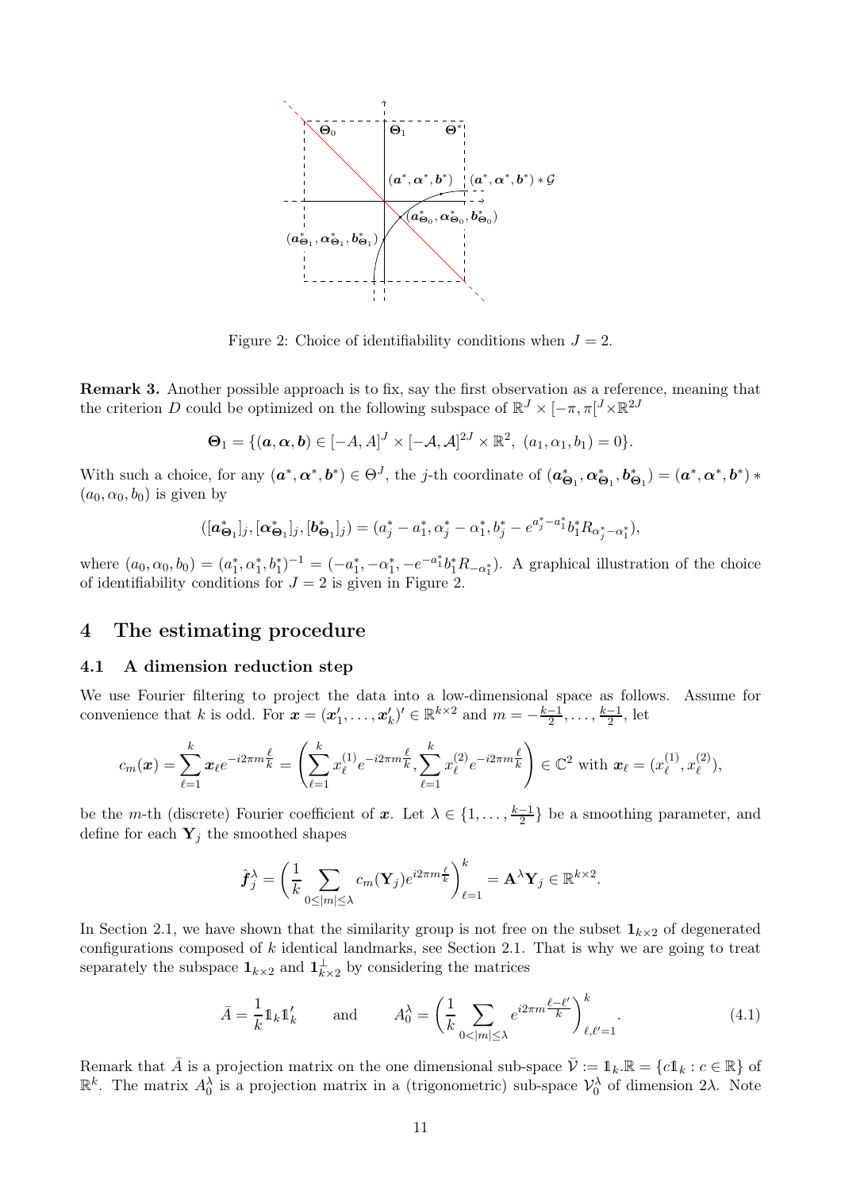Figure 2: Choice of identifiability conditions when $J = 2$.

**Remark 3.** Another possible approach is to fix, say the first observation as a reference, meaning that the criterion $D$ could be optimized on the following subspace of $\mathbb{R}^J \times [-\pi, \pi[^J \times \mathbb{R}^{2J}$

$$\mathbf{\Theta}_1 = \{(\boldsymbol{a}, \boldsymbol{\alpha}, \boldsymbol{b}) \in [-A, A]^J \times [-\mathcal{A}, \mathcal{A}]^{2J} \times \mathbb{R}^2,\ (a_1, \alpha_1, b_1) = 0\}.$$

With such a choice, for any $(\boldsymbol{a}^*, \boldsymbol{\alpha}^*, \boldsymbol{b}^*) \in \Theta^J$, the $j$-th coordinate of $(\boldsymbol{a}^*_{\mathbf{\Theta}_1}, \boldsymbol{\alpha}^*_{\mathbf{\Theta}_1}, \boldsymbol{b}^*_{\mathbf{\Theta}_1}) = (\boldsymbol{a}^*, \boldsymbol{\alpha}^*, \boldsymbol{b}^*) * (a_0, \alpha_0, b_0)$ is given by

$$([\boldsymbol{a}^*_{\mathbf{\Theta}_1}]_j, [\boldsymbol{\alpha}^*_{\mathbf{\Theta}_1}]_j, [\boldsymbol{b}^*_{\mathbf{\Theta}_1}]_j) = (a^*_j - a^*_1, \alpha^*_j - \alpha^*_1, b^*_j - e^{a^*_j - a^*_1} b^*_1 R_{\alpha^*_j - \alpha^*_1}),$$

where $(a_0, \alpha_0, b_0) = (a^*_1, \alpha^*_1, b^*_1)^{-1} = (-a^*_1, -\alpha^*_1, -e^{-a^*_1} b^*_1 R_{-\alpha^*_1})$. A graphical illustration of the choice of identifiability conditions for $J = 2$ is given in Figure 2.

# 4 The estimating procedure

## 4.1 A dimension reduction step

We use Fourier filtering to project the data into a low-dimensional space as follows. Assume for convenience that $k$ is odd. For $\boldsymbol{x} = (\boldsymbol{x}'_1, \ldots, \boldsymbol{x}'_k)' \in \mathbb{R}^{k \times 2}$ and $m = -\frac{k-1}{2}, \ldots, \frac{k-1}{2}$, let

$$c_m(\boldsymbol{x}) = \sum_{\ell=1}^{k} \boldsymbol{x}_\ell e^{-i2\pi m \frac{\ell}{k}} = \left( \sum_{\ell=1}^{k} x^{(1)}_\ell e^{-i2\pi m \frac{\ell}{k}}, \sum_{\ell=1}^{k} x^{(2)}_\ell e^{-i2\pi m \frac{\ell}{k}} \right) \in \mathbb{C}^2 \text{ with } \boldsymbol{x}_\ell = (x^{(1)}_\ell, x^{(2)}_\ell),$$

be the $m$-th (discrete) Fourier coefficient of $\boldsymbol{x}$. Let $\lambda \in \{1, \ldots, \frac{k-1}{2}\}$ be a smoothing parameter, and define for each $\mathbf{Y}_j$ the smoothed shapes

$$\hat{\boldsymbol{f}}^\lambda_j = \left( \frac{1}{k} \sum_{0 \le |m| \le \lambda} c_m(\mathbf{Y}_j) e^{i2\pi m \frac{\ell}{k}} \right)_{\ell=1}^{k} = \mathbf{A}^\lambda \mathbf{Y}_j \in \mathbb{R}^{k \times 2}.$$

In Section 2.1, we have shown that the similarity group is not free on the subset $\mathbf{1}_{k\times 2}$ of degenerated configurations composed of $k$ identical landmarks, see Section 2.1. That is why we are going to treat separately the subspace $\mathbf{1}_{k\times 2}$ and $\mathbf{1}^\perp_{k\times 2}$ by considering the matrices

$$\bar{A} = \frac{1}{k} \mathbb{1}_k \mathbb{1}'_k \qquad \text{and} \qquad A^\lambda_0 = \left( \frac{1}{k} \sum_{0 < |m| \le \lambda} e^{i2\pi m \frac{\ell - \ell'}{k}} \right)_{\ell, \ell'=1}^{k}. \tag{4.1}$$

Remark that $\bar{A}$ is a projection matrix on the one dimensional sub-space $\bar{\mathcal{V}} := \mathbb{1}_k.\mathbb{R} = \{c\mathbb{1}_k : c \in \mathbb{R}\}$ of $\mathbb{R}^k$. The matrix $A^\lambda_0$ is a projection matrix in a (trigonometric) sub-space $\mathcal{V}^\lambda_0$ of dimension $2\lambda$. Note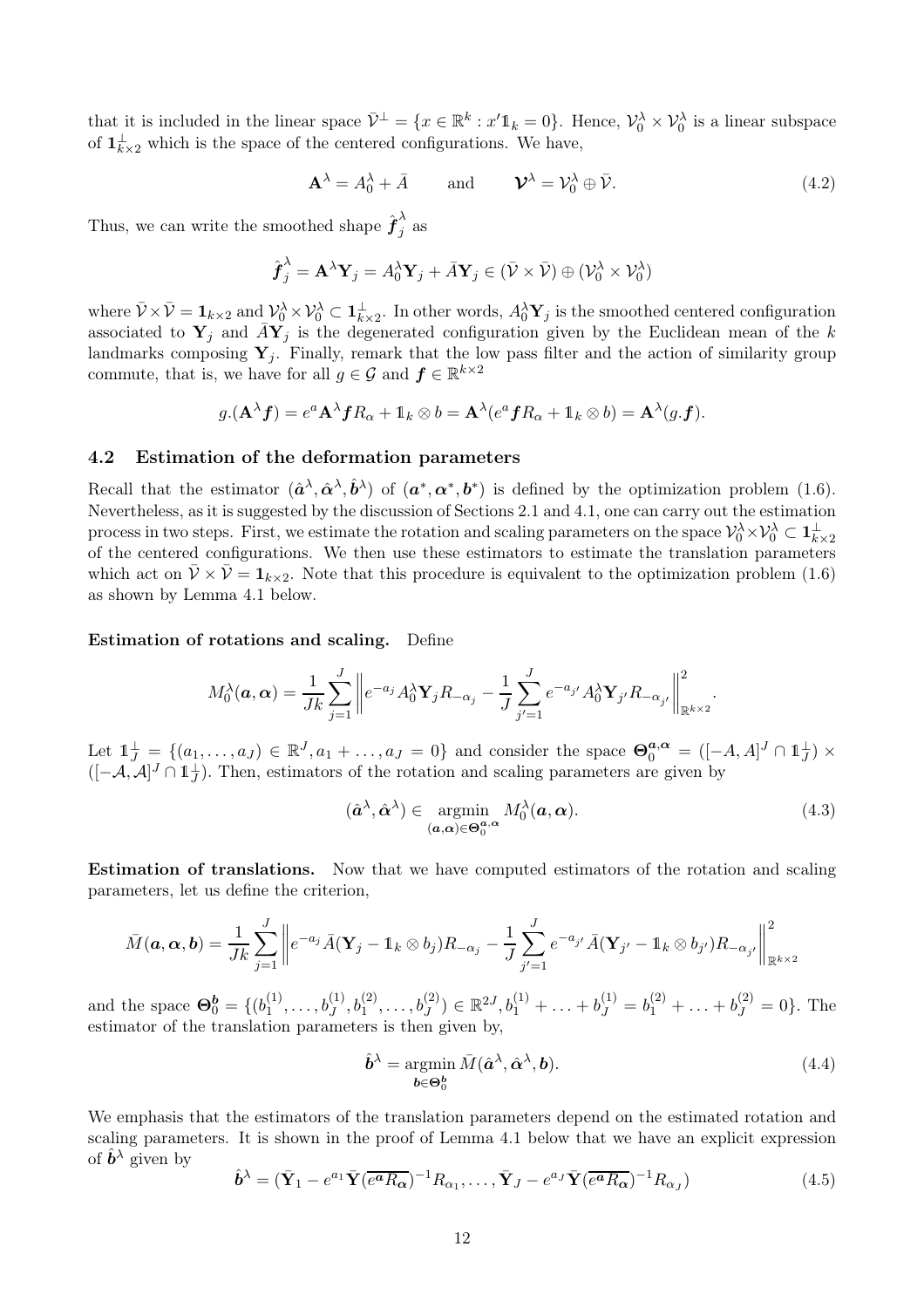that it is included in the linear space $\bar{\mathcal{V}}^{\perp} = \{x \in \mathbb{R}^k : x'\mathbb{1}_k = 0\}$. Hence, $\mathcal{V}_0^\lambda \times \mathcal{V}_0^\lambda$ is a linear subspace of $\mathbf{1}_{k\times 2}^{\perp}$ which is the space of the centered configurations. We have,

$$\mathbf{A}^\lambda = A_0^\lambda + \bar{A} \qquad \text{and} \qquad \boldsymbol{\mathcal{V}}^\lambda = \mathcal{V}_0^\lambda \oplus \bar{\mathcal{V}}. \tag{4.2}$$

Thus, we can write the smoothed shape $\hat{\boldsymbol{f}}_j^\lambda$ as

$$\hat{\boldsymbol{f}}_j^\lambda = \mathbf{A}^\lambda \mathbf{Y}_j = A_0^\lambda \mathbf{Y}_j + \bar{A}\mathbf{Y}_j \in (\bar{\mathcal{V}} \times \bar{\mathcal{V}}) \oplus (\mathcal{V}_0^\lambda \times \mathcal{V}_0^\lambda)$$

where $\bar{\mathcal{V}} \times \bar{\mathcal{V}} = \mathbf{1}_{k\times 2}$ and $\mathcal{V}_0^\lambda \times \mathcal{V}_0^\lambda \subset \mathbf{1}_{k\times 2}^{\perp}$. In other words, $A_0^\lambda \mathbf{Y}_j$ is the smoothed centered configuration associated to $\mathbf{Y}_j$ and $\bar{A}\mathbf{Y}_j$ is the degenerated configuration given by the Euclidean mean of the $k$ landmarks composing $\mathbf{Y}_j$. Finally, remark that the low pass filter and the action of similarity group commute, that is, we have for all $g \in \mathcal{G}$ and $\boldsymbol{f} \in \mathbb{R}^{k\times 2}$

$$g.(\mathbf{A}^\lambda \boldsymbol{f}) = e^a \mathbf{A}^\lambda \boldsymbol{f} R_\alpha + \mathbb{1}_k \otimes b = \mathbf{A}^\lambda (e^a \boldsymbol{f} R_\alpha + \mathbb{1}_k \otimes b) = \mathbf{A}^\lambda (g.\boldsymbol{f}).$$

## 4.2 Estimation of the deformation parameters

Recall that the estimator $(\hat{\boldsymbol{a}}^\lambda, \hat{\boldsymbol{\alpha}}^\lambda, \hat{\boldsymbol{b}}^\lambda)$ of $(\boldsymbol{a}^*, \boldsymbol{\alpha}^*, \boldsymbol{b}^*)$ is defined by the optimization problem (1.6). Nevertheless, as it is suggested by the discussion of Sections 2.1 and 4.1, one can carry out the estimation process in two steps. First, we estimate the rotation and scaling parameters on the space $\mathcal{V}_0^\lambda \times \mathcal{V}_0^\lambda \subset \mathbf{1}_{k\times 2}^{\perp}$ of the centered configurations. We then use these estimators to estimate the translation parameters which act on $\bar{\mathcal{V}} \times \bar{\mathcal{V}} = \mathbf{1}_{k\times 2}$. Note that this procedure is equivalent to the optimization problem (1.6) as shown by Lemma 4.1 below.

**Estimation of rotations and scaling.** Define

$$M_0^\lambda(\boldsymbol{a}, \boldsymbol{\alpha}) = \frac{1}{Jk} \sum_{j=1}^{J} \left\| e^{-a_j} A_0^\lambda \mathbf{Y}_j R_{-\alpha_j} - \frac{1}{J} \sum_{j'=1}^{J} e^{-a_{j'}} A_0^\lambda \mathbf{Y}_{j'} R_{-\alpha_{j'}} \right\|_{\mathbb{R}^{k\times 2}}^2.$$

Let $\mathbb{1}_J^{\perp} = \{(a_1, \ldots, a_J) \in \mathbb{R}^J, a_1 + \ldots, a_J = 0\}$ and consider the space $\boldsymbol{\Theta}_0^{\boldsymbol{a},\boldsymbol{\alpha}} = ([-A, A]^J \cap \mathbb{1}_J^{\perp}) \times ([-\mathcal{A}, \mathcal{A}]^J \cap \mathbb{1}_J^{\perp})$. Then, estimators of the rotation and scaling parameters are given by

$$(\hat{\boldsymbol{a}}^\lambda, \hat{\boldsymbol{\alpha}}^\lambda) \in \underset{(\boldsymbol{a},\boldsymbol{\alpha}) \in \boldsymbol{\Theta}_0^{\boldsymbol{a},\boldsymbol{\alpha}}}{\operatorname{argmin}} M_0^\lambda(\boldsymbol{a}, \boldsymbol{\alpha}). \tag{4.3}$$

**Estimation of translations.** Now that we have computed estimators of the rotation and scaling parameters, let us define the criterion,

$$\bar{M}(\boldsymbol{a}, \boldsymbol{\alpha}, \boldsymbol{b}) = \frac{1}{Jk} \sum_{j=1}^{J} \left\| e^{-a_j} \bar{A}(\mathbf{Y}_j - \mathbb{1}_k \otimes b_j) R_{-\alpha_j} - \frac{1}{J} \sum_{j'=1}^{J} e^{-a_{j'}} \bar{A}(\mathbf{Y}_{j'} - \mathbb{1}_k \otimes b_{j'}) R_{-\alpha_{j'}} \right\|_{\mathbb{R}^{k\times 2}}^2$$

and the space $\boldsymbol{\Theta}_0^{\boldsymbol{b}} = \{(b_1^{(1)}, \ldots, b_J^{(1)}, b_1^{(2)}, \ldots, b_J^{(2)}) \in \mathbb{R}^{2J}, b_1^{(1)} + \ldots + b_J^{(1)} = b_1^{(2)} + \ldots + b_J^{(2)} = 0\}$. The estimator of the translation parameters is then given by,

$$\hat{\boldsymbol{b}}^\lambda = \underset{\boldsymbol{b} \in \boldsymbol{\Theta}_0^{\boldsymbol{b}}}{\operatorname{argmin}} \bar{M}(\hat{\boldsymbol{a}}^\lambda, \hat{\boldsymbol{\alpha}}^\lambda, \boldsymbol{b}). \tag{4.4}$$

We emphasis that the estimators of the translation parameters depend on the estimated rotation and scaling parameters. It is shown in the proof of Lemma 4.1 below that we have an explicit expression of $\hat{\boldsymbol{b}}^\lambda$ given by

$$\hat{\boldsymbol{b}}^\lambda = (\bar{\mathbf{Y}}_1 - e^{a_1} \bar{\mathbf{Y}} (\overline{e^{\boldsymbol{a}} R_{\boldsymbol{\alpha}}})^{-1} R_{\alpha_1}, \ldots, \bar{\mathbf{Y}}_J - e^{a_J} \bar{\mathbf{Y}} (\overline{e^{\boldsymbol{a}} R_{\boldsymbol{\alpha}}})^{-1} R_{\alpha_J}) \tag{4.5}$$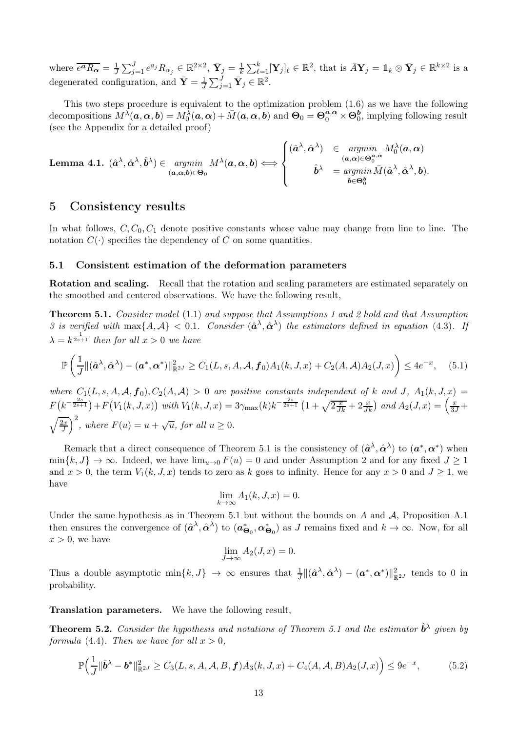where $\overline{e^{\boldsymbol{a}} R_{\boldsymbol{\alpha}}} = \frac{1}{J}\sum_{j=1}^{J} e^{a_j} R_{\alpha_j} \in \mathbb{R}^{2\times 2}$, $\bar{\mathbf{Y}}_j = \frac{1}{k}\sum_{\ell=1}^{k} [\mathbf{Y}_j]_\ell \in \mathbb{R}^2$, that is $\bar{A}\mathbf{Y}_j = \mathbb{1}_k \otimes \bar{\mathbf{Y}}_j \in \mathbb{R}^{k\times 2}$ is a degenerated configuration, and $\bar{\mathbf{Y}} = \frac{1}{J}\sum_{j=1}^{J} \bar{\mathbf{Y}}_j \in \mathbb{R}^2$.

This two steps procedure is equivalent to the optimization problem (1.6) as we have the following decompositions $M^\lambda(\boldsymbol{a},\boldsymbol{\alpha},\boldsymbol{b}) = M_0^\lambda(\boldsymbol{a},\boldsymbol{\alpha}) + \bar{M}(\boldsymbol{a},\boldsymbol{\alpha},\boldsymbol{b})$ and $\boldsymbol{\Theta}_0 = \boldsymbol{\Theta}_0^{\boldsymbol{a},\boldsymbol{\alpha}} \times \boldsymbol{\Theta}_0^{\boldsymbol{b}}$, implying following result (see the Appendix for a detailed proof)

**Lemma 4.1.** $(\hat{\boldsymbol{a}}^\lambda, \hat{\boldsymbol{\alpha}}^\lambda, \hat{\boldsymbol{b}}^\lambda) \in \underset{(\boldsymbol{a},\boldsymbol{\alpha},\boldsymbol{b})\in\boldsymbol{\Theta}_0}{\text{argmin}}\ M^\lambda(\boldsymbol{a},\boldsymbol{\alpha},\boldsymbol{b}) \Longleftrightarrow \begin{cases} (\hat{\boldsymbol{a}}^\lambda, \hat{\boldsymbol{\alpha}}^\lambda) & \in \underset{(\boldsymbol{a},\boldsymbol{\alpha})\in\boldsymbol{\Theta}_0^{\boldsymbol{a},\boldsymbol{\alpha}}}{\text{argmin}}\ M_0^\lambda(\boldsymbol{a},\boldsymbol{\alpha}) \\ \qquad \hat{\boldsymbol{b}}^\lambda & = \underset{\boldsymbol{b}\in\boldsymbol{\Theta}_0^{\boldsymbol{b}}}{\text{argmin}}\ \bar{M}(\hat{\boldsymbol{a}}^\lambda, \hat{\boldsymbol{\alpha}}^\lambda, \boldsymbol{b}). \end{cases}$

# 5 Consistency results

In what follows, $C, C_0, C_1$ denote positive constants whose value may change from line to line. The notation $C(\cdot)$ specifies the dependency of $C$ on some quantities.

## 5.1 Consistent estimation of the deformation parameters

**Rotation and scaling.** Recall that the rotation and scaling parameters are estimated separately on the smoothed and centered observations. We have the following result,

**Theorem 5.1.** *Consider model* (1.1) *and suppose that Assumptions 1 and 2 hold and that Assumption 3 is verified with* $\max\{A, \mathcal{A}\} < 0.1$. *Consider* $(\hat{\boldsymbol{a}}^\lambda, \hat{\boldsymbol{\alpha}}^\lambda)$ *the estimators defined in equation* (4.3). *If* $\lambda = k^{\frac{1}{2s+1}}$ *then for all* $x > 0$ *we have*

$$\mathbb{P}\left(\frac{1}{J}\|(\hat{\boldsymbol{a}}^\lambda, \hat{\boldsymbol{\alpha}}^\lambda) - (\boldsymbol{a}^*, \boldsymbol{\alpha}^*)\|_{\mathbb{R}^{2J}}^2 \geq C_1(L, s, A, \mathcal{A}, \boldsymbol{f}_0) A_1(k, J, x) + C_2(A, \mathcal{A}) A_2(J, x)\right) \leq 4e^{-x}, \quad (5.1)$$

*where* $C_1(L, s, A, \mathcal{A}, \boldsymbol{f}_0), C_2(A, \mathcal{A}) > 0$ *are positive constants independent of* $k$ *and* $J$, $A_1(k, J, x) = F\big(k^{-\frac{2s}{2s+1}}\big) + F\big(V_1(k, J, x)\big)$ *with* $V_1(k, J, x) = 3\gamma_{\max}(k) k^{-\frac{2s}{2s+1}}\left(1 + \sqrt{2\frac{x}{Jk}} + 2\frac{x}{Jk}\right)$ *and* $A_2(J, x) = \left(\frac{x}{3J} + \sqrt{\frac{2x}{J}}\right)^2$, *where* $F(u) = u + \sqrt{u}$, *for all* $u \geq 0$.

Remark that a direct consequence of Theorem 5.1 is the consistency of $(\hat{\boldsymbol{a}}^\lambda, \hat{\boldsymbol{\alpha}}^\lambda)$ to $(\boldsymbol{a}^*, \boldsymbol{\alpha}^*)$ when $\min\{k, J\} \to \infty$. Indeed, we have $\lim_{u\to 0} F(u) = 0$ and under Assumption 2 and for any fixed $J \geq 1$ and $x > 0$, the term $V_1(k, J, x)$ tends to zero as $k$ goes to infinity. Hence for any $x > 0$ and $J \geq 1$, we have

$$\lim_{k\to\infty} A_1(k, J, x) = 0.$$

Under the same hypothesis as in Theorem 5.1 but without the bounds on $A$ and $\mathcal{A}$, Proposition A.1 then ensures the convergence of $(\hat{\boldsymbol{a}}^\lambda, \hat{\boldsymbol{\alpha}}^\lambda)$ to $(\boldsymbol{a}^*_{\boldsymbol{\Theta}_0}, \boldsymbol{\alpha}^*_{\boldsymbol{\Theta}_0})$ as $J$ remains fixed and $k \to \infty$. Now, for all $x > 0$, we have

$$\lim_{J\to\infty} A_2(J, x) = 0.$$

Thus a double asymptotic $\min\{k, J\} \to \infty$ ensures that $\frac{1}{J}\|(\hat{\boldsymbol{a}}^\lambda, \hat{\boldsymbol{\alpha}}^\lambda) - (\boldsymbol{a}^*, \boldsymbol{\alpha}^*)\|_{\mathbb{R}^{2J}}^2$ tends to 0 in probability.

**Translation parameters.** We have the following result,

**Theorem 5.2.** *Consider the hypothesis and notations of Theorem 5.1 and the estimator* $\hat{\boldsymbol{b}}^\lambda$ *given by formula* (4.4). *Then we have for all* $x > 0$,

$$\mathbb{P}\Big(\frac{1}{J}\|\hat{\boldsymbol{b}}^\lambda - \boldsymbol{b}^*\|_{\mathbb{R}^{2J}}^2 \geq C_3(L, s, A, \mathcal{A}, B, \boldsymbol{f}) A_3(k, J, x) + C_4(A, \mathcal{A}, B) A_2(J, x)\Big) \leq 9e^{-x}, \quad (5.2)$$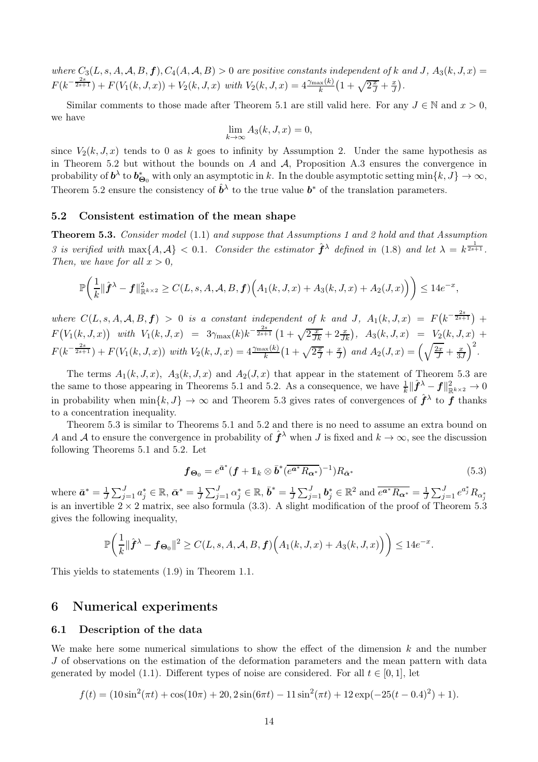*where* $C_3(L, s, A, \mathcal{A}, B, \boldsymbol{f}), C_4(A, \mathcal{A}, B) > 0$ *are positive constants independent of* $k$ *and* $J$*,* $A_3(k, J, x) = F(k^{-\frac{2s}{2s+1}}) + F(V_1(k, J, x)) + V_2(k, J, x)$ *with* $V_2(k, J, x) = 4\frac{\gamma_{\max}(k)}{k}\big(1 + \sqrt{2\frac{x}{J}} + \frac{x}{J}\big)$*.*

Similar comments to those made after Theorem 5.1 are still valid here. For any $J \in \mathbb{N}$ and $x > 0$, we have

$$\lim_{k\to\infty} A_3(k, J, x) = 0,$$

since $V_2(k, J, x)$ tends to 0 as $k$ goes to infinity by Assumption 2. Under the same hypothesis as in Theorem 5.2 but without the bounds on $A$ and $\mathcal{A}$, Proposition A.3 ensures the convergence in probability of $\boldsymbol{b}^\lambda$ to $\boldsymbol{b}^*_{\boldsymbol{\Theta}_0}$ with only an asymptotic in $k$. In the double asymptotic setting $\min\{k, J\} \to \infty$, Theorem 5.2 ensure the consistency of $\hat{\boldsymbol{b}}^\lambda$ to the true value $\boldsymbol{b}^*$ of the translation parameters.

### 5.2 Consistent estimation of the mean shape

**Theorem 5.3.** *Consider model* (1.1) *and suppose that Assumptions 1 and 2 hold and that Assumption 3 is verified with* $\max\{A, \mathcal{A}\} < 0.1$*. Consider the estimator* $\hat{\boldsymbol{f}}^\lambda$ *defined in* (1.8) *and let* $\lambda = k^{\frac{1}{2s+1}}$*. Then, we have for all* $x > 0$*,*

$$\mathbb{P}\bigg(\frac{1}{k}\|\hat{\boldsymbol{f}}^\lambda - \boldsymbol{f}\|^2_{\mathbb{R}^{k\times 2}} \geq C(L, s, A, \mathcal{A}, B, \boldsymbol{f})\Big(A_1(k, J, x) + A_3(k, J, x) + A_2(J, x)\Big)\bigg) \leq 14e^{-x},$$

*where* $C(L, s, A, \mathcal{A}, B, \boldsymbol{f}) > 0$ *is a constant independent of* $k$ *and* $J$*,* $A_1(k, J, x) = F\big(k^{-\frac{2s}{2s+1}}\big) + F\big(V_1(k, J, x)\big)$ *with* $V_1(k, J, x) = 3\gamma_{\max}(k)k^{-\frac{2s}{2s+1}}\big(1 + \sqrt{2\frac{x}{Jk}} + 2\frac{x}{Jk}\big)$*,* $A_3(k, J, x) = V_2(k, J, x) + F(k^{-\frac{2s}{2s+1}}) + F(V_1(k, J, x))$ *with* $V_2(k, J, x) = 4\frac{\gamma_{\max}(k)}{k}\big(1 + \sqrt{2\frac{x}{J}} + \frac{x}{J}\big)$ *and* $A_2(J, x) = \Big(\sqrt{\frac{2x}{J}} + \frac{x}{3J}\Big)^2$*.*

The terms $A_1(k, J, x)$, $A_3(k, J, x)$ and $A_2(J, x)$ that appear in the statement of Theorem 5.3 are the same to those appearing in Theorems 5.1 and 5.2. As a consequence, we have $\frac{1}{k}\|\hat{\boldsymbol{f}}^\lambda - \boldsymbol{f}\|^2_{\mathbb{R}^{k\times 2}} \to 0$ in probability when $\min\{k, J\} \to \infty$ and Theorem 5.3 gives rates of convergences of $\hat{\boldsymbol{f}}^\lambda$ to $\boldsymbol{f}$ thanks to a concentration inequality.

Theorem 5.3 is similar to Theorems 5.1 and 5.2 and there is no need to assume an extra bound on $A$ and $\mathcal{A}$ to ensure the convergence in probability of $\hat{\boldsymbol{f}}^\lambda$ when $J$ is fixed and $k \to \infty$, see the discussion following Theorems 5.1 and 5.2. Let

$$\boldsymbol{f}_{\boldsymbol{\Theta}_0} = e^{\bar{\boldsymbol{a}}^*}(\boldsymbol{f} + \mathbb{1}_k \otimes \bar{\boldsymbol{b}}^*(\overline{e^{\boldsymbol{a}^*}R_{\boldsymbol{\alpha}^*}})^{-1})R_{\bar{\boldsymbol{\alpha}}^*} \tag{5.3}$$

where $\bar{\boldsymbol{a}}^* = \frac{1}{J}\sum_{j=1}^J a_j^* \in \mathbb{R}$, $\bar{\boldsymbol{\alpha}}^* = \frac{1}{J}\sum_{j=1}^J \alpha_j^* \in \mathbb{R}$, $\bar{\boldsymbol{b}}^* = \frac{1}{J}\sum_{j=1}^J \boldsymbol{b}_j^* \in \mathbb{R}^2$ and $\overline{e^{\boldsymbol{a}^*}R_{\boldsymbol{\alpha}^*}} = \frac{1}{J}\sum_{j=1}^J e^{a_j^*}R_{\alpha_j^*}$ is an invertible $2\times 2$ matrix, see also formula (3.3). A slight modification of the proof of Theorem 5.3 gives the following inequality,

$$\mathbb{P}\bigg(\frac{1}{k}\|\hat{\boldsymbol{f}}^\lambda - \boldsymbol{f}_{\boldsymbol{\Theta}_0}\|^2 \geq C(L, s, A, \mathcal{A}, B, \boldsymbol{f})\Big(A_1(k, J, x) + A_3(k, J, x)\Big)\bigg) \leq 14e^{-x}.$$

This yields to statements (1.9) in Theorem 1.1.

## 6 Numerical experiments

### 6.1 Description of the data

We make here some numerical simulations to show the effect of the dimension $k$ and the number $J$ of observations on the estimation of the deformation parameters and the mean pattern with data generated by model (1.1). Different types of noise are considered. For all $t \in [0, 1]$, let

$$f(t) = (10\sin^2(\pi t) + \cos(10\pi) + 20, 2\sin(6\pi t) - 11\sin^2(\pi t) + 12\exp(-25(t - 0.4)^2) + 1).$$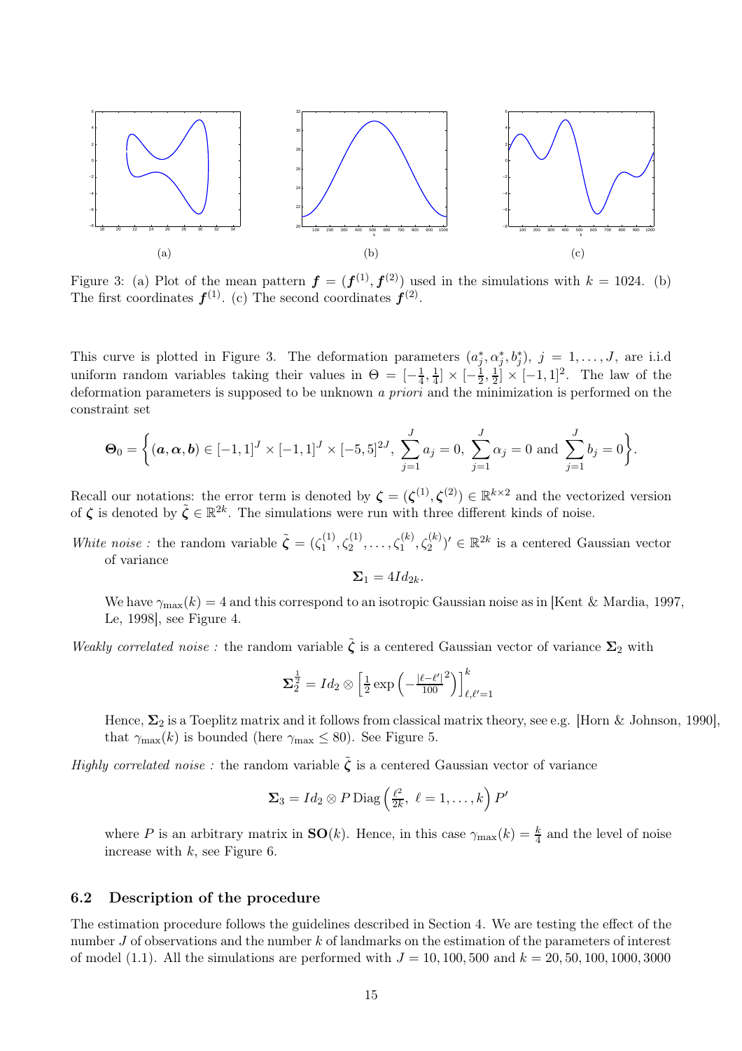Figure 3: (a) Plot of the mean pattern $\boldsymbol{f} = (\boldsymbol{f}^{(1)}, \boldsymbol{f}^{(2)})$ used in the simulations with $k = 1024$. (b) The first coordinates $\boldsymbol{f}^{(1)}$. (c) The second coordinates $\boldsymbol{f}^{(2)}$.

This curve is plotted in Figure 3. The deformation parameters $(a_j^*, \alpha_j^*, b_j^*)$, $j = 1, \ldots, J$, are i.i.d uniform random variables taking their values in $\Theta = [-\frac{1}{4}, \frac{1}{4}] \times [-\frac{1}{2}, \frac{1}{2}] \times [-1, 1]^2$. The law of the deformation parameters is supposed to be unknown *a priori* and the minimization is performed on the constraint set

$$\boldsymbol{\Theta}_0 = \left\{ (\boldsymbol{a}, \boldsymbol{\alpha}, \boldsymbol{b}) \in [-1,1]^J \times [-1,1]^J \times [-5,5]^{2J},\ \sum_{j=1}^{J} a_j = 0,\ \sum_{j=1}^{J} \alpha_j = 0 \text{ and } \sum_{j=1}^{J} b_j = 0 \right\}.$$

Recall our notations: the error term is denoted by $\boldsymbol{\zeta} = (\boldsymbol{\zeta}^{(1)}, \boldsymbol{\zeta}^{(2)}) \in \mathbb{R}^{k \times 2}$ and the vectorized version of $\boldsymbol{\zeta}$ is denoted by $\tilde{\boldsymbol{\zeta}} \in \mathbb{R}^{2k}$. The simulations were run with three different kinds of noise.

*White noise :* the random variable $\tilde{\boldsymbol{\zeta}} = (\zeta_1^{(1)}, \zeta_2^{(1)}, \ldots, \zeta_1^{(k)}, \zeta_2^{(k)})' \in \mathbb{R}^{2k}$ is a centered Gaussian vector of variance

$$\boldsymbol{\Sigma}_1 = 4Id_{2k}.$$

We have $\gamma_{\max}(k) = 4$ and this correspond to an isotropic Gaussian noise as in [Kent & Mardia, 1997, Le, 1998], see Figure 4.

*Weakly correlated noise :* the random variable $\tilde{\boldsymbol{\zeta}}$ is a centered Gaussian vector of variance $\boldsymbol{\Sigma}_2$ with

$$\boldsymbol{\Sigma}_2^{\frac{1}{2}} = Id_2 \otimes \left[ \tfrac{1}{2} \exp\left( -\tfrac{|\ell - \ell'|^2}{100} \right) \right]_{\ell, \ell'=1}^{k}$$

Hence, $\boldsymbol{\Sigma}_2$ is a Toeplitz matrix and it follows from classical matrix theory, see e.g. [Horn & Johnson, 1990], that $\gamma_{\max}(k)$ is bounded (here $\gamma_{\max} \leq 80$). See Figure 5.

*Highly correlated noise :* the random variable $\tilde{\boldsymbol{\zeta}}$ is a centered Gaussian vector of variance

$$\boldsymbol{\Sigma}_3 = Id_2 \otimes P \, \mathrm{Diag}\left( \tfrac{\ell^2}{2k},\ \ell = 1, \ldots, k \right) P'$$

where $P$ is an arbitrary matrix in $\mathbf{SO}(k)$. Hence, in this case $\gamma_{\max}(k) = \frac{k}{4}$ and the level of noise increase with $k$, see Figure 6.

### 6.2 Description of the procedure

The estimation procedure follows the guidelines described in Section 4. We are testing the effect of the number $J$ of observations and the number $k$ of landmarks on the estimation of the parameters of interest of model (1.1). All the simulations are performed with $J = 10, 100, 500$ and $k = 20, 50, 100, 1000, 3000$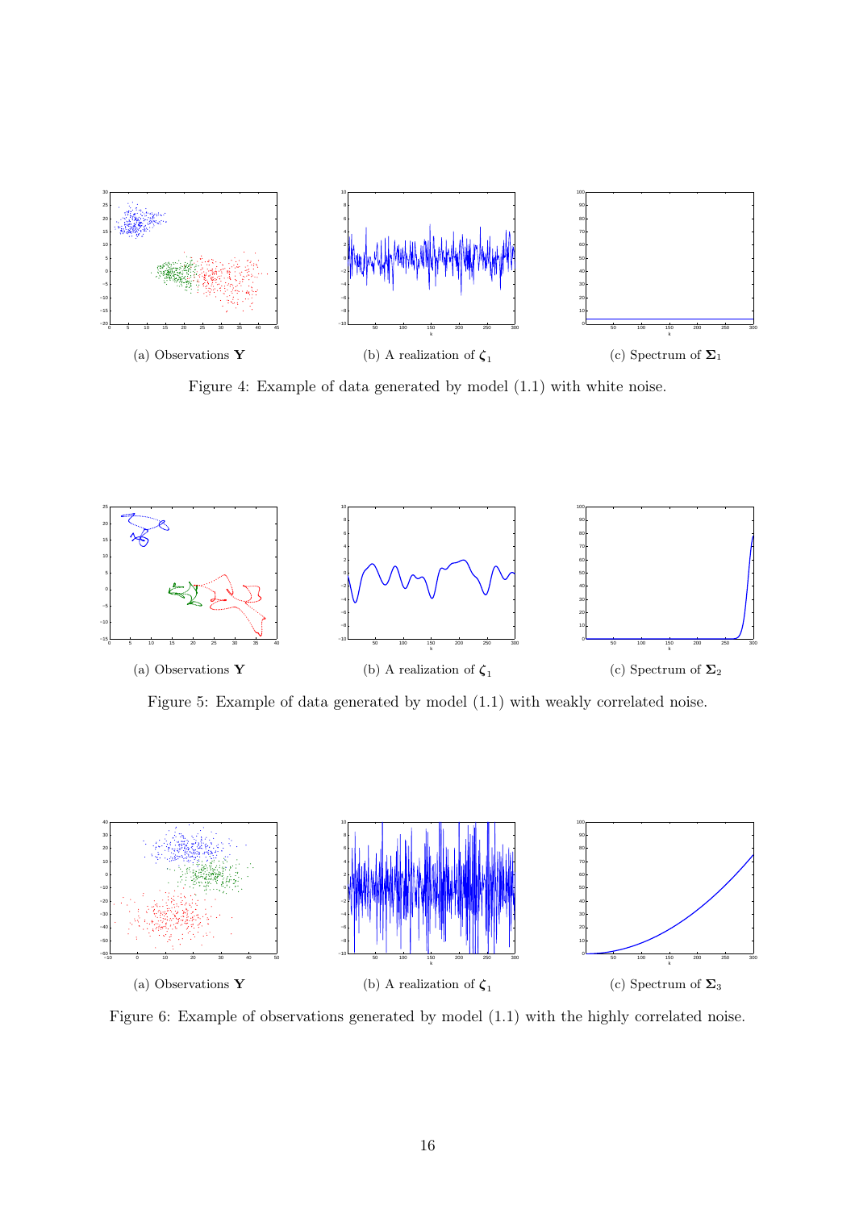(a) Observations $\mathbf{Y}$

(b) A realization of $\boldsymbol{\zeta}_1$

(c) Spectrum of $\boldsymbol{\Sigma}_1$

Figure 4: Example of data generated by model (1.1) with white noise.

(a) Observations $\mathbf{Y}$

(b) A realization of $\boldsymbol{\zeta}_1$

(c) Spectrum of $\boldsymbol{\Sigma}_2$

Figure 5: Example of data generated by model (1.1) with weakly correlated noise.

(a) Observations $\mathbf{Y}$

(b) A realization of $\boldsymbol{\zeta}_1$

(c) Spectrum of $\boldsymbol{\Sigma}_3$

Figure 6: Example of observations generated by model (1.1) with the highly correlated noise.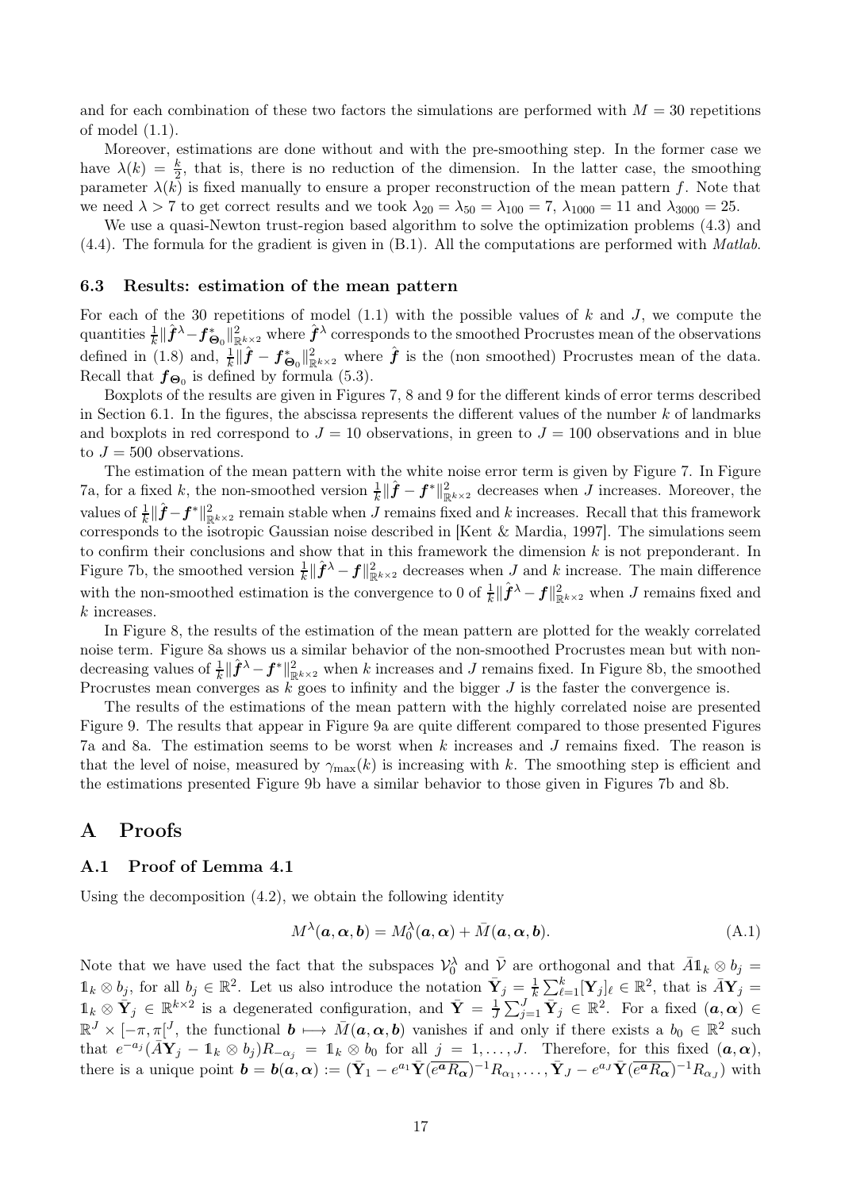and for each combination of these two factors the simulations are performed with $M = 30$ repetitions of model (1.1).

Moreover, estimations are done without and with the pre-smoothing step. In the former case we have $\lambda(k) = \frac{k}{2}$, that is, there is no reduction of the dimension. In the latter case, the smoothing parameter $\lambda(k)$ is fixed manually to ensure a proper reconstruction of the mean pattern $f$. Note that we need $\lambda > 7$ to get correct results and we took $\lambda_{20} = \lambda_{50} = \lambda_{100} = 7$, $\lambda_{1000} = 11$ and $\lambda_{3000} = 25$.

We use a quasi-Newton trust-region based algorithm to solve the optimization problems (4.3) and (4.4). The formula for the gradient is given in (B.1). All the computations are performed with *Matlab*.

### 6.3 Results: estimation of the mean pattern

For each of the 30 repetitions of model (1.1) with the possible values of $k$ and $J$, we compute the quantities $\frac{1}{k}\|\hat{\boldsymbol{f}}^\lambda - \boldsymbol{f}^*_{\boldsymbol{\Theta}_0}\|^2_{\mathbb{R}^{k\times 2}}$ where $\hat{\boldsymbol{f}}^\lambda$ corresponds to the smoothed Procrustes mean of the observations defined in (1.8) and, $\frac{1}{k}\|\hat{\boldsymbol{f}} - \boldsymbol{f}^*_{\boldsymbol{\Theta}_0}\|^2_{\mathbb{R}^{k\times 2}}$ where $\hat{\boldsymbol{f}}$ is the (non smoothed) Procrustes mean of the data. Recall that $\boldsymbol{f}_{\boldsymbol{\Theta}_0}$ is defined by formula (5.3).

Boxplots of the results are given in Figures 7, 8 and 9 for the different kinds of error terms described in Section 6.1. In the figures, the abscissa represents the different values of the number $k$ of landmarks and boxplots in red correspond to $J = 10$ observations, in green to $J = 100$ observations and in blue to $J = 500$ observations.

The estimation of the mean pattern with the white noise error term is given by Figure 7. In Figure 7a, for a fixed $k$, the non-smoothed version $\frac{1}{k}\|\hat{\boldsymbol{f}} - \boldsymbol{f}^*\|^2_{\mathbb{R}^{k\times 2}}$ decreases when $J$ increases. Moreover, the values of $\frac{1}{k}\|\hat{\boldsymbol{f}} - \boldsymbol{f}^*\|^2_{\mathbb{R}^{k\times 2}}$ remain stable when $J$ remains fixed and $k$ increases. Recall that this framework corresponds to the isotropic Gaussian noise described in [Kent & Mardia, 1997]. The simulations seem to confirm their conclusions and show that in this framework the dimension $k$ is not preponderant. In Figure 7b, the smoothed version $\frac{1}{k}\|\hat{\boldsymbol{f}}^\lambda - \boldsymbol{f}\|^2_{\mathbb{R}^{k\times 2}}$ decreases when $J$ and $k$ increase. The main difference with the non-smoothed estimation is the convergence to 0 of $\frac{1}{k}\|\hat{\boldsymbol{f}}^\lambda - \boldsymbol{f}\|^2_{\mathbb{R}^{k\times 2}}$ when $J$ remains fixed and $k$ increases.

In Figure 8, the results of the estimation of the mean pattern are plotted for the weakly correlated noise term. Figure 8a shows us a similar behavior of the non-smoothed Procrustes mean but with non-decreasing values of $\frac{1}{k}\|\hat{\boldsymbol{f}}^\lambda - \boldsymbol{f}^*\|^2_{\mathbb{R}^{k\times 2}}$ when $k$ increases and $J$ remains fixed. In Figure 8b, the smoothed Procrustes mean converges as $k$ goes to infinity and the bigger $J$ is the faster the convergence is.

The results of the estimations of the mean pattern with the highly correlated noise are presented Figure 9. The results that appear in Figure 9a are quite different compared to those presented Figures 7a and 8a. The estimation seems to be worst when $k$ increases and $J$ remains fixed. The reason is that the level of noise, measured by $\gamma_{\max}(k)$ is increasing with $k$. The smoothing step is efficient and the estimations presented Figure 9b have a similar behavior to those given in Figures 7b and 8b.

## A Proofs

### A.1 Proof of Lemma 4.1

Using the decomposition (4.2), we obtain the following identity

$$M^\lambda(\boldsymbol{a}, \boldsymbol{\alpha}, \boldsymbol{b}) = M_0^\lambda(\boldsymbol{a}, \boldsymbol{\alpha}) + \bar{M}(\boldsymbol{a}, \boldsymbol{\alpha}, \boldsymbol{b}). \tag{A.1}$$

Note that we have used the fact that the subspaces $\mathcal{V}_0^\lambda$ and $\bar{\mathcal{V}}$ are orthogonal and that $\bar{A}\mathbb{1}_k \otimes b_j = \mathbb{1}_k \otimes b_j$, for all $b_j \in \mathbb{R}^2$. Let us also introduce the notation $\bar{\mathbf{Y}}_j = \frac{1}{k}\sum_{\ell=1}^k [\mathbf{Y}_j]_\ell \in \mathbb{R}^2$, that is $\bar{A}\mathbf{Y}_j = \mathbb{1}_k \otimes \bar{\mathbf{Y}}_j \in \mathbb{R}^{k\times 2}$ is a degenerated configuration, and $\bar{\mathbf{Y}} = \frac{1}{J}\sum_{j=1}^J \bar{\mathbf{Y}}_j \in \mathbb{R}^2$. For a fixed $(\boldsymbol{a}, \boldsymbol{\alpha}) \in \mathbb{R}^J \times [-\pi, \pi[^J$, the functional $\boldsymbol{b} \longmapsto \bar{M}(\boldsymbol{a}, \boldsymbol{\alpha}, \boldsymbol{b})$ vanishes if and only if there exists a $b_0 \in \mathbb{R}^2$ such that $e^{-a_j}(\bar{A}\mathbf{Y}_j - \mathbb{1}_k \otimes b_j)R_{-\alpha_j} = \mathbb{1}_k \otimes b_0$ for all $j = 1, \ldots, J$. Therefore, for this fixed $(\boldsymbol{a}, \boldsymbol{\alpha})$, there is a unique point $\boldsymbol{b} = \boldsymbol{b}(\boldsymbol{a}, \boldsymbol{\alpha}) := (\bar{\mathbf{Y}}_1 - e^{a_1}\bar{\mathbf{Y}}(\overline{e^{\boldsymbol{a}}R_{\boldsymbol{\alpha}}})^{-1}R_{\alpha_1}, \ldots, \bar{\mathbf{Y}}_J - e^{a_J}\bar{\mathbf{Y}}(\overline{e^{\boldsymbol{a}}R_{\boldsymbol{\alpha}}})^{-1}R_{\alpha_J})$ with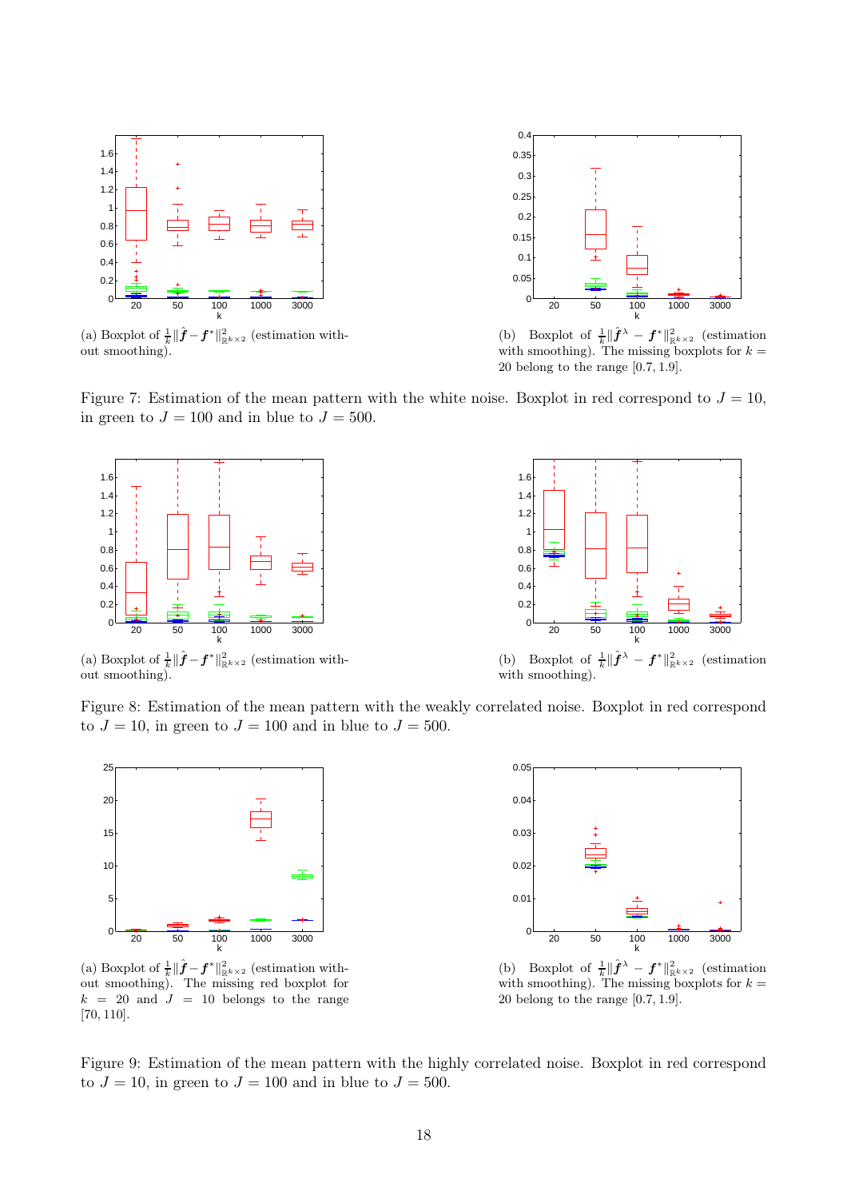(a) Boxplot of $\frac{1}{k}\|\hat{\boldsymbol{f}} - \boldsymbol{f}^*\|^2_{\mathbb{R}^{k\times 2}}$ (estimation without smoothing).

(b) Boxplot of $\frac{1}{k}\|\hat{\boldsymbol{f}}^\lambda - \boldsymbol{f}^*\|^2_{\mathbb{R}^{k\times 2}}$ (estimation with smoothing). The missing boxplots for $k = 20$ belong to the range $[0.7, 1.9]$.

Figure 7: Estimation of the mean pattern with the white noise. Boxplot in red correspond to $J = 10$, in green to $J = 100$ and in blue to $J = 500$.

(a) Boxplot of $\frac{1}{k}\|\hat{\boldsymbol{f}} - \boldsymbol{f}^*\|^2_{\mathbb{R}^{k\times 2}}$ (estimation without smoothing).

(b) Boxplot of $\frac{1}{k}\|\hat{\boldsymbol{f}}^\lambda - \boldsymbol{f}^*\|^2_{\mathbb{R}^{k\times 2}}$ (estimation with smoothing).

Figure 8: Estimation of the mean pattern with the weakly correlated noise. Boxplot in red correspond to $J = 10$, in green to $J = 100$ and in blue to $J = 500$.

(a) Boxplot of $\frac{1}{k}\|\hat{\boldsymbol{f}} - \boldsymbol{f}^*\|^2_{\mathbb{R}^{k\times 2}}$ (estimation without smoothing). The missing red boxplot for $k = 20$ and $J = 10$ belongs to the range $[70, 110]$.

(b) Boxplot of $\frac{1}{k}\|\hat{\boldsymbol{f}}^\lambda - \boldsymbol{f}^*\|^2_{\mathbb{R}^{k\times 2}}$ (estimation with smoothing). The missing boxplots for $k = 20$ belong to the range $[0.7, 1.9]$.

Figure 9: Estimation of the mean pattern with the highly correlated noise. Boxplot in red correspond to $J = 10$, in green to $J = 100$ and in blue to $J = 500$.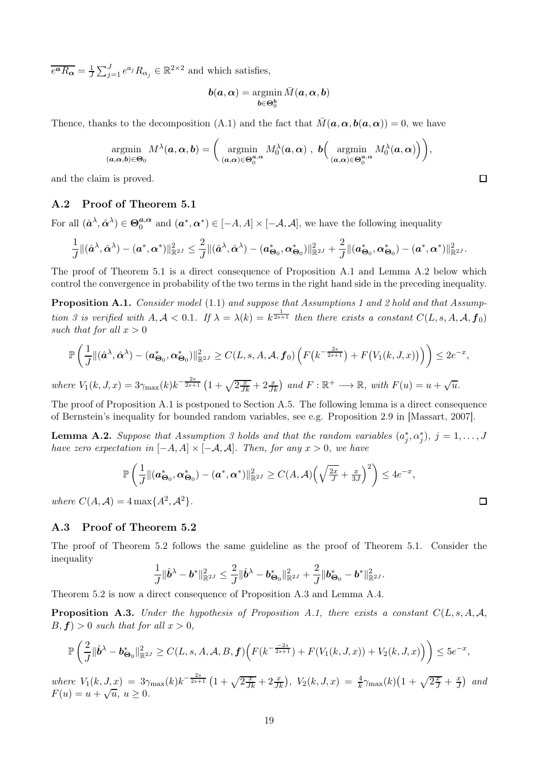$\overline{e^{\boldsymbol{a}} R_{\boldsymbol{\alpha}}} = \frac{1}{J}\sum_{j=1}^{J} e^{a_j} R_{\alpha_j} \in \mathbb{R}^{2\times 2}$ and which satisfies,

$$\boldsymbol{b}(\boldsymbol{a},\boldsymbol{\alpha}) = \underset{\boldsymbol{b}\in\boldsymbol{\Theta}_0^{\boldsymbol{b}}}{\operatorname{argmin}}\, \bar{M}(\boldsymbol{a},\boldsymbol{\alpha},\boldsymbol{b})$$

Thence, thanks to the decomposition (A.1) and the fact that $\bar{M}(\boldsymbol{a},\boldsymbol{\alpha},\boldsymbol{b}(\boldsymbol{a},\boldsymbol{\alpha})) = 0$, we have

$$\underset{(\boldsymbol{a},\boldsymbol{\alpha},\boldsymbol{b})\in\boldsymbol{\Theta}_0}{\operatorname{argmin}}\, M^{\lambda}(\boldsymbol{a},\boldsymbol{\alpha},\boldsymbol{b}) = \left( \underset{(\boldsymbol{a},\boldsymbol{\alpha})\in\boldsymbol{\Theta}_0^{\boldsymbol{a},\boldsymbol{\alpha}}}{\operatorname{argmin}}\, M_0^{\lambda}(\boldsymbol{a},\boldsymbol{\alpha}) \ , \ \boldsymbol{b}\Big( \underset{(\boldsymbol{a},\boldsymbol{\alpha})\in\boldsymbol{\Theta}_0^{\boldsymbol{a},\boldsymbol{\alpha}}}{\operatorname{argmin}}\, M_0^{\lambda}(\boldsymbol{a},\boldsymbol{\alpha})\Big)\right),$$

and the claim is proved. □

## A.2 Proof of Theorem 5.1

For all $(\hat{\boldsymbol{a}}^{\lambda},\hat{\boldsymbol{\alpha}}^{\lambda}) \in \boldsymbol{\Theta}_0^{\boldsymbol{a},\boldsymbol{\alpha}}$ and $(\boldsymbol{a}^*,\boldsymbol{\alpha}^*) \in [-A,A]\times[-\mathcal{A},\mathcal{A}]$, we have the following inequality

$$\frac{1}{J}\|(\hat{\boldsymbol{a}}^{\lambda},\hat{\boldsymbol{\alpha}}^{\lambda}) - (\boldsymbol{a}^*,\boldsymbol{\alpha}^*)\|^2_{\mathbb{R}^{2J}} \le \frac{2}{J}\|(\hat{\boldsymbol{a}}^{\lambda},\hat{\boldsymbol{\alpha}}^{\lambda}) - (\boldsymbol{a}^*_{\boldsymbol{\Theta}_0},\boldsymbol{\alpha}^*_{\boldsymbol{\Theta}_0})\|^2_{\mathbb{R}^{2J}} + \frac{2}{J}\|(\boldsymbol{a}^*_{\boldsymbol{\Theta}_0},\boldsymbol{\alpha}^*_{\boldsymbol{\Theta}_0}) - (\boldsymbol{a}^*,\boldsymbol{\alpha}^*)\|^2_{\mathbb{R}^{2J}}.$$

The proof of Theorem 5.1 is a direct consequence of Proposition A.1 and Lemma A.2 below which control the convergence in probability of the two terms in the right hand side in the preceding inequality.

**Proposition A.1.** *Consider model* (1.1) *and suppose that Assumptions 1 and 2 hold and that Assumption 3 is verified with $A,\mathcal{A} < 0.1$. If $\lambda = \lambda(k) = k^{\frac{1}{2s+1}}$ then there exists a constant $C(L,s,A,\mathcal{A},\boldsymbol{f}_0)$ such that for all $x > 0$*

$$\mathbb{P}\left(\frac{1}{J}\|(\hat{\boldsymbol{a}}^{\lambda},\hat{\boldsymbol{\alpha}}^{\lambda}) - (\boldsymbol{a}^*_{\boldsymbol{\Theta}_0},\boldsymbol{\alpha}^*_{\boldsymbol{\Theta}_0})\|^2_{\mathbb{R}^{2J}} \ge C(L,s,A,\mathcal{A},\boldsymbol{f}_0)\left(F\big(k^{-\frac{2s}{2s+1}}\big) + F\big(V_1(k,J,x)\big)\right)\right) \le 2e^{-x},$$

*where $V_1(k,J,x) = 3\gamma_{\max}(k)k^{-\frac{2s}{2s+1}}\left(1+\sqrt{2\frac{x}{Jk}}+2\frac{x}{Jk}\right)$ and $F:\mathbb{R}^+ \longrightarrow \mathbb{R}$, with $F(u) = u + \sqrt{u}$.*

The proof of Proposition A.1 is postponed to Section A.5. The following lemma is a direct consequence of Bernstein's inequality for bounded random variables, see e.g. Proposition 2.9 in [Massart, 2007].

**Lemma A.2.** *Suppose that Assumption 3 holds and that the random variables $(a^*_j,\alpha^*_j)$, $j = 1,\ldots,J$ have zero expectation in $[-A,A]\times[-\mathcal{A},\mathcal{A}]$. Then, for any $x > 0$, we have*

$$\mathbb{P}\left(\frac{1}{J}\|(\boldsymbol{a}^*_{\boldsymbol{\Theta}_0},\boldsymbol{\alpha}^*_{\boldsymbol{\Theta}_0}) - (\boldsymbol{a}^*,\boldsymbol{\alpha}^*)\|^2_{\mathbb{R}^{2J}} \ge C(A,\mathcal{A})\Big(\sqrt{\tfrac{2x}{J}} + \tfrac{x}{3J}\Big)^2\right) \le 4e^{-x},$$

*where $C(A,\mathcal{A}) = 4\max\{A^2,\mathcal{A}^2\}$.* □

## A.3 Proof of Theorem 5.2

The proof of Theorem 5.2 follows the same guideline as the proof of Theorem 5.1. Consider the inequality

$$\frac{1}{J}\|\hat{\boldsymbol{b}}^{\lambda} - \boldsymbol{b}^*\|^2_{\mathbb{R}^{2J}} \le \frac{2}{J}\|\hat{\boldsymbol{b}}^{\lambda} - \boldsymbol{b}^*_{\boldsymbol{\Theta}_0}\|^2_{\mathbb{R}^{2J}} + \frac{2}{J}\|\boldsymbol{b}^*_{\boldsymbol{\Theta}_0} - \boldsymbol{b}^*\|^2_{\mathbb{R}^{2J}}.$$

Theorem 5.2 is now a direct consequence of Proposition A.3 and Lemma A.4.

**Proposition A.3.** *Under the hypothesis of Proposition A.1, there exists a constant $C(L,s,A,\mathcal{A},B,\boldsymbol{f}) > 0$ such that for all $x > 0$,*

$$\mathbb{P}\left(\frac{2}{J}\|\hat{\boldsymbol{b}}^{\lambda} - \boldsymbol{b}^*_{\boldsymbol{\Theta}_0}\|^2_{\mathbb{R}^{2J}} \ge C(L,s,A,\mathcal{A},B,\boldsymbol{f})\Big(F(k^{\frac{-2s}{2s+1}}) + F(V_1(k,J,x)) + V_2(k,J,x)\Big)\right) \le 5e^{-x},$$

*where $V_1(k,J,x) = 3\gamma_{\max}(k)k^{-\frac{2s}{2s+1}}\left(1+\sqrt{2\frac{x}{Jk}}+2\frac{x}{Jk}\right)$, $V_2(k,J,x) = \frac{4}{k}\gamma_{\max}(k)\big(1+\sqrt{2\frac{x}{J}}+\frac{x}{J}\big)$ and $F(u) = u+\sqrt{u}$, $u \ge 0$.*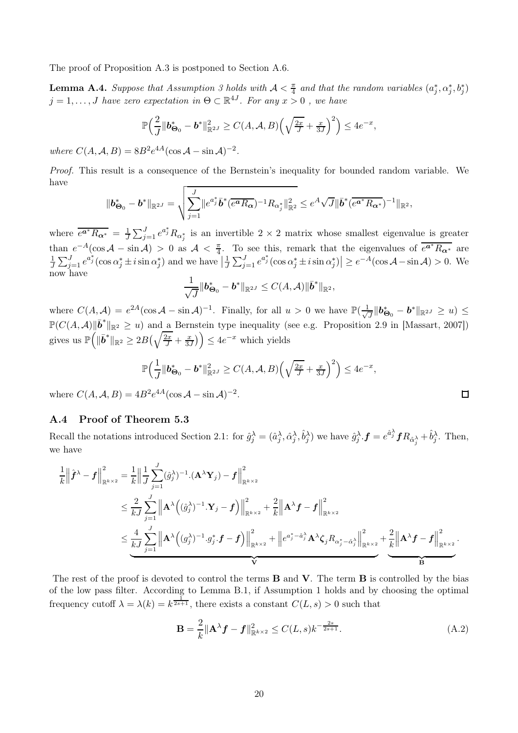The proof of Proposition A.3 is postponed to Section A.6.

**Lemma A.4.** *Suppose that Assumption 3 holds with $\mathcal{A} < \frac{\pi}{4}$ and that the random variables $(a^*_j, \alpha^*_j, b^*_j)$ $j = 1, \dots, J$ have zero expectation in $\Theta \subset \mathbb{R}^{4J}$. For any $x > 0$ , we have*

$$\mathbb{P}\Big(\frac{2}{J}\|\boldsymbol{b}^*_{\boldsymbol{\Theta}_0} - \boldsymbol{b}^*\|^2_{\mathbb{R}^{2J}} \geq C(A, \mathcal{A}, B)\Big(\sqrt{\tfrac{2x}{J}} + \tfrac{x}{3J}\Big)^2\Big) \leq 4e^{-x},$$

*where $C(A, \mathcal{A}, B) = 8B^2 e^{4A}(\cos\mathcal{A} - \sin\mathcal{A})^{-2}$.*

*Proof.* This result is a consequence of the Bernstein's inequality for bounded random variable. We have

$$\|\boldsymbol{b}^*_{\boldsymbol{\Theta}_0} - \boldsymbol{b}^*\|_{\mathbb{R}^{2J}} = \sqrt{\sum_{j=1}^{J} \|e^{a^*_j}\bar{\boldsymbol{b}}^*(\overline{e^{\boldsymbol{a}} R_{\boldsymbol{\alpha}}})^{-1} R_{\alpha^*_j}\|^2_{\mathbb{R}^2}} \leq e^A\sqrt{J}\|\bar{\boldsymbol{b}}^*(\overline{e^{\boldsymbol{a}^*} R_{\boldsymbol{\alpha}^*}})^{-1}\|_{\mathbb{R}^2},$$

where $\overline{e^{\boldsymbol{a}^*} R_{\boldsymbol{\alpha}^*}} = \frac{1}{J}\sum_{j=1}^{J} e^{a^*_j} R_{\alpha^*_j}$ is an invertible $2 \times 2$ matrix whose smallest eigenvalue is greater than $e^{-A}(\cos\mathcal{A} - \sin\mathcal{A}) > 0$ as $\mathcal{A} < \frac{\pi}{4}$. To see this, remark that the eigenvalues of $\overline{e^{\boldsymbol{a}^*} R_{\boldsymbol{\alpha}^*}}$ are $\frac{1}{J}\sum_{j=1}^{J} e^{a^*_j}(\cos\alpha^*_j \pm i \sin\alpha^*_j)$ and we have $\big|\frac{1}{J}\sum_{j=1}^{J} e^{a^*_j}(\cos\alpha^*_j \pm i\sin\alpha^*_j)\big| \geq e^{-A}(\cos\mathcal{A} - \sin\mathcal{A}) > 0$. We now have

$$\frac{1}{\sqrt{J}}\|\boldsymbol{b}^*_{\boldsymbol{\Theta}_0} - \boldsymbol{b}^*\|_{\mathbb{R}^{2J}} \leq C(A, \mathcal{A})\|\bar{\boldsymbol{b}}^*\|_{\mathbb{R}^2},$$

where $C(A, \mathcal{A}) = e^{2A}(\cos\mathcal{A} - \sin\mathcal{A})^{-1}$. Finally, for all $u > 0$ we have $\mathbb{P}(\frac{1}{\sqrt{J}}\|\boldsymbol{b}^*_{\boldsymbol{\Theta}_0} - \boldsymbol{b}^*\|_{\mathbb{R}^{2J}} \geq u) \leq \mathbb{P}(C(A, \mathcal{A})\|\bar{\boldsymbol{b}}^*\|_{\mathbb{R}^2} \geq u)$ and a Bernstein type inequality (see e.g. Proposition 2.9 in [Massart, 2007]) gives us $\mathbb{P}\Big(\|\bar{\boldsymbol{b}}^*\|_{\mathbb{R}^2} \geq 2B\big(\sqrt{\frac{2x}{J}} + \frac{x}{3J}\big)\Big) \leq 4e^{-x}$ which yields

$$\mathbb{P}\Big(\frac{1}{J}\|\boldsymbol{b}^*_{\boldsymbol{\Theta}_0} - \boldsymbol{b}^*\|^2_{\mathbb{R}^{2J}} \geq C(A, \mathcal{A}, B)\Big(\sqrt{\tfrac{2x}{J}} + \tfrac{x}{3J}\Big)^2\Big) \leq 4e^{-x},$$

where $C(A, \mathcal{A}, B) = 4B^2 e^{4A}(\cos\mathcal{A} - \sin\mathcal{A})^{-2}$. ∎

### A.4 Proof of Theorem 5.3

Recall the notations introduced Section 2.1: for $\hat{g}^\lambda_j = (\hat{a}^\lambda_j, \hat{\alpha}^\lambda_j, \hat{b}^\lambda_j)$ we have $\hat{g}^\lambda_j.\boldsymbol{f} = e^{\hat{a}^\lambda_j}\boldsymbol{f} R_{\hat{\alpha}^\lambda_j} + \hat{b}^\lambda_j$. Then, we have

$$\begin{aligned}
\frac{1}{k}\Big\|\hat{\boldsymbol{f}}^\lambda - \boldsymbol{f}\Big\|^2_{\mathbb{R}^{k\times 2}} &= \frac{1}{k}\Big\|\frac{1}{J}\sum_{j=1}^{J}(\hat{g}^\lambda_j)^{-1}.(\mathbf{A}^\lambda \mathbf{Y}_j) - \boldsymbol{f}\Big\|^2_{\mathbb{R}^{k\times 2}} \\
&\leq \frac{2}{kJ}\sum_{j=1}^{J}\Big\|\mathbf{A}^\lambda\Big((\hat{g}^\lambda_j)^{-1}.\mathbf{Y}_j - \boldsymbol{f}\Big)\Big\|^2_{\mathbb{R}^{k\times 2}} + \frac{2}{k}\Big\|\mathbf{A}^\lambda\boldsymbol{f} - \boldsymbol{f}\Big\|^2_{\mathbb{R}^{k\times 2}} \\
&\leq \underbrace{\frac{4}{kJ}\sum_{j=1}^{J}\Big\|\mathbf{A}^\lambda\Big((g^\lambda_j)^{-1}.g^*_j.\boldsymbol{f} - \boldsymbol{f}\Big)\Big\|^2_{\mathbb{R}^{k\times 2}} + \Big\|e^{a^*_j - \hat{a}^\lambda_j}\mathbf{A}^\lambda\boldsymbol{\zeta}_j R_{\alpha^*_j - \hat{\alpha}^\lambda_j}\Big\|^2_{\mathbb{R}^{k\times 2}}}_{\mathbf{V}} + \underbrace{\frac{2}{k}\Big\|\mathbf{A}^\lambda\boldsymbol{f} - \boldsymbol{f}\Big\|^2_{\mathbb{R}^{k\times 2}}}_{\mathbf{B}}.
\end{aligned}$$

The rest of the proof is devoted to control the terms $\mathbf{B}$ and $\mathbf{V}$. The term $\mathbf{B}$ is controlled by the bias of the low pass filter. According to Lemma B.1, if Assumption 1 holds and by choosing the optimal frequency cutoff $\lambda = \lambda(k) = k^{\frac{1}{2s+1}}$, there exists a constant $C(L, s) > 0$ such that

$$\mathbf{B} = \frac{2}{k}\|\mathbf{A}^\lambda\boldsymbol{f} - \boldsymbol{f}\|^2_{\mathbb{R}^{k\times 2}} \leq C(L, s)k^{-\frac{2s}{2s+1}}. \tag{A.2}$$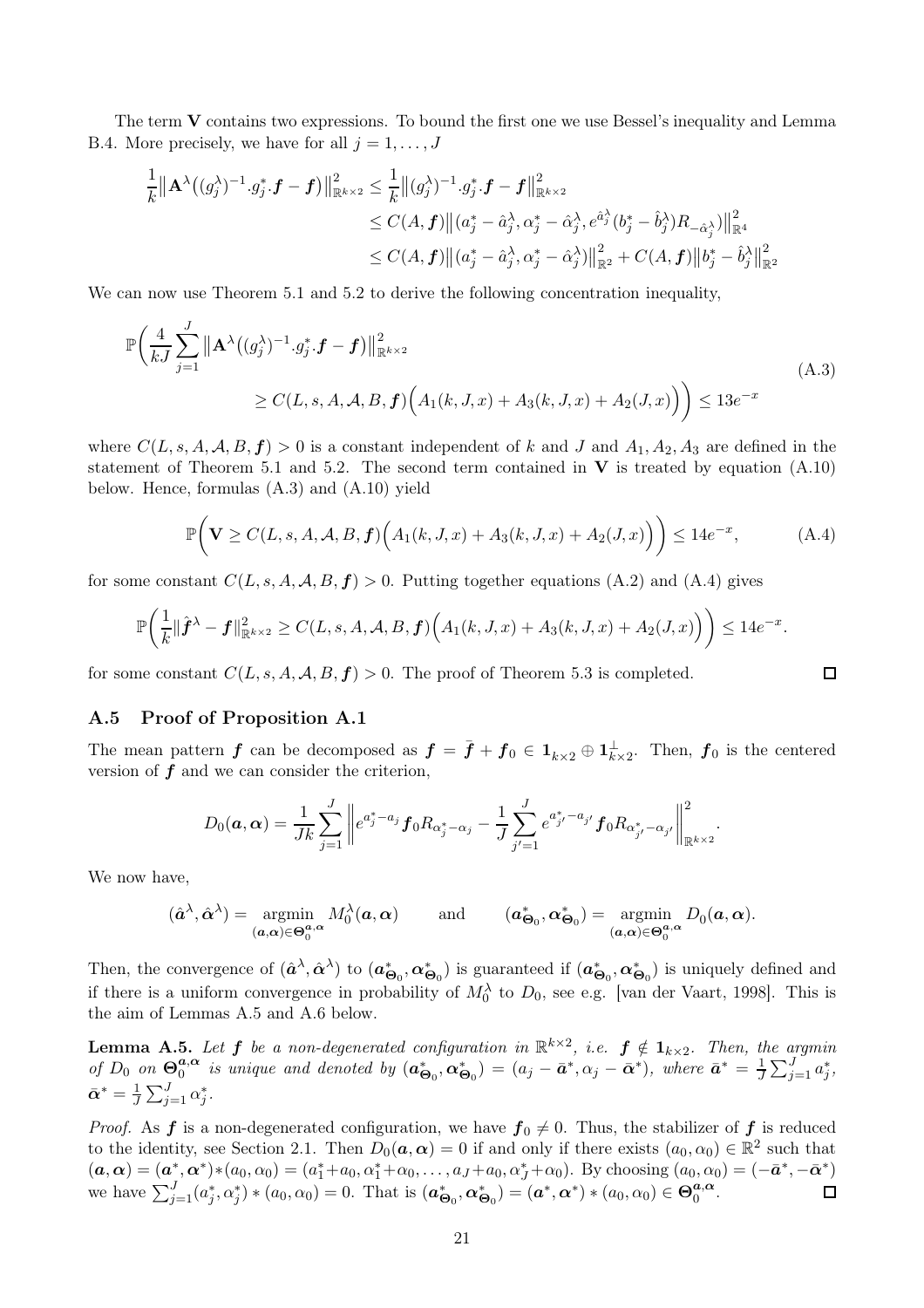The term $\mathbf{V}$ contains two expressions. To bound the first one we use Bessel's inequality and Lemma B.4. More precisely, we have for all $j = 1, \ldots, J$

$$
\begin{aligned}
\frac{1}{k}\left\| \mathbf{A}^\lambda\big((g_j^\lambda)^{-1}.g_j^*.\boldsymbol{f} - \boldsymbol{f}\big)\right\|_{\mathbb{R}^{k\times 2}}^2 &\leq \frac{1}{k}\left\|(g_j^\lambda)^{-1}.g_j^*.\boldsymbol{f} - \boldsymbol{f}\right\|_{\mathbb{R}^{k\times 2}}^2 \\
&\leq C(A,\boldsymbol{f})\left\|\big(a_j^* - \hat{a}_j^\lambda, \alpha_j^* - \hat{\alpha}_j^\lambda, e^{\hat{a}_j^\lambda}(b_j^* - \hat{b}_j^\lambda)R_{-\hat{\alpha}_j^\lambda}\big)\right\|_{\mathbb{R}^4}^2 \\
&\leq C(A,\boldsymbol{f})\left\|\big(a_j^* - \hat{a}_j^\lambda, \alpha_j^* - \hat{\alpha}_j^\lambda\big)\right\|_{\mathbb{R}^2}^2 + C(A,\boldsymbol{f})\left\|b_j^* - \hat{b}_j^\lambda\right\|_{\mathbb{R}^2}^2
\end{aligned}
$$

We can now use Theorem 5.1 and 5.2 to derive the following concentration inequality,

$$
\begin{aligned}
\mathbb{P}\bigg(\frac{4}{kJ}\sum_{j=1}^J \left\|\mathbf{A}^\lambda\big((g_j^\lambda)^{-1}.g_j^*.\boldsymbol{f} - \boldsymbol{f}\big)\right\|_{\mathbb{R}^{k\times 2}}^2 \\
\geq C(L,s,A,\mathcal{A},B,\boldsymbol{f})\Big(A_1(k,J,x) + A_3(k,J,x) + A_2(J,x)\Big)\bigg) \leq 13e^{-x}
\end{aligned}
\tag{A.3}
$$

where $C(L,s,A,\mathcal{A},B,\boldsymbol{f}) > 0$ is a constant independent of $k$ and $J$ and $A_1, A_2, A_3$ are defined in the statement of Theorem 5.1 and 5.2. The second term contained in $\mathbf{V}$ is treated by equation (A.10) below. Hence, formulas (A.3) and (A.10) yield

$$
\mathbb{P}\bigg(\mathbf{V} \geq C(L,s,A,\mathcal{A},B,\boldsymbol{f})\Big(A_1(k,J,x) + A_3(k,J,x) + A_2(J,x)\Big)\bigg) \leq 14e^{-x}, \tag{A.4}
$$

for some constant $C(L,s,A,\mathcal{A},B,\boldsymbol{f}) > 0$. Putting together equations (A.2) and (A.4) gives

$$
\mathbb{P}\bigg(\frac{1}{k}\|\hat{\boldsymbol{f}}^\lambda - \boldsymbol{f}\|_{\mathbb{R}^{k\times 2}}^2 \geq C(L,s,A,\mathcal{A},B,\boldsymbol{f})\Big(A_1(k,J,x) + A_3(k,J,x) + A_2(J,x)\Big)\bigg) \leq 14e^{-x}.
$$

for some constant $C(L,s,A,\mathcal{A},B,\boldsymbol{f}) > 0$. The proof of Theorem 5.3 is completed. $\square$

### A.5 Proof of Proposition A.1

The mean pattern $\boldsymbol{f}$ can be decomposed as $\boldsymbol{f} = \bar{\boldsymbol{f}} + \boldsymbol{f}_0 \in \mathbf{1}_{k\times 2} \oplus \mathbf{1}_{k\times 2}^\perp$. Then, $\boldsymbol{f}_0$ is the centered version of $\boldsymbol{f}$ and we can consider the criterion,

$$
D_0(\boldsymbol{a},\boldsymbol{\alpha}) = \frac{1}{Jk}\sum_{j=1}^J \left\| e^{a_j^* - a_j}\boldsymbol{f}_0 R_{\alpha_j^* - \alpha_j} - \frac{1}{J}\sum_{j'=1}^J e^{a_{j'}^* - a_{j'}}\boldsymbol{f}_0 R_{\alpha_{j'}^* - \alpha_{j'}}\right\|_{\mathbb{R}^{k\times 2}}^2.
$$

We now have,

$$
(\hat{\boldsymbol{a}}^\lambda, \hat{\boldsymbol{\alpha}}^\lambda) = \underset{(\boldsymbol{a},\boldsymbol{\alpha})\in\boldsymbol{\Theta}_0^{\boldsymbol{a},\boldsymbol{\alpha}}}{\operatorname{argmin}}\, M_0^\lambda(\boldsymbol{a},\boldsymbol{\alpha}) \qquad \text{and} \qquad (\boldsymbol{a}_{\boldsymbol{\Theta}_0}^*, \boldsymbol{\alpha}_{\boldsymbol{\Theta}_0}^*) = \underset{(\boldsymbol{a},\boldsymbol{\alpha})\in\boldsymbol{\Theta}_0^{\boldsymbol{a},\boldsymbol{\alpha}}}{\operatorname{argmin}}\, D_0(\boldsymbol{a},\boldsymbol{\alpha}).
$$

Then, the convergence of $(\hat{\boldsymbol{a}}^\lambda, \hat{\boldsymbol{\alpha}}^\lambda)$ to $(\boldsymbol{a}_{\boldsymbol{\Theta}_0}^*, \boldsymbol{\alpha}_{\boldsymbol{\Theta}_0}^*)$ is guaranteed if $(\boldsymbol{a}_{\boldsymbol{\Theta}_0}^*, \boldsymbol{\alpha}_{\boldsymbol{\Theta}_0}^*)$ is uniquely defined and if there is a uniform convergence in probability of $M_0^\lambda$ to $D_0$, see e.g. [van der Vaart, 1998]. This is the aim of Lemmas A.5 and A.6 below.

**Lemma A.5.** *Let $\boldsymbol{f}$ be a non-degenerated configuration in $\mathbb{R}^{k\times 2}$, i.e. $\boldsymbol{f} \notin \mathbf{1}_{k\times 2}$. Then, the argmin of $D_0$ on $\boldsymbol{\Theta}_0^{\boldsymbol{a},\boldsymbol{\alpha}}$ is unique and denoted by $(\boldsymbol{a}_{\boldsymbol{\Theta}_0}^*, \boldsymbol{\alpha}_{\boldsymbol{\Theta}_0}^*) = (a_j - \bar{\boldsymbol{a}}^*, \alpha_j - \bar{\boldsymbol{\alpha}}^*)$, where $\bar{\boldsymbol{a}}^* = \frac{1}{J}\sum_{j=1}^J a_j^*$, $\bar{\boldsymbol{\alpha}}^* = \frac{1}{J}\sum_{j=1}^J \alpha_j^*$.*

*Proof.* As $\boldsymbol{f}$ is a non-degenerated configuration, we have $\boldsymbol{f}_0 \neq 0$. Thus, the stabilizer of $\boldsymbol{f}$ is reduced to the identity, see Section 2.1. Then $D_0(\boldsymbol{a},\boldsymbol{\alpha}) = 0$ if and only if there exists $(a_0,\alpha_0) \in \mathbb{R}^2$ such that $(\boldsymbol{a},\boldsymbol{\alpha}) = (\boldsymbol{a}^*,\boldsymbol{\alpha}^*) * (a_0,\alpha_0) = (a_1^* + a_0, \alpha_1^* + \alpha_0, \ldots, a_J + a_0, \alpha_J^* + \alpha_0)$. By choosing $(a_0,\alpha_0) = (-\bar{\boldsymbol{a}}^*, -\bar{\boldsymbol{\alpha}}^*)$ we have $\sum_{j=1}^J (a_j^*, \alpha_j^*) * (a_0,\alpha_0) = 0$. That is $(\boldsymbol{a}_{\boldsymbol{\Theta}_0}^*, \boldsymbol{\alpha}_{\boldsymbol{\Theta}_0}^*) = (\boldsymbol{a}^*,\boldsymbol{\alpha}^*) * (a_0,\alpha_0) \in \boldsymbol{\Theta}_0^{\boldsymbol{a},\boldsymbol{\alpha}}$. $\square$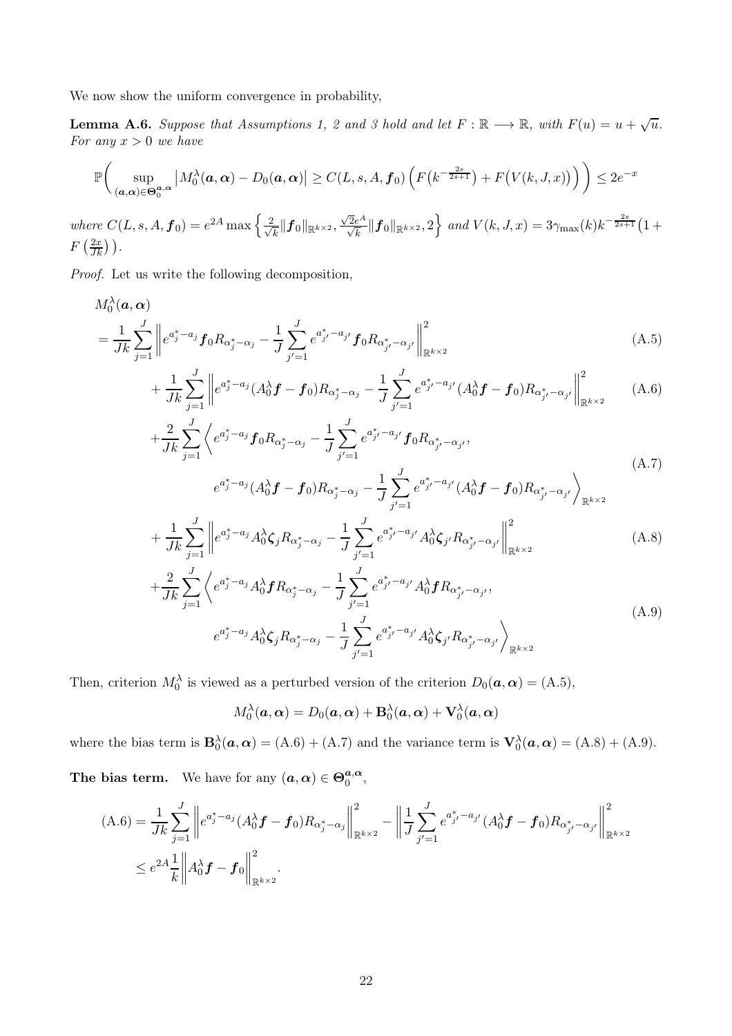We now show the uniform convergence in probability,

**Lemma A.6.** *Suppose that Assumptions 1, 2 and 3 hold and let $F : \mathbb{R} \longrightarrow \mathbb{R}$, with $F(u) = u + \sqrt{u}$. For any $x > 0$ we have*

$$\mathbb{P}\bigg( \sup_{(\boldsymbol{a},\boldsymbol{\alpha})\in\boldsymbol{\Theta}_0^{\boldsymbol{a},\boldsymbol{\alpha}}} \big|M_0^\lambda(\boldsymbol{a},\boldsymbol{\alpha}) - D_0(\boldsymbol{a},\boldsymbol{\alpha})\big| \geq C(L,s,A,\boldsymbol{f}_0)\left(F\big(k^{-\frac{2s}{2s+1}}\big) + F\big(V(k,J,x)\big)\right) \bigg) \leq 2e^{-x}$$

*where $C(L,s,A,\boldsymbol{f}_0) = e^{2A}\max\left\{\frac{2}{\sqrt{k}}\|\boldsymbol{f}_0\|_{\mathbb{R}^{k\times 2}}, \frac{\sqrt{2}e^A}{\sqrt{k}}\|\boldsymbol{f}_0\|_{\mathbb{R}^{k\times 2}}, 2\right\}$ and $V(k,J,x) = 3\gamma_{\max}(k)k^{-\frac{2s}{2s+1}}\big(1 + F\left(\frac{2x}{Jk}\right)\big)$.*

*Proof.* Let us write the following decomposition,

$$M_0^\lambda(\boldsymbol{a},\boldsymbol{\alpha})$$

$$= \frac{1}{Jk}\sum_{j=1}^J \left\| e^{a_j^*-a_j}\boldsymbol{f}_0 R_{\alpha_j^*-\alpha_j} - \frac{1}{J}\sum_{j'=1}^J e^{a_{j'}^*-a_{j'}}\boldsymbol{f}_0 R_{\alpha_{j'}^*-\alpha_{j'}}\right\|^2_{\mathbb{R}^{k\times 2}} \tag{A.5}$$

$$+ \frac{1}{Jk}\sum_{j=1}^J \left\| e^{a_j^*-a_j}(A_0^\lambda\boldsymbol{f} - \boldsymbol{f}_0) R_{\alpha_j^*-\alpha_j} - \frac{1}{J}\sum_{j'=1}^J e^{a_{j'}^*-a_{j'}}(A_0^\lambda\boldsymbol{f} - \boldsymbol{f}_0) R_{\alpha_{j'}^*-\alpha_{j'}}\right\|^2_{\mathbb{R}^{k\times 2}} \tag{A.6}$$

$$\begin{aligned}&+\frac{2}{Jk}\sum_{j=1}^J \bigg\langle e^{a_j^*-a_j}\boldsymbol{f}_0 R_{\alpha_j^*-\alpha_j} - \frac{1}{J}\sum_{j'=1}^J e^{a_{j'}^*-a_{j'}}\boldsymbol{f}_0 R_{\alpha_{j'}^*-\alpha_{j'}}, \\ &\qquad e^{a_j^*-a_j}(A_0^\lambda\boldsymbol{f} - \boldsymbol{f}_0) R_{\alpha_j^*-\alpha_j} - \frac{1}{J}\sum_{j'=1}^J e^{a_{j'}^*-a_{j'}}(A_0^\lambda\boldsymbol{f} - \boldsymbol{f}_0) R_{\alpha_{j'}^*-\alpha_{j'}}\bigg\rangle_{\mathbb{R}^{k\times 2}}\end{aligned} \tag{A.7}$$

$$+ \frac{1}{Jk}\sum_{j=1}^J \left\| e^{a_j^*-a_j}A_0^\lambda\boldsymbol{\zeta}_j R_{\alpha_j^*-\alpha_j} - \frac{1}{J}\sum_{j'=1}^J e^{a_{j'}^*-a_{j'}}A_0^\lambda\boldsymbol{\zeta}_{j'} R_{\alpha_{j'}^*-\alpha_{j'}}\right\|^2_{\mathbb{R}^{k\times 2}} \tag{A.8}$$

$$\begin{aligned}&+\frac{2}{Jk}\sum_{j=1}^J \bigg\langle e^{a_j^*-a_j}A_0^\lambda\boldsymbol{f} R_{\alpha_j^*-\alpha_j} - \frac{1}{J}\sum_{j'=1}^J e^{a_{j'}^*-a_{j'}}A_0^\lambda\boldsymbol{f} R_{\alpha_{j'}^*-\alpha_{j'}}, \\ &\qquad e^{a_j^*-a_j}A_0^\lambda\boldsymbol{\zeta}_j R_{\alpha_j^*-\alpha_j} - \frac{1}{J}\sum_{j'=1}^J e^{a_{j'}^*-a_{j'}}A_0^\lambda\boldsymbol{\zeta}_{j'} R_{\alpha_{j'}^*-\alpha_{j'}}\bigg\rangle_{\mathbb{R}^{k\times 2}}\end{aligned} \tag{A.9}$$

Then, criterion $M_0^\lambda$ is viewed as a perturbed version of the criterion $D_0(\boldsymbol{a},\boldsymbol{\alpha}) = $ (A.5),

$$M_0^\lambda(\boldsymbol{a},\boldsymbol{\alpha}) = D_0(\boldsymbol{a},\boldsymbol{\alpha}) + \mathbf{B}_0^\lambda(\boldsymbol{a},\boldsymbol{\alpha}) + \mathbf{V}_0^\lambda(\boldsymbol{a},\boldsymbol{\alpha})$$

where the bias term is $\mathbf{B}_0^\lambda(\boldsymbol{a},\boldsymbol{\alpha}) = $ (A.6) + (A.7) and the variance term is $\mathbf{V}_0^\lambda(\boldsymbol{a},\boldsymbol{\alpha}) = $ (A.8) + (A.9).

**The bias term.** We have for any $(\boldsymbol{a},\boldsymbol{\alpha}) \in \boldsymbol{\Theta}_0^{\boldsymbol{a},\boldsymbol{\alpha}}$,

$$\begin{aligned}\text{(A.6)} &= \frac{1}{Jk}\sum_{j=1}^J \left\| e^{a_j^*-a_j}(A_0^\lambda\boldsymbol{f} - \boldsymbol{f}_0) R_{\alpha_j^*-\alpha_j}\right\|^2_{\mathbb{R}^{k\times 2}} - \left\|\frac{1}{J}\sum_{j'=1}^J e^{a_{j'}^*-a_{j'}}(A_0^\lambda\boldsymbol{f} - \boldsymbol{f}_0) R_{\alpha_{j'}^*-\alpha_{j'}}\right\|^2_{\mathbb{R}^{k\times 2}} \\ &\leq e^{2A}\frac{1}{k}\left\|A_0^\lambda\boldsymbol{f} - \boldsymbol{f}_0\right\|^2_{\mathbb{R}^{k\times 2}}.\end{aligned}$$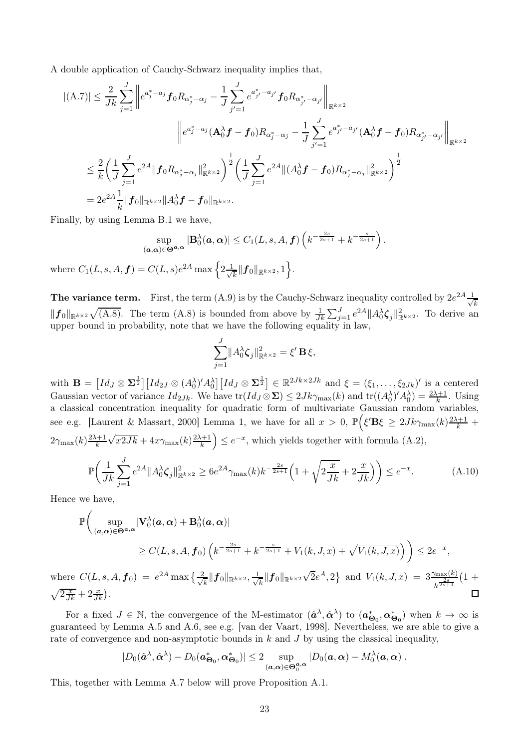A double application of Cauchy-Schwarz inequality implies that,

$$
\begin{aligned}
|(\text{A.7})| &\leq \frac{2}{Jk}\sum_{j=1}^{J}\left\| e^{a_j^*-a_j}\boldsymbol{f}_0 R_{\alpha_j^*-\alpha_j} - \frac{1}{J}\sum_{j'=1}^{J} e^{a_{j'}^*-a_{j'}}\boldsymbol{f}_0 R_{\alpha_{j'}^*-\alpha_{j'}}\right\|_{\mathbb{R}^{k\times 2}} \\
&\qquad\qquad \left\| e^{a_j^*-a_j}(\mathbf{A}_0^\lambda \boldsymbol{f} - \boldsymbol{f}_0) R_{\alpha_j^*-\alpha_j} - \frac{1}{J}\sum_{j'=1}^{J} e^{a_{j'}^*-a_{j'}}(\mathbf{A}_0^\lambda \boldsymbol{f} - \boldsymbol{f}_0) R_{\alpha_{j'}^*-\alpha_{j'}}\right\|_{\mathbb{R}^{k\times 2}} \\
&\leq \frac{2}{k}\left(\frac{1}{J}\sum_{j=1}^{J} e^{2A}\|\boldsymbol{f}_0 R_{\alpha_j^*-\alpha_j}\|^2_{\mathbb{R}^{k\times 2}}\right)^{\frac{1}{2}}\left(\frac{1}{J}\sum_{j=1}^{J} e^{2A}\|(A_0^\lambda \boldsymbol{f} - \boldsymbol{f}_0) R_{\alpha_j^*-\alpha_j}\|^2_{\mathbb{R}^{k\times 2}}\right)^{\frac{1}{2}} \\
&= 2e^{2A}\frac{1}{k}\|\boldsymbol{f}_0\|_{\mathbb{R}^{k\times 2}}\|A_0^\lambda \boldsymbol{f} - \boldsymbol{f}_0\|_{\mathbb{R}^{k\times 2}}.
\end{aligned}
$$

Finally, by using Lemma B.1 we have,

$$
\sup_{(\boldsymbol{a},\boldsymbol{\alpha})\in\boldsymbol{\Theta}^{\boldsymbol{a},\boldsymbol{\alpha}}} |\mathbf{B}_0^\lambda(\boldsymbol{a},\boldsymbol{\alpha})| \leq C_1(L,s,A,\boldsymbol{f})\left(k^{-\frac{2s}{2s+1}} + k^{-\frac{s}{2s+1}}\right).
$$

where $C_1(L,s,A,\boldsymbol{f}) = C(L,s)e^{2A}\max\left\{2\frac{1}{\sqrt{k}}\|\boldsymbol{f}_0\|_{\mathbb{R}^{k\times 2}}, 1\right\}$.

**The variance term.** First, the term (A.9) is by the Cauchy-Schwarz inequality controlled by $2e^{2A}\frac{1}{\sqrt{k}}$ $\|\boldsymbol{f}_0\|_{\mathbb{R}^{k\times 2}}\sqrt{(\text{A.8})}$. The term (A.8) is bounded from above by $\frac{1}{Jk}\sum_{j=1}^{J} e^{2A}\|A_0^\lambda \boldsymbol{\zeta}_j\|^2_{\mathbb{R}^{k\times 2}}$. To derive an upper bound in probability, note that we have the following equality in law,

$$
\sum_{j=1}^{J}\|A_0^\lambda \boldsymbol{\zeta}_j\|^2_{\mathbb{R}^{k\times 2}} = \xi'\,\mathbf{B}\,\xi,
$$

with $\mathbf{B} = \left[Id_J \otimes \boldsymbol{\Sigma}^{\frac{1}{2}}\right]\left[Id_{2J}\otimes (A_0^\lambda)' A_0^\lambda\right]\left[Id_J \otimes \boldsymbol{\Sigma}^{\frac{1}{2}}\right] \in \mathbb{R}^{2Jk\times 2Jk}$ and $\xi = (\xi_1,\ldots,\xi_{2Jk})'$ is a centered Gaussian vector of variance $Id_{2Jk}$. We have $\operatorname{tr}(Id_J\otimes\boldsymbol{\Sigma}) \leq 2Jk\gamma_{\max}(k)$ and $\operatorname{tr}((A_0^\lambda)'A_0^\lambda) = \frac{2\lambda+1}{k}$. Using a classical concentration inequality for quadratic form of multivariate Gaussian random variables, see e.g. [Laurent & Massart, 2000] Lemma 1, we have for all $x > 0$, $\mathbb{P}\Big(\xi'\mathbf{B}\xi \geq 2Jk\gamma_{\max}(k)\frac{2\lambda+1}{k} + 2\gamma_{\max}(k)\frac{2\lambda+1}{k}\sqrt{x2Jk} + 4x\gamma_{\max}(k)\frac{2\lambda+1}{k}\Big) \leq e^{-x}$, which yields together with formula (A.2),

$$
\mathbb{P}\bigg(\frac{1}{Jk}\sum_{j=1}^{J} e^{2A}\|A_0^\lambda \boldsymbol{\zeta}_j\|^2_{\mathbb{R}^{k\times 2}} \geq 6e^{2A}\gamma_{\max}(k)k^{-\frac{2s}{2s+1}}\Big(1+\sqrt{2\frac{x}{Jk}}+2\frac{x}{Jk}\Big)\bigg) \leq e^{-x}. \tag{A.10}
$$

Hence we have,

$$
\begin{aligned}
\mathbb{P}\bigg(&\sup_{(\boldsymbol{a},\boldsymbol{\alpha})\in\boldsymbol{\Theta}^{\boldsymbol{a},\boldsymbol{\alpha}}} |\mathbf{V}_0^\lambda(\boldsymbol{a},\boldsymbol{\alpha}) + \mathbf{B}_0^\lambda(\boldsymbol{a},\boldsymbol{\alpha})| \\
&\geq C(L,s,A,\boldsymbol{f}_0)\left(k^{-\frac{2s}{2s+1}} + k^{-\frac{s}{2s+1}} + V_1(k,J,x) + \sqrt{V_1(k,J,x)}\right)\bigg) \leq 2e^{-x},
\end{aligned}
$$

where $C(L,s,A,\boldsymbol{f}_0) = e^{2A}\max\left\{\frac{2}{\sqrt{k}}\|\boldsymbol{f}_0\|_{\mathbb{R}^{k\times 2}}, \frac{1}{\sqrt{k}}\|\boldsymbol{f}_0\|_{\mathbb{R}^{k\times 2}}\sqrt{2}e^{A}, 2\right\}$ and $V_1(k,J,x) = 3\frac{\gamma_{\max}(k)}{k^{\frac{2s}{2s+1}}}\big(1 + \sqrt{2\frac{x}{Jk}} + 2\frac{x}{Jk}\big)$. □

For a fixed $J\in\mathbb{N}$, the convergence of the M-estimator $(\hat{\boldsymbol{a}}^\lambda,\hat{\boldsymbol{\alpha}}^\lambda)$ to $(\boldsymbol{a}^*_{\boldsymbol{\Theta}_0},\boldsymbol{\alpha}^*_{\boldsymbol{\Theta}_0})$ when $k\to\infty$ is guaranteed by Lemma A.5 and A.6, see e.g. [van der Vaart, 1998]. Nevertheless, we are able to give a rate of convergence and non-asymptotic bounds in $k$ and $J$ by using the classical inequality,

$$
|D_0(\hat{\boldsymbol{a}}^\lambda,\hat{\boldsymbol{\alpha}}^\lambda) - D_0(\boldsymbol{a}^*_{\boldsymbol{\Theta}_0},\boldsymbol{\alpha}^*_{\boldsymbol{\Theta}_0})| \leq 2\sup_{(\boldsymbol{a},\boldsymbol{\alpha})\in\boldsymbol{\Theta}_0^{\boldsymbol{a},\boldsymbol{\alpha}}} |D_0(\boldsymbol{a},\boldsymbol{\alpha}) - M_0^\lambda(\boldsymbol{a},\boldsymbol{\alpha})|.
$$

This, together with Lemma A.7 below will prove Proposition A.1.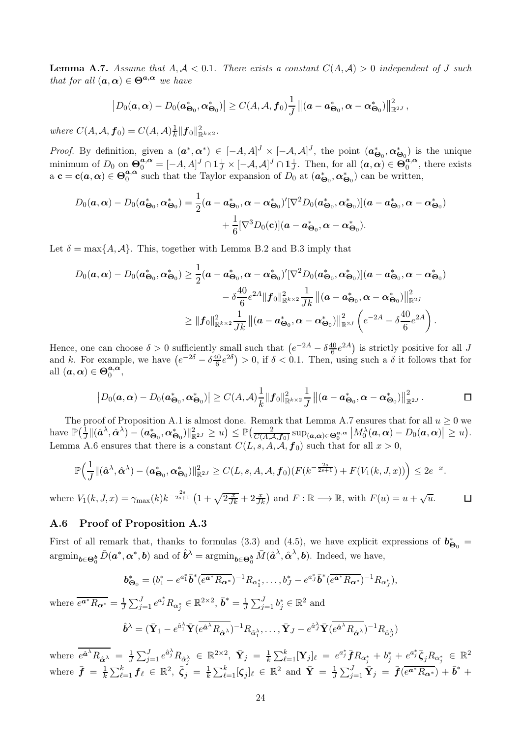**Lemma A.7.** *Assume that $A, \mathcal{A} < 0.1$. There exists a constant $C(A,\mathcal{A}) > 0$ independent of $J$ such that for all $(\boldsymbol{a},\boldsymbol{\alpha}) \in \boldsymbol{\Theta}^{\boldsymbol{a},\boldsymbol{\alpha}}$ we have*

$$\left|D_0(\boldsymbol{a},\boldsymbol{\alpha}) - D_0(\boldsymbol{a}^*_{\boldsymbol{\Theta}_0},\boldsymbol{\alpha}^*_{\boldsymbol{\Theta}_0})\right| \geq C(A,\mathcal{A},\boldsymbol{f}_0)\frac{1}{J}\left\|(\boldsymbol{a}-\boldsymbol{a}^*_{\boldsymbol{\Theta}_0},\boldsymbol{\alpha}-\boldsymbol{\alpha}^*_{\boldsymbol{\Theta}_0})\right\|^2_{\mathbb{R}^{2J}},$$

*where $C(A,\mathcal{A},\boldsymbol{f}_0) = C(A,\mathcal{A})\frac{1}{k}\|\boldsymbol{f}_0\|^2_{\mathbb{R}^{k\times 2}}$.*

*Proof.* By definition, given a $(\boldsymbol{a}^*,\boldsymbol{\alpha}^*) \in [-A,A]^J \times [-\mathcal{A},\mathcal{A}]^J$, the point $(\boldsymbol{a}^*_{\boldsymbol{\Theta}_0},\boldsymbol{\alpha}^*_{\boldsymbol{\Theta}_0})$ is the unique minimum of $D_0$ on $\boldsymbol{\Theta}^{\boldsymbol{a},\boldsymbol{\alpha}}_0 = [-A,A]^J \cap \mathbb{1}^\perp_J \times [-\mathcal{A},\mathcal{A}]^J \cap \mathbb{1}^\perp_J$. Then, for all $(\boldsymbol{a},\boldsymbol{\alpha}) \in \boldsymbol{\Theta}^{\boldsymbol{a},\boldsymbol{\alpha}}_0$, there exists a $\mathbf{c} = \mathbf{c}(\boldsymbol{a},\boldsymbol{\alpha}) \in \boldsymbol{\Theta}^{\boldsymbol{a},\boldsymbol{\alpha}}_0$ such that the Taylor expansion of $D_0$ at $(\boldsymbol{a}^*_{\boldsymbol{\Theta}_0},\boldsymbol{\alpha}^*_{\boldsymbol{\Theta}_0})$ can be written,

$$\begin{aligned}
D_0(\boldsymbol{a},\boldsymbol{\alpha}) - D_0(\boldsymbol{a}^*_{\boldsymbol{\Theta}_0},\boldsymbol{\alpha}^*_{\boldsymbol{\Theta}_0}) = \frac{1}{2}&(\boldsymbol{a}-\boldsymbol{a}^*_{\boldsymbol{\Theta}_0},\boldsymbol{\alpha}-\boldsymbol{\alpha}^*_{\boldsymbol{\Theta}_0})'[\nabla^2 D_0(\boldsymbol{a}^*_{\boldsymbol{\Theta}_0},\boldsymbol{\alpha}^*_{\boldsymbol{\Theta}_0})](\boldsymbol{a}-\boldsymbol{a}^*_{\boldsymbol{\Theta}_0},\boldsymbol{\alpha}-\boldsymbol{\alpha}^*_{\boldsymbol{\Theta}_0}) \\
&+ \frac{1}{6}[\nabla^3 D_0(\mathbf{c})](\boldsymbol{a}-\boldsymbol{a}^*_{\boldsymbol{\Theta}_0},\boldsymbol{\alpha}-\boldsymbol{\alpha}^*_{\boldsymbol{\Theta}_0}).
\end{aligned}$$

Let $\delta = \max\{A,\mathcal{A}\}$. This, together with Lemma B.2 and B.3 imply that

$$\begin{aligned}
D_0(\boldsymbol{a},\boldsymbol{\alpha}) - D_0(\boldsymbol{a}^*_{\boldsymbol{\Theta}_0},\boldsymbol{\alpha}^*_{\boldsymbol{\Theta}_0}) &\geq \frac{1}{2}(\boldsymbol{a}-\boldsymbol{a}^*_{\boldsymbol{\Theta}_0},\boldsymbol{\alpha}-\boldsymbol{\alpha}^*_{\boldsymbol{\Theta}_0})'[\nabla^2 D_0(\boldsymbol{a}^*_{\boldsymbol{\Theta}_0},\boldsymbol{\alpha}^*_{\boldsymbol{\Theta}_0})](\boldsymbol{a}-\boldsymbol{a}^*_{\boldsymbol{\Theta}_0},\boldsymbol{\alpha}-\boldsymbol{\alpha}^*_{\boldsymbol{\Theta}_0}) \\
&\quad - \delta\frac{40}{6}e^{2A}\|\boldsymbol{f}_0\|^2_{\mathbb{R}^{k\times 2}}\frac{1}{Jk}\left\|(\boldsymbol{a}-\boldsymbol{a}^*_{\boldsymbol{\Theta}_0},\boldsymbol{\alpha}-\boldsymbol{\alpha}^*_{\boldsymbol{\Theta}_0})\right\|^2_{\mathbb{R}^{2J}} \\
&\geq \|\boldsymbol{f}_0\|^2_{\mathbb{R}^{k\times 2}}\frac{1}{Jk}\left\|(\boldsymbol{a}-\boldsymbol{a}^*_{\boldsymbol{\Theta}_0},\boldsymbol{\alpha}-\boldsymbol{\alpha}^*_{\boldsymbol{\Theta}_0})\right\|^2_{\mathbb{R}^{2J}}\left(e^{-2A} - \delta\frac{40}{6}e^{2A}\right).
\end{aligned}$$

Hence, one can choose $\delta > 0$ sufficiently small such that $\left(e^{-2A} - \delta\frac{40}{6}e^{2A}\right)$ is strictly positive for all $J$ and $k$. For example, we have $\left(e^{-2\delta} - \delta\frac{40}{6}e^{2\delta}\right) > 0$, if $\delta < 0.1$. Then, using such a $\delta$ it follows that for all $(\boldsymbol{a},\boldsymbol{\alpha}) \in \boldsymbol{\Theta}^{\boldsymbol{a},\boldsymbol{\alpha}}_0$,

$$\left|D_0(\boldsymbol{a},\boldsymbol{\alpha}) - D_0(\boldsymbol{a}^*_{\boldsymbol{\Theta}_0},\boldsymbol{\alpha}^*_{\boldsymbol{\Theta}_0})\right| \geq C(A,\mathcal{A})\frac{1}{k}\|\boldsymbol{f}_0\|^2_{\mathbb{R}^{k\times 2}}\frac{1}{J}\left\|(\boldsymbol{a}-\boldsymbol{a}^*_{\boldsymbol{\Theta}_0},\boldsymbol{\alpha}-\boldsymbol{\alpha}^*_{\boldsymbol{\Theta}_0})\right\|^2_{\mathbb{R}^{2J}}. \qquad \square$$

The proof of Proposition A.1 is almost done. Remark that Lemma A.7 ensures that for all $u \geq 0$ we have $\mathbb{P}\left(\frac{1}{J}\|(\hat{\boldsymbol{a}}^\lambda,\hat{\boldsymbol{\alpha}}^\lambda) - (\boldsymbol{a}^*_{\boldsymbol{\Theta}_0},\boldsymbol{\alpha}^*_{\boldsymbol{\Theta}_0})\|^2_{\mathbb{R}^{2J}} \geq u\right) \leq \mathbb{P}\left(\frac{2}{C(A,\mathcal{A},\boldsymbol{f}_0)}\sup_{(\boldsymbol{a},\boldsymbol{\alpha})\in\boldsymbol{\Theta}^{\boldsymbol{a},\boldsymbol{\alpha}}_0}\left|M^\lambda_0(\boldsymbol{a},\boldsymbol{\alpha}) - D_0(\boldsymbol{a},\boldsymbol{\alpha})\right| \geq u\right)$. Lemma A.6 ensures that there is a constant $C(L,s,A,\mathcal{A},\boldsymbol{f}_0)$ such that for all $x > 0$,

$$\mathbb{P}\Big(\frac{1}{J}\|(\hat{\boldsymbol{a}}^\lambda,\hat{\boldsymbol{\alpha}}^\lambda) - (\boldsymbol{a}^*_{\boldsymbol{\Theta}_0},\boldsymbol{\alpha}^*_{\boldsymbol{\Theta}_0})\|^2_{\mathbb{R}^{2J}} \geq C(L,s,A,\mathcal{A},\boldsymbol{f}_0)(F(k^{-\frac{2s}{2s+1}}) + F(V_1(k,J,x))\Big) \leq 2e^{-x}.$$

where $V_1(k,J,x) = \gamma_{\max}(k)k^{-\frac{2s}{2s+1}}\left(1 + \sqrt{2\frac{x}{Jk}} + 2\frac{x}{Jk}\right)$ and $F : \mathbb{R} \longrightarrow \mathbb{R}$, with $F(u) = u + \sqrt{u}$. $\square$

### A.6 Proof of Proposition A.3

First of all remark that, thanks to formulas (3.3) and (4.5), we have explicit expressions of $\boldsymbol{b}^*_{\boldsymbol{\Theta}_0} = \operatorname{argmin}_{\boldsymbol{b}\in\boldsymbol{\Theta}^{\boldsymbol{b}}_0}\bar{D}(\boldsymbol{a}^*,\boldsymbol{\alpha}^*,\boldsymbol{b})$ and of $\hat{\boldsymbol{b}}^\lambda = \operatorname{argmin}_{\boldsymbol{b}\in\boldsymbol{\Theta}^{\boldsymbol{b}}_0}\bar{M}(\hat{\boldsymbol{a}}^\lambda,\hat{\boldsymbol{\alpha}}^\lambda,\boldsymbol{b})$. Indeed, we have,

$$\boldsymbol{b}^*_{\boldsymbol{\Theta}_0} = (b^*_1 - e^{a^*_1}\bar{\boldsymbol{b}}^*(\overline{e^{\boldsymbol{a}^*}R_{\boldsymbol{\alpha}^*}})^{-1}R_{\alpha^*_1},\ldots,b^*_J - e^{a^*_J}\bar{\boldsymbol{b}}^*(\overline{e^{\boldsymbol{a}^*}R_{\boldsymbol{\alpha}^*}})^{-1}R_{\alpha^*_J}),$$

where $\overline{e^{\boldsymbol{a}^*}R_{\boldsymbol{\alpha}^*}} = \frac{1}{J}\sum_{j=1}^J e^{a^*_j}R_{\alpha^*_j} \in \mathbb{R}^{2\times 2}$, $\bar{\boldsymbol{b}}^* = \frac{1}{J}\sum_{j=1}^J b^*_j \in \mathbb{R}^2$ and

$$\hat{\boldsymbol{b}}^\lambda = (\bar{\mathbf{Y}}_1 - e^{\hat{a}^\lambda_1}\bar{\mathbf{Y}}(\overline{e^{\hat{\boldsymbol{a}}^\lambda}R_{\hat{\boldsymbol{\alpha}}^\lambda}})^{-1}R_{\hat{\alpha}^\lambda_1},\ldots,\bar{\mathbf{Y}}_J - e^{\hat{a}^\lambda_J}\bar{\mathbf{Y}}(\overline{e^{\hat{\boldsymbol{a}}^\lambda}R_{\hat{\boldsymbol{\alpha}}^\lambda}})^{-1}R_{\hat{\alpha}^\lambda_J})$$

where $\overline{e^{\hat{\boldsymbol{a}}^\lambda}R_{\hat{\boldsymbol{\alpha}}^\lambda}} = \frac{1}{J}\sum_{j=1}^J e^{\hat{a}^\lambda_j}R_{\hat{\alpha}^\lambda_j} \in \mathbb{R}^{2\times 2}$, $\bar{\mathbf{Y}}_j = \frac{1}{k}\sum_{\ell=1}^k[\mathbf{Y}_j]_\ell = e^{a^*_j}\bar{\boldsymbol{f}}R_{\alpha^*_j} + b^*_j + e^{a^*_j}\bar{\boldsymbol{\zeta}}_jR_{\alpha^*_j} \in \mathbb{R}^2$ where $\bar{\boldsymbol{f}} = \frac{1}{k}\sum_{\ell=1}^k\boldsymbol{f}_\ell \in \mathbb{R}^2$, $\bar{\boldsymbol{\zeta}}_j = \frac{1}{k}\sum_{\ell=1}^k[\boldsymbol{\zeta}_j]_\ell \in \mathbb{R}^2$ and $\bar{\mathbf{Y}} = \frac{1}{J}\sum_{j=1}^J\bar{\mathbf{Y}}_j = \bar{\boldsymbol{f}}(\overline{e^{\boldsymbol{a}^*}R_{\boldsymbol{\alpha}^*}}) + \bar{\boldsymbol{b}}^* +$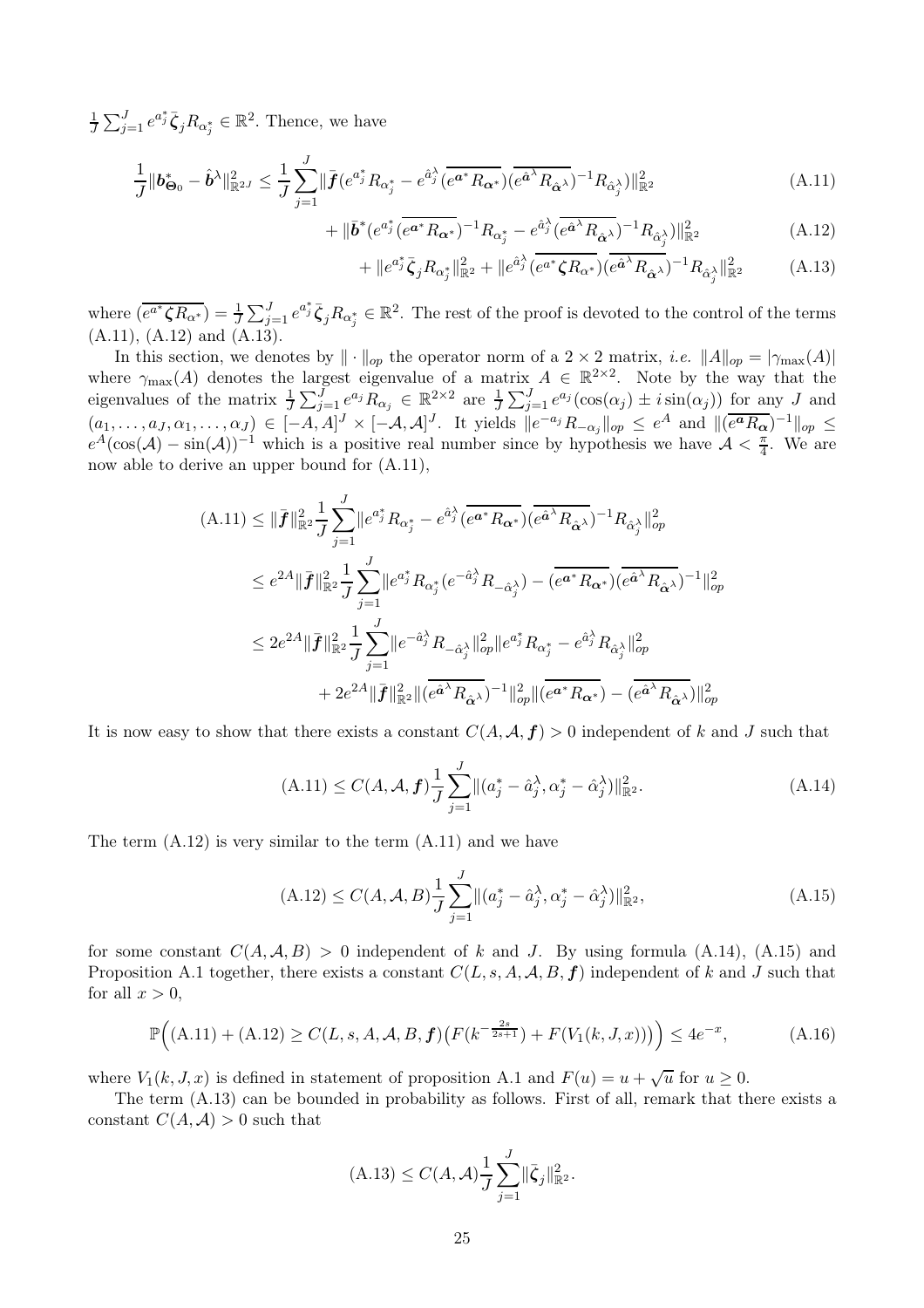$\frac{1}{J}\sum_{j=1}^{J} e^{a_j^*}\bar{\boldsymbol{\zeta}}_j R_{\alpha_j^*} \in \mathbb{R}^2$. Thence, we have

$$\frac{1}{J}\|\boldsymbol{b}^*_{\boldsymbol{\Theta}_0} - \hat{\boldsymbol{b}}^\lambda\|^2_{\mathbb{R}^{2J}} \leq \frac{1}{J}\sum_{j=1}^{J}\|\bar{\boldsymbol{f}}(e^{a_j^*}R_{\alpha_j^*} - e^{\hat{a}_j^\lambda}(\overline{e^{\boldsymbol{a}^*}R_{\boldsymbol{\alpha}^*}})(\overline{e^{\hat{\boldsymbol{a}}^\lambda}R_{\hat{\boldsymbol{\alpha}}^\lambda}})^{-1}R_{\hat{\alpha}_j^\lambda})\|^2_{\mathbb{R}^2} \tag{A.11}$$

$$+ \|\bar{\boldsymbol{b}}^*(e^{a_j^*}(\overline{e^{\boldsymbol{a}^*}R_{\boldsymbol{\alpha}^*}})^{-1}R_{\alpha_j^*} - e^{\hat{a}_j^\lambda}(\overline{e^{\hat{\boldsymbol{a}}^\lambda}R_{\hat{\boldsymbol{\alpha}}^\lambda}})^{-1}R_{\hat{\alpha}_j^\lambda})\|^2_{\mathbb{R}^2} \tag{A.12}$$

$$+ \|e^{a_j^*}\bar{\boldsymbol{\zeta}}_j R_{\alpha_j^*}\|^2_{\mathbb{R}^2} + \|e^{\hat{a}_j^\lambda}(\overline{e^{a^*}\boldsymbol{\zeta}R_{\alpha^*}})(\overline{e^{\hat{\boldsymbol{a}}^\lambda}R_{\hat{\boldsymbol{\alpha}}^\lambda}})^{-1}R_{\hat{\alpha}_j^\lambda}\|^2_{\mathbb{R}^2} \tag{A.13}$$

where $(\overline{e^{a^*}\boldsymbol{\zeta}R_{\alpha^*}}) = \frac{1}{J}\sum_{j=1}^{J} e^{a_j^*}\bar{\boldsymbol{\zeta}}_j R_{\alpha_j^*} \in \mathbb{R}^2$. The rest of the proof is devoted to the control of the terms (A.11), (A.12) and (A.13).

In this section, we denotes by $\|\cdot\|_{op}$ the operator norm of a $2\times 2$ matrix, *i.e.* $\|A\|_{op} = |\gamma_{\max}(A)|$ where $\gamma_{\max}(A)$ denotes the largest eigenvalue of a matrix $A \in \mathbb{R}^{2\times 2}$. Note by the way that the eigenvalues of the matrix $\frac{1}{J}\sum_{j=1}^{J} e^{a_j}R_{\alpha_j} \in \mathbb{R}^{2\times 2}$ are $\frac{1}{J}\sum_{j=1}^{J} e^{a_j}(\cos(\alpha_j) \pm i\sin(\alpha_j))$ for any $J$ and $(a_1,\ldots,a_J,\alpha_1,\ldots,\alpha_J) \in [-A,A]^J \times [-\mathcal{A},\mathcal{A}]^J$. It yields $\|e^{-a_j}R_{-\alpha_j}\|_{op} \leq e^A$ and $\|(\overline{e^{\boldsymbol{a}}R_{\boldsymbol{\alpha}}})^{-1}\|_{op} \leq e^A(\cos(\mathcal{A}) - \sin(\mathcal{A}))^{-1}$ which is a positive real number since by hypothesis we have $\mathcal{A} < \frac{\pi}{4}$. We are now able to derive an upper bound for (A.11),

$$\begin{aligned}
\text{(A.11)} &\leq \|\bar{\boldsymbol{f}}\|^2_{\mathbb{R}^2}\frac{1}{J}\sum_{j=1}^{J}\|e^{a_j^*}R_{\alpha_j^*} - e^{\hat{a}_j^\lambda}(\overline{e^{\boldsymbol{a}^*}R_{\boldsymbol{\alpha}^*}})(\overline{e^{\hat{\boldsymbol{a}}^\lambda}R_{\hat{\boldsymbol{\alpha}}^\lambda}})^{-1}R_{\hat{\alpha}_j^\lambda}\|^2_{op} \\
&\leq e^{2A}\|\bar{\boldsymbol{f}}\|^2_{\mathbb{R}^2}\frac{1}{J}\sum_{j=1}^{J}\|e^{a_j^*}R_{\alpha_j^*}(e^{-\hat{a}_j^\lambda}R_{-\hat{\alpha}_j^\lambda}) - (\overline{e^{\boldsymbol{a}^*}R_{\boldsymbol{\alpha}^*}})(\overline{e^{\hat{\boldsymbol{a}}^\lambda}R_{\hat{\boldsymbol{\alpha}}^\lambda}})^{-1}\|^2_{op} \\
&\leq 2e^{2A}\|\bar{\boldsymbol{f}}\|^2_{\mathbb{R}^2}\frac{1}{J}\sum_{j=1}^{J}\|e^{-\hat{a}_j^\lambda}R_{-\hat{\alpha}_j^\lambda}\|^2_{op}\|e^{a_j^*}R_{\alpha_j^*} - e^{\hat{a}_j^\lambda}R_{\hat{\alpha}_j^\lambda}\|^2_{op} \\
&\quad + 2e^{2A}\|\bar{\boldsymbol{f}}\|^2_{\mathbb{R}^2}\|(\overline{e^{\hat{\boldsymbol{a}}^\lambda}R_{\hat{\boldsymbol{\alpha}}^\lambda}})^{-1}\|^2_{op}\|(\overline{e^{\boldsymbol{a}^*}R_{\boldsymbol{\alpha}^*}}) - (\overline{e^{\hat{\boldsymbol{a}}^\lambda}R_{\hat{\boldsymbol{\alpha}}^\lambda}})\|^2_{op}
\end{aligned}$$

It is now easy to show that there exists a constant $C(A,\mathcal{A},\boldsymbol{f}) > 0$ independent of $k$ and $J$ such that

$$\text{(A.11)} \leq C(A,\mathcal{A},\boldsymbol{f})\frac{1}{J}\sum_{j=1}^{J}\|(a_j^* - \hat{a}_j^\lambda, \alpha_j^* - \hat{\alpha}_j^\lambda)\|^2_{\mathbb{R}^2}. \tag{A.14}$$

The term (A.12) is very similar to the term (A.11) and we have

$$\text{(A.12)} \leq C(A,\mathcal{A},B)\frac{1}{J}\sum_{j=1}^{J}\|(a_j^* - \hat{a}_j^\lambda, \alpha_j^* - \hat{\alpha}_j^\lambda)\|^2_{\mathbb{R}^2}, \tag{A.15}$$

for some constant $C(A,\mathcal{A},B) > 0$ independent of $k$ and $J$. By using formula (A.14), (A.15) and Proposition A.1 together, there exists a constant $C(L,s,A,\mathcal{A},B,\boldsymbol{f})$ independent of $k$ and $J$ such that for all $x > 0$,

$$\mathbb{P}\Big(\text{(A.11)} + \text{(A.12)} \geq C(L,s,A,\mathcal{A},B,\boldsymbol{f})\big(F(k^{-\frac{2s}{2s+1}}) + F(V_1(k,J,x))\big)\Big) \leq 4e^{-x}, \tag{A.16}$$

where $V_1(k,J,x)$ is defined in statement of proposition A.1 and $F(u) = u + \sqrt{u}$ for $u \geq 0$.

The term (A.13) can be bounded in probability as follows. First of all, remark that there exists a constant $C(A,\mathcal{A}) > 0$ such that

$$\text{(A.13)} \leq C(A,\mathcal{A})\frac{1}{J}\sum_{j=1}^{J}\|\bar{\boldsymbol{\zeta}}_j\|^2_{\mathbb{R}^2}.$$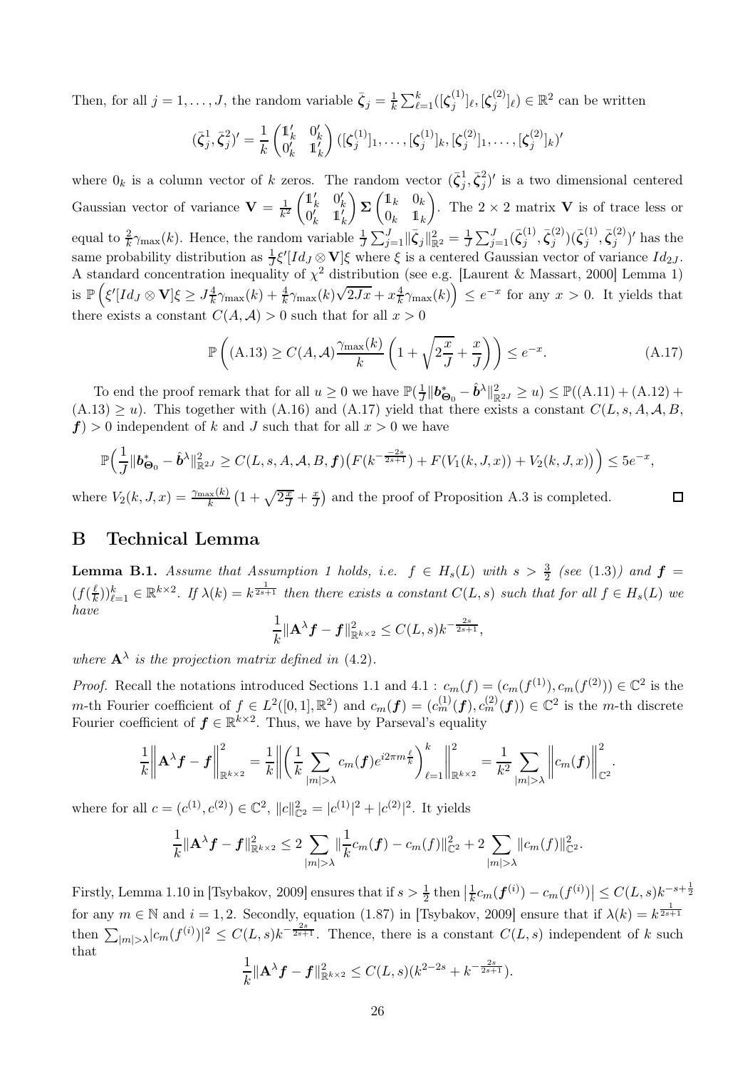Then, for all $j = 1, \ldots, J$, the random variable $\bar{\boldsymbol{\zeta}}_j = \frac{1}{k}\sum_{\ell=1}^{k}([\boldsymbol{\zeta}_j^{(1)}]_\ell, [\boldsymbol{\zeta}_j^{(2)}]_\ell) \in \mathbb{R}^2$ can be written

$$(\bar{\boldsymbol{\zeta}}_j^1, \bar{\boldsymbol{\zeta}}_j^2)' = \frac{1}{k}\begin{pmatrix} \mathbb{1}_k' & 0_k' \\ 0_k' & \mathbb{1}_k' \end{pmatrix}([\boldsymbol{\zeta}_j^{(1)}]_1, \ldots, [\boldsymbol{\zeta}_j^{(1)}]_k, [\boldsymbol{\zeta}_j^{(2)}]_1, \ldots, [\boldsymbol{\zeta}_j^{(2)}]_k)'$$

where $0_k$ is a column vector of $k$ zeros. The random vector $(\bar{\boldsymbol{\zeta}}_j^1, \bar{\boldsymbol{\zeta}}_j^2)'$ is a two dimensional centered Gaussian vector of variance $\mathbf{V} = \frac{1}{k^2}\begin{pmatrix} \mathbb{1}_k' & 0_k' \\ 0_k' & \mathbb{1}_k' \end{pmatrix}\boldsymbol{\Sigma}\begin{pmatrix} \mathbb{1}_k & 0_k \\ 0_k & \mathbb{1}_k \end{pmatrix}$. The $2 \times 2$ matrix $\mathbf{V}$ is of trace less or equal to $\frac{2}{k}\gamma_{\max}(k)$. Hence, the random variable $\frac{1}{J}\sum_{j=1}^{J}\|\bar{\boldsymbol{\zeta}}_j\|_{\mathbb{R}^2}^2 = \frac{1}{J}\sum_{j=1}^{J}(\bar{\boldsymbol{\zeta}}_j^{(1)}, \bar{\boldsymbol{\zeta}}_j^{(2)})(\bar{\boldsymbol{\zeta}}_j^{(1)}, \bar{\boldsymbol{\zeta}}_j^{(2)})'$ has the same probability distribution as $\frac{1}{J}\xi'[Id_J \otimes \mathbf{V}]\xi$ where $\xi$ is a centered Gaussian vector of variance $Id_{2J}$. A standard concentration inequality of $\chi^2$ distribution (see e.g. [Laurent & Massart, 2000] Lemma 1) is $\mathbb{P}\left(\xi'[Id_J \otimes \mathbf{V}]\xi \geq J\frac{4}{k}\gamma_{\max}(k) + \frac{4}{k}\gamma_{\max}(k)\sqrt{2Jx} + x\frac{4}{k}\gamma_{\max}(k)\right) \leq e^{-x}$ for any $x > 0$. It yields that there exists a constant $C(A, \mathcal{A}) > 0$ such that for all $x > 0$

$$\mathbb{P}\left((\text{A.13}) \geq C(A, \mathcal{A})\frac{\gamma_{\max}(k)}{k}\left(1 + \sqrt{2\frac{x}{J}} + \frac{x}{J}\right)\right) \leq e^{-x}. \tag{A.17}$$

To end the proof remark that for all $u \geq 0$ we have $\mathbb{P}(\frac{1}{J}\|\boldsymbol{b}_{\boldsymbol{\Theta}_0}^* - \hat{\boldsymbol{b}}^\lambda\|_{\mathbb{R}^{2J}}^2 \geq u) \leq \mathbb{P}((\text{A.11}) + (\text{A.12}) + (\text{A.13}) \geq u)$. This together with (A.16) and (A.17) yield that there exists a constant $C(L, s, A, \mathcal{A}, B, \boldsymbol{f}) > 0$ independent of $k$ and $J$ such that for all $x > 0$ we have

$$\mathbb{P}\Big(\frac{1}{J}\|\boldsymbol{b}_{\boldsymbol{\Theta}_0}^* - \hat{\boldsymbol{b}}^\lambda\|_{\mathbb{R}^{2J}}^2 \geq C(L, s, A, \mathcal{A}, B, \boldsymbol{f})\big(F(k^{\frac{-2s}{2s+1}}) + F(V_1(k, J, x)) + V_2(k, J, x)\big)\Big) \leq 5e^{-x},$$

where $V_2(k, J, x) = \frac{\gamma_{\max}(k)}{k}\left(1 + \sqrt{2\frac{x}{J}} + \frac{x}{J}\right)$ and the proof of Proposition A.3 is completed. □

# B Technical Lemma

**Lemma B.1.** *Assume that Assumption 1 holds, i.e. $f \in H_s(L)$ with $s > \frac{3}{2}$ (see (1.3)) and $\boldsymbol{f} = (f(\frac{\ell}{k}))_{\ell=1}^k \in \mathbb{R}^{k\times 2}$. If $\lambda(k) = k^{\frac{1}{2s+1}}$ then there exists a constant $C(L, s)$ such that for all $f \in H_s(L)$ we have*

$$\frac{1}{k}\|\mathbf{A}^\lambda\boldsymbol{f} - \boldsymbol{f}\|_{\mathbb{R}^{k\times 2}}^2 \leq C(L, s)k^{-\frac{2s}{2s+1}},$$

*where $\mathbf{A}^\lambda$ is the projection matrix defined in (4.2).*

*Proof.* Recall the notations introduced Sections 1.1 and 4.1 : $c_m(f) = (c_m(f^{(1)}), c_m(f^{(2)})) \in \mathbb{C}^2$ is the $m$-th Fourier coefficient of $f \in L^2([0, 1], \mathbb{R}^2)$ and $c_m(\boldsymbol{f}) = (c_m^{(1)}(\boldsymbol{f}), c_m^{(2)}(\boldsymbol{f})) \in \mathbb{C}^2$ is the $m$-th discrete Fourier coefficient of $\boldsymbol{f} \in \mathbb{R}^{k\times 2}$. Thus, we have by Parseval's equality

$$\frac{1}{k}\left\|\mathbf{A}^\lambda\boldsymbol{f} - \boldsymbol{f}\right\|_{\mathbb{R}^{k\times 2}}^2 = \frac{1}{k}\left\|\left(\frac{1}{k}\sum_{|m|>\lambda}c_m(\boldsymbol{f})e^{i2\pi m\frac{\ell}{k}}\right)_{\ell=1}^k\right\|_{\mathbb{R}^{k\times 2}}^2 = \frac{1}{k^2}\sum_{|m|>\lambda}\left\|c_m(\boldsymbol{f})\right\|_{\mathbb{C}^2}^2.$$

where for all $c = (c^{(1)}, c^{(2)}) \in \mathbb{C}^2$, $\|c\|_{\mathbb{C}^2}^2 = |c^{(1)}|^2 + |c^{(2)}|^2$. It yields

$$\frac{1}{k}\|\mathbf{A}^\lambda\boldsymbol{f} - \boldsymbol{f}\|_{\mathbb{R}^{k\times 2}}^2 \leq 2\sum_{|m|>\lambda}\|\frac{1}{k}c_m(\boldsymbol{f}) - c_m(f)\|_{\mathbb{C}^2}^2 + 2\sum_{|m|>\lambda}\|c_m(f)\|_{\mathbb{C}^2}^2.$$

Firstly, Lemma 1.10 in [Tsybakov, 2009] ensures that if $s > \frac{1}{2}$ then $\left|\frac{1}{k}c_m(\boldsymbol{f}^{(i)}) - c_m(f^{(i)})\right| \leq C(L, s)k^{-s+\frac{1}{2}}$ for any $m \in \mathbb{N}$ and $i = 1, 2$. Secondly, equation (1.87) in [Tsybakov, 2009] ensure that if $\lambda(k) = k^{\frac{1}{2s+1}}$ then $\sum_{|m|>\lambda}|c_m(f^{(i)})|^2 \leq C(L, s)k^{-\frac{2s}{2s+1}}$. Thence, there is a constant $C(L, s)$ independent of $k$ such that

$$\frac{1}{k}\|\mathbf{A}^\lambda\boldsymbol{f} - \boldsymbol{f}\|_{\mathbb{R}^{k\times 2}}^2 \leq C(L, s)(k^{2-2s} + k^{-\frac{2s}{2s+1}}).$$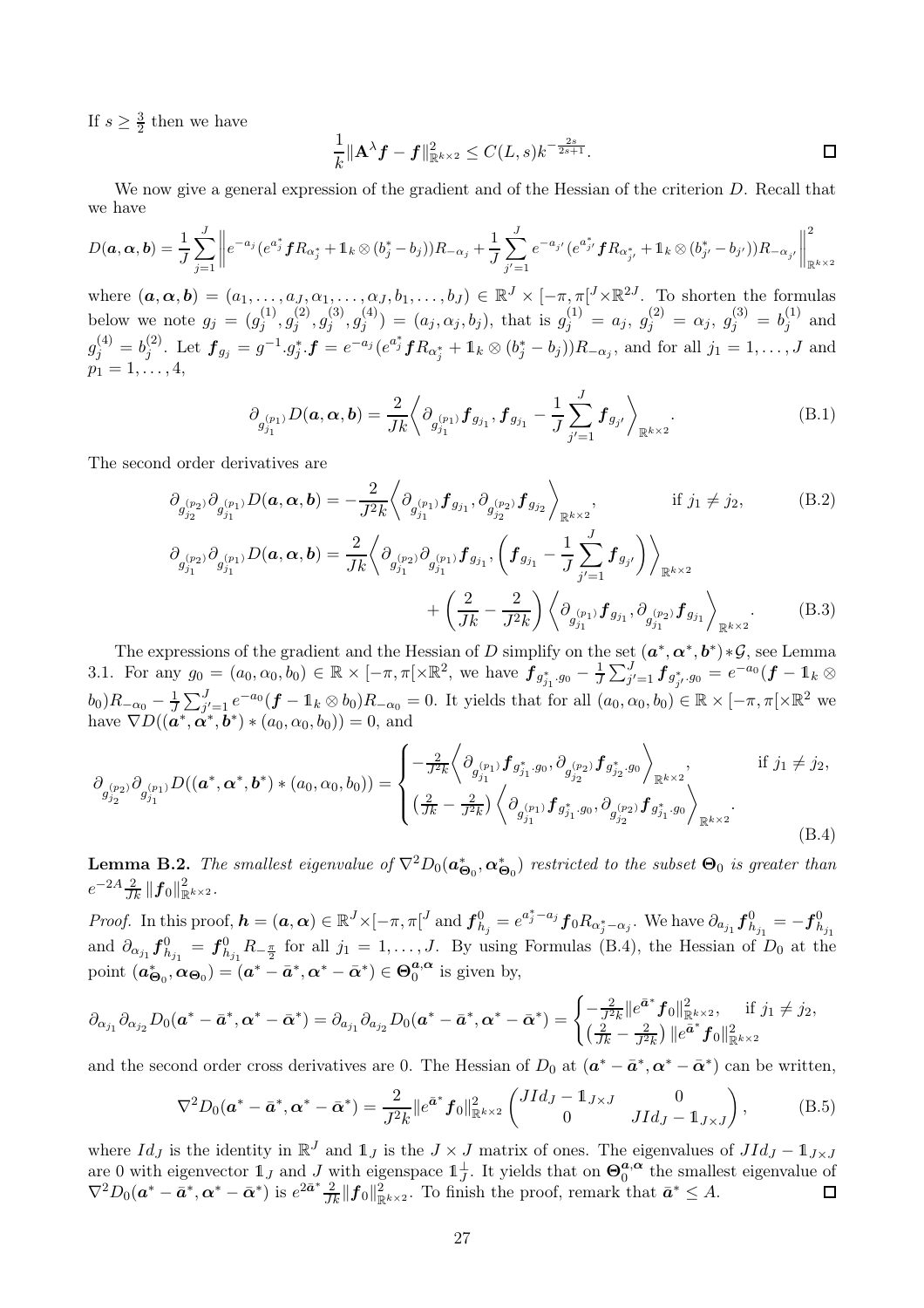If $s \geq \frac{3}{2}$ then we have

$$\frac{1}{k}\|\mathbf{A}^{\lambda}\boldsymbol{f} - \boldsymbol{f}\|^2_{\mathbb{R}^{k\times 2}} \leq C(L,s)k^{-\frac{2s}{2s+1}}. \qquad \square$$

We now give a general expression of the gradient and of the Hessian of the criterion $D$. Recall that we have

$$D(\boldsymbol{a},\boldsymbol{\alpha},\boldsymbol{b}) = \frac{1}{J}\sum_{j=1}^{J}\left\| e^{-a_j}(e^{a_j^*}\boldsymbol{f}R_{\alpha_j^*} + \mathbb{1}_k \otimes (b_j^* - b_j))R_{-\alpha_j} + \frac{1}{J}\sum_{j'=1}^{J} e^{-a_{j'}}(e^{a_{j'}^*}\boldsymbol{f}R_{\alpha_{j'}^*} + \mathbb{1}_k \otimes (b_{j'}^* - b_{j'}))R_{-\alpha_{j'}}\right\|^2_{\mathbb{R}^{k\times 2}}$$

where $(\boldsymbol{a},\boldsymbol{\alpha},\boldsymbol{b}) = (a_1,\ldots,a_J,\alpha_1,\ldots,\alpha_J,b_1,\ldots,b_J) \in \mathbb{R}^J \times [-\pi,\pi[^J \times \mathbb{R}^{2J}$. To shorten the formulas below we note $g_j = (g_j^{(1)},g_j^{(2)},g_j^{(3)},g_j^{(4)}) = (a_j,\alpha_j,b_j)$, that is $g_j^{(1)} = a_j$, $g_j^{(2)} = \alpha_j$, $g_j^{(3)} = b_j^{(1)}$ and $g_j^{(4)} = b_j^{(2)}$. Let $\boldsymbol{f}_{g_j} = g^{-1}.g_j^*.\boldsymbol{f} = e^{-a_j}(e^{a_j^*}\boldsymbol{f}R_{\alpha_j^*} + \mathbb{1}_k \otimes (b_j^* - b_j))R_{-\alpha_j}$, and for all $j_1 = 1,\ldots,J$ and $p_1 = 1,\ldots,4$,

$$\partial_{g_{j_1}^{(p_1)}} D(\boldsymbol{a},\boldsymbol{\alpha},\boldsymbol{b}) = \frac{2}{Jk}\left\langle \partial_{g_{j_1}^{(p_1)}}\boldsymbol{f}_{g_{j_1}}, \boldsymbol{f}_{g_{j_1}} - \frac{1}{J}\sum_{j'=1}^{J}\boldsymbol{f}_{g_{j'}}\right\rangle_{\mathbb{R}^{k\times 2}}. \tag{B.1}$$

The second order derivatives are

$$\partial_{g_{j_2}^{(p_2)}}\partial_{g_{j_1}^{(p_1)}} D(\boldsymbol{a},\boldsymbol{\alpha},\boldsymbol{b}) = -\frac{2}{J^2k}\left\langle \partial_{g_{j_1}^{(p_1)}}\boldsymbol{f}_{g_{j_1}}, \partial_{g_{j_2}^{(p_2)}}\boldsymbol{f}_{g_{j_2}}\right\rangle_{\mathbb{R}^{k\times 2}}, \qquad \text{if } j_1 \neq j_2, \tag{B.2}$$

$$\partial_{g_{j_1}^{(p_2)}}\partial_{g_{j_1}^{(p_1)}} D(\boldsymbol{a},\boldsymbol{\alpha},\boldsymbol{b}) = \frac{2}{Jk}\left\langle \partial_{g_{j_1}^{(p_2)}}\partial_{g_{j_1}^{(p_1)}}\boldsymbol{f}_{g_{j_1}}, \left(\boldsymbol{f}_{g_{j_1}} - \frac{1}{J}\sum_{j'=1}^{J}\boldsymbol{f}_{g_{j'}}\right)\right\rangle_{\mathbb{R}^{k\times 2}} + \left(\frac{2}{Jk} - \frac{2}{J^2k}\right)\left\langle \partial_{g_{j_1}^{(p_1)}}\boldsymbol{f}_{g_{j_1}}, \partial_{g_{j_1}^{(p_2)}}\boldsymbol{f}_{g_{j_1}}\right\rangle_{\mathbb{R}^{k\times 2}}. \tag{B.3}$$

The expressions of the gradient and the Hessian of $D$ simplify on the set $(\boldsymbol{a}^*,\boldsymbol{\alpha}^*,\boldsymbol{b}^*)*\mathcal{G}$, see Lemma 3.1. For any $g_0 = (a_0,\alpha_0,b_0) \in \mathbb{R}\times[-\pi,\pi[\times\mathbb{R}^2$, we have $\boldsymbol{f}_{g_{j_1}^*.g_0} - \frac{1}{J}\sum_{j'=1}^{J}\boldsymbol{f}_{g_{j'}^*.g_0} = e^{-a_0}(\boldsymbol{f} - \mathbb{1}_k \otimes b_0)R_{-\alpha_0} - \frac{1}{J}\sum_{j'=1}^{J} e^{-a_0}(\boldsymbol{f} - \mathbb{1}_k \otimes b_0)R_{-\alpha_0} = 0$. It yields that for all $(a_0,\alpha_0,b_0) \in \mathbb{R}\times[-\pi,\pi[\times\mathbb{R}^2$ we have $\nabla D((\boldsymbol{a}^*,\boldsymbol{\alpha}^*,\boldsymbol{b}^*) * (a_0,\alpha_0,b_0)) = 0$, and

$$\partial_{g_{j_2}^{(p_2)}}\partial_{g_{j_1}^{(p_1)}} D((\boldsymbol{a}^*,\boldsymbol{\alpha}^*,\boldsymbol{b}^*) * (a_0,\alpha_0,b_0)) = \begin{cases} -\frac{2}{J^2k}\left\langle \partial_{g_{j_1}^{(p_1)}}\boldsymbol{f}_{g_{j_1}^*.g_0}, \partial_{g_{j_2}^{(p_2)}}\boldsymbol{f}_{g_{j_2}^*.g_0}\right\rangle_{\mathbb{R}^{k\times 2}}, & \text{if } j_1 \neq j_2, \\ \left(\frac{2}{Jk} - \frac{2}{J^2k}\right)\left\langle \partial_{g_{j_1}^{(p_1)}}\boldsymbol{f}_{g_{j_1}^*.g_0}, \partial_{g_{j_2}^{(p_2)}}\boldsymbol{f}_{g_{j_1}^*.g_0}\right\rangle_{\mathbb{R}^{k\times 2}}. \end{cases} \tag{B.4}$$

**Lemma B.2.** *The smallest eigenvalue of $\nabla^2 D_0(\boldsymbol{a}^*_{\boldsymbol{\Theta}_0},\boldsymbol{\alpha}^*_{\boldsymbol{\Theta}_0})$ restricted to the subset $\boldsymbol{\Theta}_0$ is greater than $e^{-2A}\frac{2}{Jk}\|\boldsymbol{f}_0\|^2_{\mathbb{R}^{k\times 2}}$.*

*Proof.* In this proof, $\boldsymbol{h} = (\boldsymbol{a},\boldsymbol{\alpha}) \in \mathbb{R}^J\times[-\pi,\pi[^J$ and $\boldsymbol{f}^0_{h_j} = e^{a_j^* - a_j}\boldsymbol{f}_0 R_{\alpha_j^* - \alpha_j}$. We have $\partial_{a_{j_1}}\boldsymbol{f}^0_{h_{j_1}} = -\boldsymbol{f}^0_{h_{j_1}}$ and $\partial_{\alpha_{j_1}}\boldsymbol{f}^0_{h_{j_1}} = \boldsymbol{f}^0_{h_{j_1}}R_{-\frac{\pi}{2}}$ for all $j_1 = 1,\ldots,J$. By using Formulas (B.4), the Hessian of $D_0$ at the point $(\boldsymbol{a}^*_{\boldsymbol{\Theta}_0},\boldsymbol{\alpha}_{\boldsymbol{\Theta}_0}) = (\boldsymbol{a}^* - \bar{\boldsymbol{a}}^*,\boldsymbol{\alpha}^* - \bar{\boldsymbol{\alpha}}^*) \in \boldsymbol{\Theta}_0^{\boldsymbol{a},\boldsymbol{\alpha}}$ is given by,

$$\partial_{\alpha_{j_1}}\partial_{\alpha_{j_2}} D_0(\boldsymbol{a}^* - \bar{\boldsymbol{a}}^*,\boldsymbol{\alpha}^* - \bar{\boldsymbol{\alpha}}^*) = \partial_{a_{j_1}}\partial_{a_{j_2}} D_0(\boldsymbol{a}^* - \bar{\boldsymbol{a}}^*,\boldsymbol{\alpha}^* - \bar{\boldsymbol{\alpha}}^*) = \begin{cases} -\frac{2}{J^2k}\|e^{\bar{\boldsymbol{a}}^*}\boldsymbol{f}_0\|^2_{\mathbb{R}^{k\times 2}}, & \text{if } j_1 \neq j_2, \\ \left(\frac{2}{Jk} - \frac{2}{J^2k}\right)\|e^{\bar{\boldsymbol{a}}^*}\boldsymbol{f}_0\|^2_{\mathbb{R}^{k\times 2}} \end{cases}$$

and the second order cross derivatives are 0. The Hessian of $D_0$ at $(\boldsymbol{a}^* - \bar{\boldsymbol{a}}^*,\boldsymbol{\alpha}^* - \bar{\boldsymbol{\alpha}}^*)$ can be written,

$$\nabla^2 D_0(\boldsymbol{a}^* - \bar{\boldsymbol{a}}^*,\boldsymbol{\alpha}^* - \bar{\boldsymbol{\alpha}}^*) = \frac{2}{J^2k}\|e^{\bar{\boldsymbol{a}}^*}\boldsymbol{f}_0\|^2_{\mathbb{R}^{k\times 2}}\begin{pmatrix} JId_J - \mathbb{1}_{J\times J} & 0 \\ 0 & JId_J - \mathbb{1}_{J\times J}\end{pmatrix}, \tag{B.5}$$

where $Id_J$ is the identity in $\mathbb{R}^J$ and $\mathbb{1}_J$ is the $J\times J$ matrix of ones. The eigenvalues of $JId_J - \mathbb{1}_{J\times J}$ are 0 with eigenvector $\mathbb{1}_J$ and $J$ with eigenspace $\mathbb{1}_J^{\perp}$. It yields that on $\boldsymbol{\Theta}_0^{\boldsymbol{a},\boldsymbol{\alpha}}$ the smallest eigenvalue of $\nabla^2 D_0(\boldsymbol{a}^* - \bar{\boldsymbol{a}}^*,\boldsymbol{\alpha}^* - \bar{\boldsymbol{\alpha}}^*)$ is $e^{2\bar{\boldsymbol{a}}^*}\frac{2}{Jk}\|\boldsymbol{f}_0\|^2_{\mathbb{R}^{k\times 2}}$. To finish the proof, remark that $\bar{\boldsymbol{a}}^* \leq A$. $\square$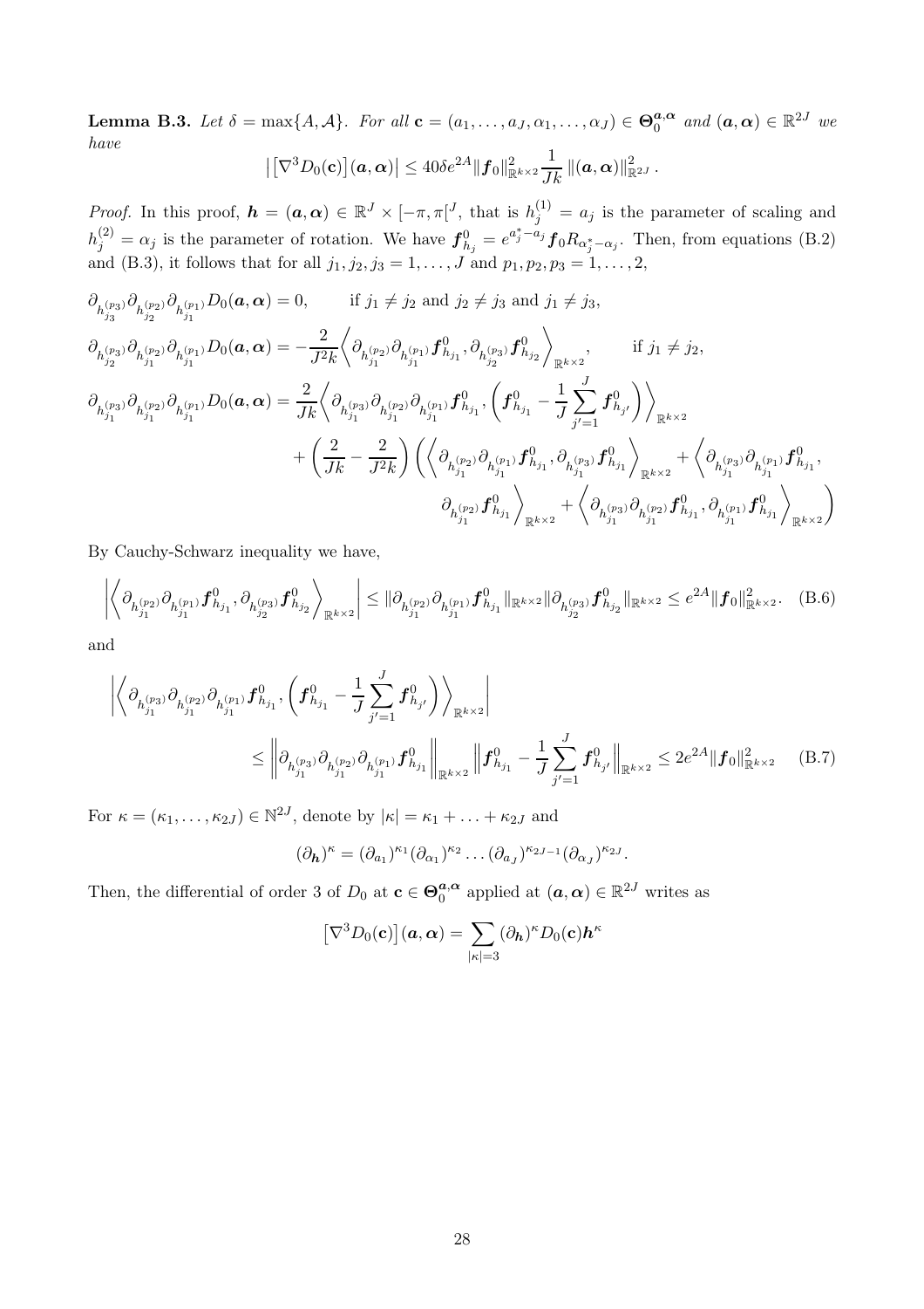**Lemma B.3.** *Let $\delta = \max\{A, \mathcal{A}\}$. For all $\mathbf{c} = (a_1, \dots, a_J, \alpha_1, \dots, \alpha_J) \in \boldsymbol{\Theta}_0^{\boldsymbol{a},\boldsymbol{\alpha}}$ and $(\boldsymbol{a}, \boldsymbol{\alpha}) \in \mathbb{R}^{2J}$ we have*

$$\left| \left[\nabla^3 D_0(\mathbf{c})\right](\boldsymbol{a}, \boldsymbol{\alpha}) \right| \leq 40\delta e^{2A} \|\boldsymbol{f}_0\|^2_{\mathbb{R}^{k\times 2}} \frac{1}{Jk} \|(\boldsymbol{a}, \boldsymbol{\alpha})\|^2_{\mathbb{R}^{2J}}.$$

*Proof.* In this proof, $\boldsymbol{h} = (\boldsymbol{a}, \boldsymbol{\alpha}) \in \mathbb{R}^J \times [-\pi, \pi[^J$, that is $h_j^{(1)} = a_j$ is the parameter of scaling and $h_j^{(2)} = \alpha_j$ is the parameter of rotation. We have $\boldsymbol{f}^0_{h_j} = e^{a_j^* - a_j} \boldsymbol{f}_0 R_{\alpha_j^* - \alpha_j}$. Then, from equations (B.2) and (B.3), it follows that for all $j_1, j_2, j_3 = 1, \dots, J$ and $p_1, p_2, p_3 = 1, \dots, 2$,

$$\partial_{h_{j_3}^{(p_3)}} \partial_{h_{j_2}^{(p_2)}} \partial_{h_{j_1}^{(p_1)}} D_0(\boldsymbol{a}, \boldsymbol{\alpha}) = 0, \qquad \text{if } j_1 \neq j_2 \text{ and } j_2 \neq j_3 \text{ and } j_1 \neq j_3,$$

$$\partial_{h_{j_2}^{(p_3)}} \partial_{h_{j_1}^{(p_2)}} \partial_{h_{j_1}^{(p_1)}} D_0(\boldsymbol{a}, \boldsymbol{\alpha}) = -\frac{2}{J^2 k} \left\langle \partial_{h_{j_1}^{(p_2)}} \partial_{h_{j_1}^{(p_1)}} \boldsymbol{f}^0_{h_{j_1}}, \partial_{h_{j_2}^{(p_3)}} \boldsymbol{f}^0_{h_{j_2}} \right\rangle_{\mathbb{R}^{k\times 2}}, \qquad \text{if } j_1 \neq j_2,$$

$$\begin{aligned}
\partial_{h_{j_1}^{(p_3)}} \partial_{h_{j_1}^{(p_2)}} \partial_{h_{j_1}^{(p_1)}} D_0(\boldsymbol{a}, \boldsymbol{\alpha}) &= \frac{2}{Jk} \left\langle \partial_{h_{j_1}^{(p_3)}} \partial_{h_{j_1}^{(p_2)}} \partial_{h_{j_1}^{(p_1)}} \boldsymbol{f}^0_{h_{j_1}}, \left( \boldsymbol{f}^0_{h_{j_1}} - \frac{1}{J} \sum_{j'=1}^J \boldsymbol{f}^0_{h_{j'}} \right) \right\rangle_{\mathbb{R}^{k\times 2}} \\
&\quad + \left( \frac{2}{Jk} - \frac{2}{J^2 k} \right) \Bigg( \left\langle \partial_{h_{j_1}^{(p_2)}} \partial_{h_{j_1}^{(p_1)}} \boldsymbol{f}^0_{h_{j_1}}, \partial_{h_{j_1}^{(p_3)}} \boldsymbol{f}^0_{h_{j_1}} \right\rangle_{\mathbb{R}^{k\times 2}} + \left\langle \partial_{h_{j_1}^{(p_3)}} \partial_{h_{j_1}^{(p_1)}} \boldsymbol{f}^0_{h_{j_1}}, \right. \\
&\qquad \left. \partial_{h_{j_1}^{(p_2)}} \boldsymbol{f}^0_{h_{j_1}} \right\rangle_{\mathbb{R}^{k\times 2}} + \left\langle \partial_{h_{j_1}^{(p_3)}} \partial_{h_{j_1}^{(p_2)}} \boldsymbol{f}^0_{h_{j_1}}, \partial_{h_{j_1}^{(p_1)}} \boldsymbol{f}^0_{h_{j_1}} \right\rangle_{\mathbb{R}^{k\times 2}} \Bigg)
\end{aligned}$$

By Cauchy-Schwarz inequality we have,

$$\left| \left\langle \partial_{h_{j_1}^{(p_2)}} \partial_{h_{j_1}^{(p_1)}} \boldsymbol{f}^0_{h_{j_1}}, \partial_{h_{j_2}^{(p_3)}} \boldsymbol{f}^0_{h_{j_2}} \right\rangle_{\mathbb{R}^{k\times 2}} \right| \leq \|\partial_{h_{j_1}^{(p_2)}} \partial_{h_{j_1}^{(p_1)}} \boldsymbol{f}^0_{h_{j_1}}\|_{\mathbb{R}^{k\times 2}} \|\partial_{h_{j_2}^{(p_3)}} \boldsymbol{f}^0_{h_{j_2}}\|_{\mathbb{R}^{k\times 2}} \leq e^{2A} \|\boldsymbol{f}_0\|^2_{\mathbb{R}^{k\times 2}}. \quad \text{(B.6)}$$

and

$$\begin{aligned}
&\left| \left\langle \partial_{h_{j_1}^{(p_3)}} \partial_{h_{j_1}^{(p_2)}} \partial_{h_{j_1}^{(p_1)}} \boldsymbol{f}^0_{h_{j_1}}, \left( \boldsymbol{f}^0_{h_{j_1}} - \frac{1}{J} \sum_{j'=1}^J \boldsymbol{f}^0_{h_{j'}} \right) \right\rangle_{\mathbb{R}^{k\times 2}} \right| \\
&\qquad \leq \left\| \partial_{h_{j_1}^{(p_3)}} \partial_{h_{j_1}^{(p_2)}} \partial_{h_{j_1}^{(p_1)}} \boldsymbol{f}^0_{h_{j_1}} \right\|_{\mathbb{R}^{k\times 2}} \left\| \boldsymbol{f}^0_{h_{j_1}} - \frac{1}{J} \sum_{j'=1}^J \boldsymbol{f}^0_{h_{j'}} \right\|_{\mathbb{R}^{k\times 2}} \leq 2e^{2A} \|\boldsymbol{f}_0\|^2_{\mathbb{R}^{k\times 2}} \quad \text{(B.7)}
\end{aligned}$$

For $\kappa = (\kappa_1, \dots, \kappa_{2J}) \in \mathbb{N}^{2J}$, denote by $|\kappa| = \kappa_1 + \ldots + \kappa_{2J}$ and

$$(\partial_{\boldsymbol{h}})^\kappa = (\partial_{a_1})^{\kappa_1} (\partial_{\alpha_1})^{\kappa_2} \ldots (\partial_{a_J})^{\kappa_{2J-1}} (\partial_{\alpha_J})^{\kappa_{2J}}.$$

Then, the differential of order 3 of $D_0$ at $\mathbf{c} \in \boldsymbol{\Theta}_0^{\boldsymbol{a},\boldsymbol{\alpha}}$ applied at $(\boldsymbol{a}, \boldsymbol{\alpha}) \in \mathbb{R}^{2J}$ writes as

$$\left[\nabla^3 D_0(\mathbf{c})\right](\boldsymbol{a}, \boldsymbol{\alpha}) = \sum_{|\kappa|=3} (\partial_{\boldsymbol{h}})^\kappa D_0(\mathbf{c}) \boldsymbol{h}^\kappa$$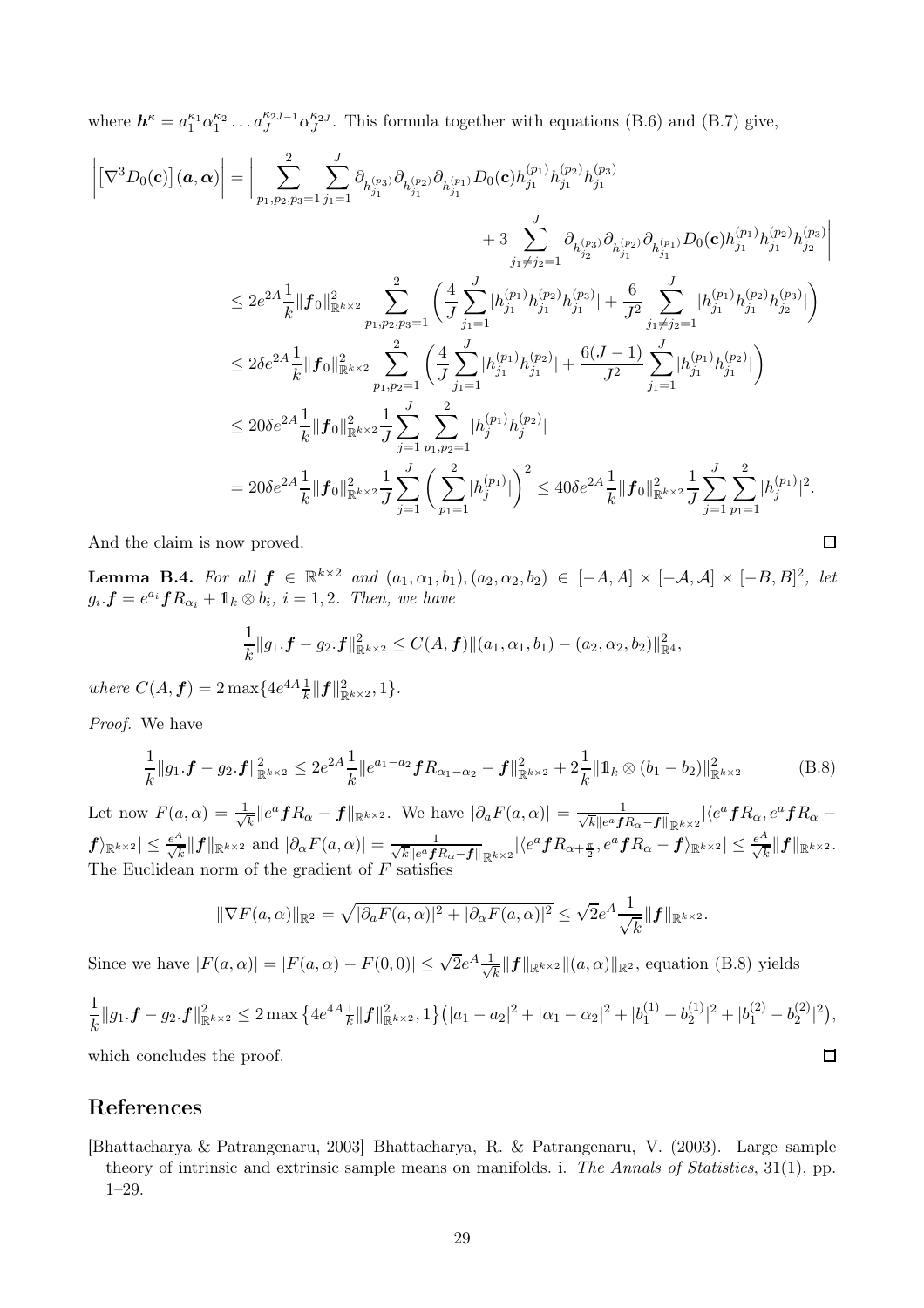where $\boldsymbol{h}^\kappa = a_1^{\kappa_1}\alpha_1^{\kappa_2}\dots a_J^{\kappa_{2J-1}}\alpha_J^{\kappa_{2J}}$. This formula together with equations (B.6) and (B.7) give,

$$
\begin{aligned}
\left|\left[\nabla^3 D_0(\mathbf{c})\right](\boldsymbol{a},\boldsymbol{\alpha})\right| &= \Bigg| \sum_{p_1,p_2,p_3=1}^{2}\sum_{j_1=1}^{J} \partial_{h_{j_1}^{(p_3)}}\partial_{h_{j_1}^{(p_2)}}\partial_{h_{j_1}^{(p_1)}} D_0(\mathbf{c}) h_{j_1}^{(p_1)} h_{j_1}^{(p_2)} h_{j_1}^{(p_3)} \\
&\qquad + 3\sum_{j_1\neq j_2=1}^{J} \partial_{h_{j_2}^{(p_3)}}\partial_{h_{j_1}^{(p_2)}}\partial_{h_{j_1}^{(p_1)}} D_0(\mathbf{c}) h_{j_1}^{(p_1)} h_{j_1}^{(p_2)} h_{j_2}^{(p_3)} \Bigg| \\
&\leq 2e^{2A}\frac{1}{k}\|\boldsymbol{f}_0\|^2_{\mathbb{R}^{k\times 2}} \sum_{p_1,p_2,p_3=1}^{2}\left(\frac{4}{J}\sum_{j_1=1}^{J}|h_{j_1}^{(p_1)}h_{j_1}^{(p_2)}h_{j_1}^{(p_3)}| + \frac{6}{J^2}\sum_{j_1\neq j_2=1}^{J}|h_{j_1}^{(p_1)}h_{j_1}^{(p_2)}h_{j_2}^{(p_3)}|\right) \\
&\leq 2\delta e^{2A}\frac{1}{k}\|\boldsymbol{f}_0\|^2_{\mathbb{R}^{k\times 2}} \sum_{p_1,p_2=1}^{2}\left(\frac{4}{J}\sum_{j_1=1}^{J}|h_{j_1}^{(p_1)}h_{j_1}^{(p_2)}| + \frac{6(J-1)}{J^2}\sum_{j_1=1}^{J}|h_{j_1}^{(p_1)}h_{j_1}^{(p_2)}|\right) \\
&\leq 20\delta e^{2A}\frac{1}{k}\|\boldsymbol{f}_0\|^2_{\mathbb{R}^{k\times 2}}\frac{1}{J}\sum_{j=1}^{J}\sum_{p_1,p_2=1}^{2}|h_j^{(p_1)}h_j^{(p_2)}| \\
&= 20\delta e^{2A}\frac{1}{k}\|\boldsymbol{f}_0\|^2_{\mathbb{R}^{k\times 2}}\frac{1}{J}\sum_{j=1}^{J}\left(\sum_{p_1=1}^{2}|h_j^{(p_1)}|\right)^2 \leq 40\delta e^{2A}\frac{1}{k}\|\boldsymbol{f}_0\|^2_{\mathbb{R}^{k\times 2}}\frac{1}{J}\sum_{j=1}^{J}\sum_{p_1=1}^{2}|h_j^{(p_1)}|^2.
\end{aligned}
$$

And the claim is now proved. ∎

**Lemma B.4.** *For all $\boldsymbol{f} \in \mathbb{R}^{k\times 2}$ and $(a_1,\alpha_1,b_1),(a_2,\alpha_2,b_2) \in [-A,A]\times[-\mathcal{A},\mathcal{A}]\times[-B,B]^2$, let $g_i.\boldsymbol{f} = e^{a_i}\boldsymbol{f}R_{\alpha_i} + \mathbb{1}_k \otimes b_i$, $i=1,2$. Then, we have*

$$
\frac{1}{k}\|g_1.\boldsymbol{f} - g_2.\boldsymbol{f}\|^2_{\mathbb{R}^{k\times 2}} \leq C(A,\boldsymbol{f})\|(a_1,\alpha_1,b_1)-(a_2,\alpha_2,b_2)\|^2_{\mathbb{R}^4},
$$

*where $C(A,\boldsymbol{f}) = 2\max\{4e^{4A}\frac{1}{k}\|\boldsymbol{f}\|^2_{\mathbb{R}^{k\times 2}},1\}$.*

*Proof.* We have

$$
\frac{1}{k}\|g_1.\boldsymbol{f} - g_2.\boldsymbol{f}\|^2_{\mathbb{R}^{k\times 2}} \leq 2e^{2A}\frac{1}{k}\|e^{a_1-a_2}\boldsymbol{f}R_{\alpha_1-\alpha_2} - \boldsymbol{f}\|^2_{\mathbb{R}^{k\times 2}} + 2\frac{1}{k}\|\mathbb{1}_k\otimes(b_1-b_2)\|^2_{\mathbb{R}^{k\times 2}} \tag{B.8}
$$

Let now $F(a,\alpha) = \frac{1}{\sqrt{k}}\|e^a\boldsymbol{f}R_\alpha - \boldsymbol{f}\|_{\mathbb{R}^{k\times 2}}$. We have $|\partial_a F(a,\alpha)| = \frac{1}{\sqrt{k}\|e^a\boldsymbol{f}R_\alpha - \boldsymbol{f}\|_{\mathbb{R}^{k\times 2}}}|\langle e^a\boldsymbol{f}R_\alpha, e^a\boldsymbol{f}R_\alpha - \boldsymbol{f}\rangle_{\mathbb{R}^{k\times 2}}| \leq \frac{e^A}{\sqrt{k}}\|\boldsymbol{f}\|_{\mathbb{R}^{k\times 2}}$ and $|\partial_\alpha F(a,\alpha)| = \frac{1}{\sqrt{k}\|e^a\boldsymbol{f}R_\alpha - \boldsymbol{f}\|_{\mathbb{R}^{k\times 2}}}|\langle e^a\boldsymbol{f}R_{\alpha+\frac{\pi}{2}}, e^a\boldsymbol{f}R_\alpha - \boldsymbol{f}\rangle_{\mathbb{R}^{k\times 2}}| \leq \frac{e^A}{\sqrt{k}}\|\boldsymbol{f}\|_{\mathbb{R}^{k\times 2}}$. The Euclidean norm of the gradient of $F$ satisfies

$$
\|\nabla F(a,\alpha)\|_{\mathbb{R}^2} = \sqrt{|\partial_a F(a,\alpha)|^2 + |\partial_\alpha F(a,\alpha)|^2} \leq \sqrt{2}e^A\frac{1}{\sqrt{k}}\|\boldsymbol{f}\|_{\mathbb{R}^{k\times 2}}.
$$

Since we have $|F(a,\alpha)| = |F(a,\alpha)-F(0,0)| \leq \sqrt{2}e^A\frac{1}{\sqrt{k}}\|\boldsymbol{f}\|_{\mathbb{R}^{k\times 2}}\|(a,\alpha)\|_{\mathbb{R}^2}$, equation (B.8) yields

$$
\frac{1}{k}\|g_1.\boldsymbol{f} - g_2.\boldsymbol{f}\|^2_{\mathbb{R}^{k\times 2}} \leq 2\max\left\{4e^{4A}\tfrac{1}{k}\|\boldsymbol{f}\|^2_{\mathbb{R}^{k\times 2}},1\right\}\left(|a_1-a_2|^2 + |\alpha_1-\alpha_2|^2 + |b_1^{(1)}-b_2^{(1)}|^2 + |b_1^{(2)}-b_2^{(2)}|^2\right),
$$

which concludes the proof. ∎

## References

[Bhattacharya & Patrangenaru, 2003] Bhattacharya, R. & Patrangenaru, V. (2003). Large sample theory of intrinsic and extrinsic sample means on manifolds. i. *The Annals of Statistics*, 31(1), pp. 1–29.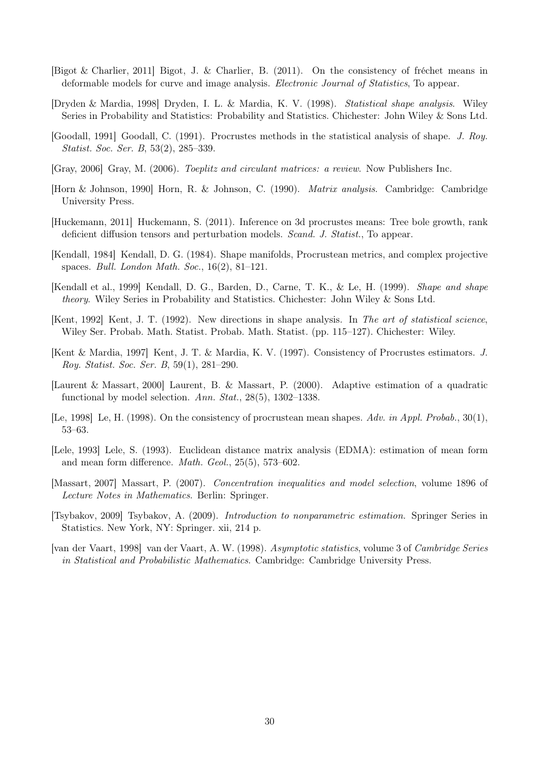[Bigot & Charlier, 2011] Bigot, J. & Charlier, B. (2011). On the consistency of fréchet means in deformable models for curve and image analysis. *Electronic Journal of Statistics*, To appear.

[Dryden & Mardia, 1998] Dryden, I. L. & Mardia, K. V. (1998). *Statistical shape analysis*. Wiley Series in Probability and Statistics: Probability and Statistics. Chichester: John Wiley & Sons Ltd.

[Goodall, 1991] Goodall, C. (1991). Procrustes methods in the statistical analysis of shape. *J. Roy. Statist. Soc. Ser. B*, 53(2), 285–339.

[Gray, 2006] Gray, M. (2006). *Toeplitz and circulant matrices: a review*. Now Publishers Inc.

[Horn & Johnson, 1990] Horn, R. & Johnson, C. (1990). *Matrix analysis*. Cambridge: Cambridge University Press.

[Huckemann, 2011] Huckemann, S. (2011). Inference on 3d procrustes means: Tree bole growth, rank deficient diffusion tensors and perturbation models. *Scand. J. Statist.*, To appear.

[Kendall, 1984] Kendall, D. G. (1984). Shape manifolds, Procrustean metrics, and complex projective spaces. *Bull. London Math. Soc.*, 16(2), 81–121.

[Kendall et al., 1999] Kendall, D. G., Barden, D., Carne, T. K., & Le, H. (1999). *Shape and shape theory*. Wiley Series in Probability and Statistics. Chichester: John Wiley & Sons Ltd.

[Kent, 1992] Kent, J. T. (1992). New directions in shape analysis. In *The art of statistical science*, Wiley Ser. Probab. Math. Statist. Probab. Math. Statist. (pp. 115–127). Chichester: Wiley.

[Kent & Mardia, 1997] Kent, J. T. & Mardia, K. V. (1997). Consistency of Procrustes estimators. *J. Roy. Statist. Soc. Ser. B*, 59(1), 281–290.

[Laurent & Massart, 2000] Laurent, B. & Massart, P. (2000). Adaptive estimation of a quadratic functional by model selection. *Ann. Stat.*, 28(5), 1302–1338.

[Le, 1998] Le, H. (1998). On the consistency of procrustean mean shapes. *Adv. in Appl. Probab.*, 30(1), 53–63.

[Lele, 1993] Lele, S. (1993). Euclidean distance matrix analysis (EDMA): estimation of mean form and mean form difference. *Math. Geol.*, 25(5), 573–602.

[Massart, 2007] Massart, P. (2007). *Concentration inequalities and model selection*, volume 1896 of *Lecture Notes in Mathematics*. Berlin: Springer.

[Tsybakov, 2009] Tsybakov, A. (2009). *Introduction to nonparametric estimation.* Springer Series in Statistics. New York, NY: Springer. xii, 214 p.

[van der Vaart, 1998] van der Vaart, A. W. (1998). *Asymptotic statistics*, volume 3 of *Cambridge Series in Statistical and Probabilistic Mathematics*. Cambridge: Cambridge University Press.